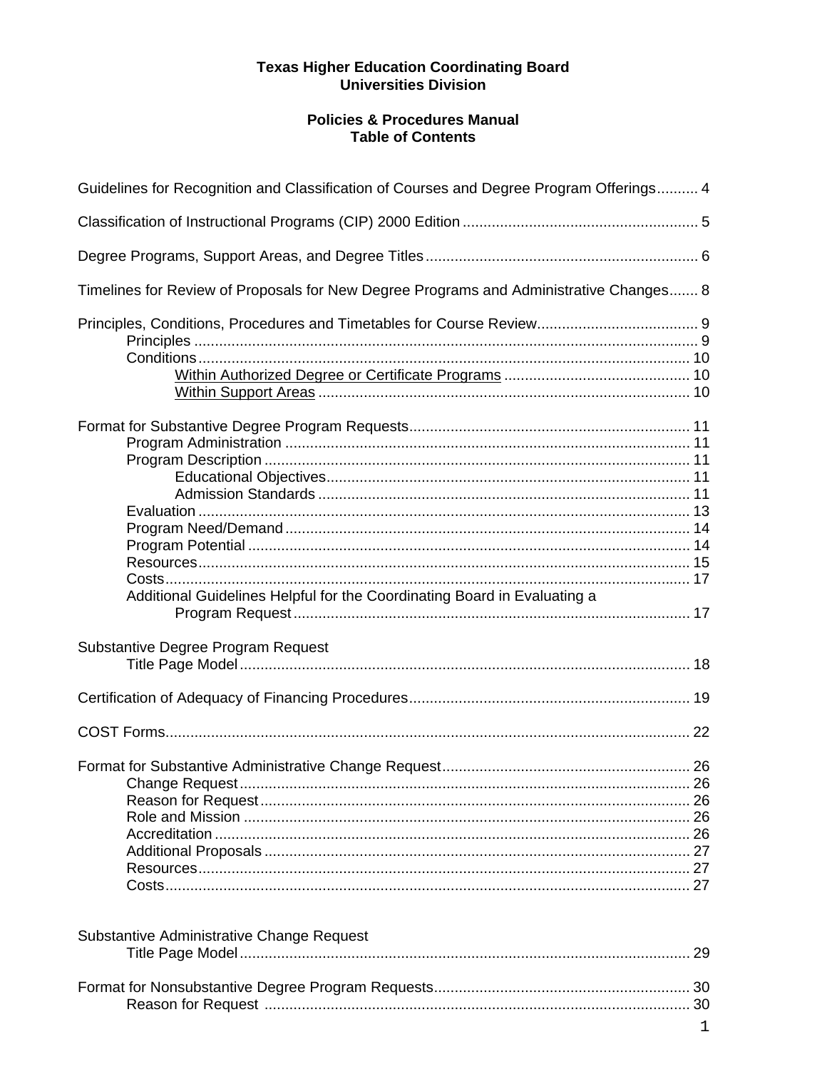**Texas Higher Education Coordinating Board**
**Universities Division**

**Policies & Procedures Manual**
**Table of Contents**

Guidelines for Recognition and Classification of Courses and Degree Program Offerings.......... 4

Classification of Instructional Programs (CIP) 2000 Edition ......................................................... 5

Degree Programs, Support Areas, and Degree Titles ................................................................. 6

Timelines for Review of Proposals for New Degree Programs and Administrative Changes....... 8

Principles, Conditions, Procedures and Timetables for Course Review....................................... 9
- Principles ........................................................................................................................ 9
- Conditions ...................................................................................................................... 10
  - <u>Within Authorized Degree or Certificate Programs</u> ............................................. 10
  - <u>Within Support Areas</u> ......................................................................................... 10

Format for Substantive Degree Program Requests.................................................................... 11
- Program Administration ................................................................................................. 11
- Program Description ...................................................................................................... 11
  - Educational Objectives........................................................................................ 11
  - Admission Standards .......................................................................................... 11
- Evaluation ...................................................................................................................... 13
- Program Need/Demand ................................................................................................. 14
- Program Potential .......................................................................................................... 14
- Resources....................................................................................................................... 15
- Costs............................................................................................................................... 17
- Additional Guidelines Helpful for the Coordinating Board in Evaluating a Program Request ................................................................................................ 17

Substantive Degree Program Request
- Title Page Model ............................................................................................................. 18

Certification of Adequacy of Financing Procedures.................................................................... 19

COST Forms............................................................................................................................... 22

Format for Substantive Administrative Change Request ............................................................ 26
- Change Request ............................................................................................................. 26
- Reason for Request ........................................................................................................ 26
- Role and Mission ............................................................................................................ 26
- Accreditation ................................................................................................................... 26
- Additional Proposals ....................................................................................................... 27
- Resources....................................................................................................................... 27
- Costs............................................................................................................................... 27

Substantive Administrative Change Request
- Title Page Model ............................................................................................................. 29

Format for Nonsubstantive Degree Program Requests.............................................................. 30
- Reason for Request ....................................................................................................... 30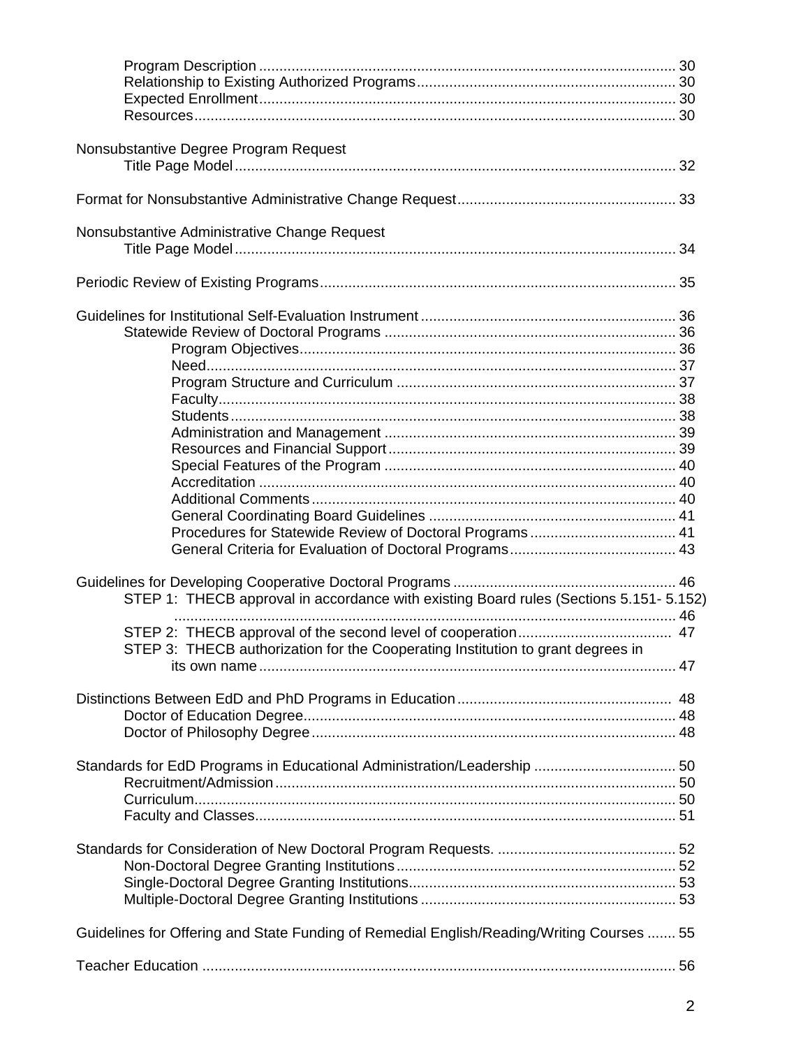Program Description ..................................................................................................... 30
Relationship to Existing Authorized Programs................................................................ 30
Expected Enrollment..................................................................................................... 30
Resources..................................................................................................................... 30

Nonsubstantive Degree Program Request
Title Page Model............................................................................................................ 32

Format for Nonsubstantive Administrative Change Request...................................................... 33

Nonsubstantive Administrative Change Request
Title Page Model............................................................................................................ 34

Periodic Review of Existing Programs....................................................................................... 35

Guidelines for Institutional Self-Evaluation Instrument ............................................................... 36
Statewide Review of Doctoral Programs ....................................................................... 36
Program Objectives........................................................................................... 36
Need.................................................................................................................. 37
Program Structure and Curriculum .................................................................... 37
Faculty............................................................................................................... 38
Students ............................................................................................................ 38
Administration and Management ....................................................................... 39
Resources and Financial Support ...................................................................... 39
Special Features of the Program ....................................................................... 40
Accreditation ..................................................................................................... 40
Additional Comments ........................................................................................ 40
General Coordinating Board Guidelines ............................................................ 41
Procedures for Statewide Review of Doctoral Programs .................................... 41
General Criteria for Evaluation of Doctoral Programs......................................... 43

Guidelines for Developing Cooperative Doctoral Programs ...................................................... 46
STEP 1: THECB approval in accordance with existing Board rules (Sections 5.151- 5.152) .......................................................................................................................... 46
STEP 2: THECB approval of the second level of cooperation...................................... 47
STEP 3: THECB authorization for the Cooperating Institution to grant degrees in its own name ...................................................................................................... 47

Distinctions Between EdD and PhD Programs in Education ..................................................... 48
Doctor of Education Degree........................................................................................... 48
Doctor of Philosophy Degree ......................................................................................... 48

Standards for EdD Programs in Educational Administration/Leadership ................................... 50
Recruitment/Admission.................................................................................................. 50
Curriculum...................................................................................................................... 50
Faculty and Classes....................................................................................................... 51

Standards for Consideration of New Doctoral Program Requests. ............................................ 52
Non-Doctoral Degree Granting Institutions..................................................................... 52
Single-Doctoral Degree Granting Institutions.................................................................. 53
Multiple-Doctoral Degree Granting Institutions .............................................................. 53

Guidelines for Offering and State Funding of Remedial English/Reading/Writing Courses ....... 55

Teacher Education .................................................................................................................... 56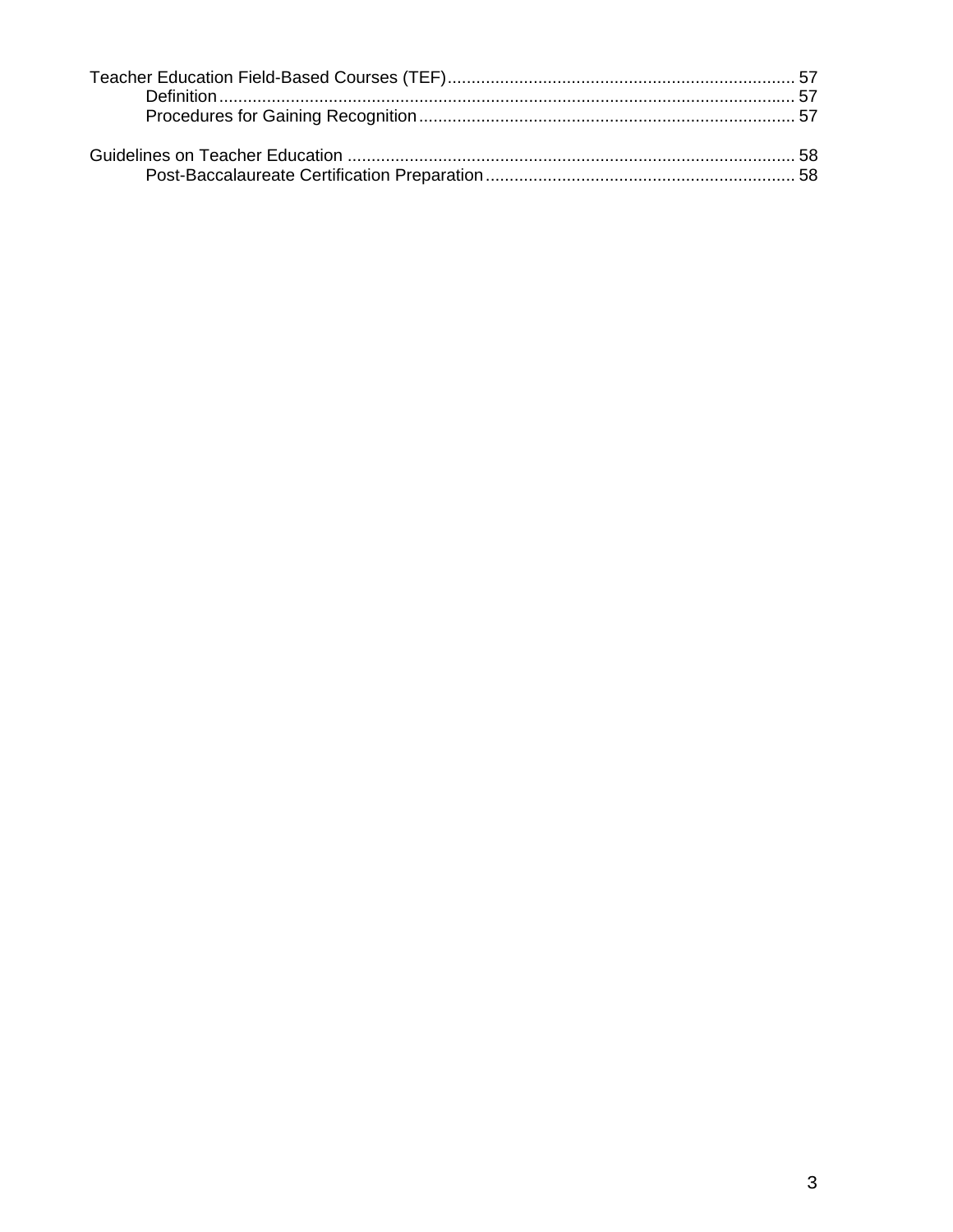Teacher Education Field-Based Courses (TEF) ........................................................................ 57
    Definition ........................................................................................................................ 57
    Procedures for Gaining Recognition .............................................................................. 57

Guidelines on Teacher Education ............................................................................................ 58
    Post-Baccalaureate Certification Preparation ................................................................. 58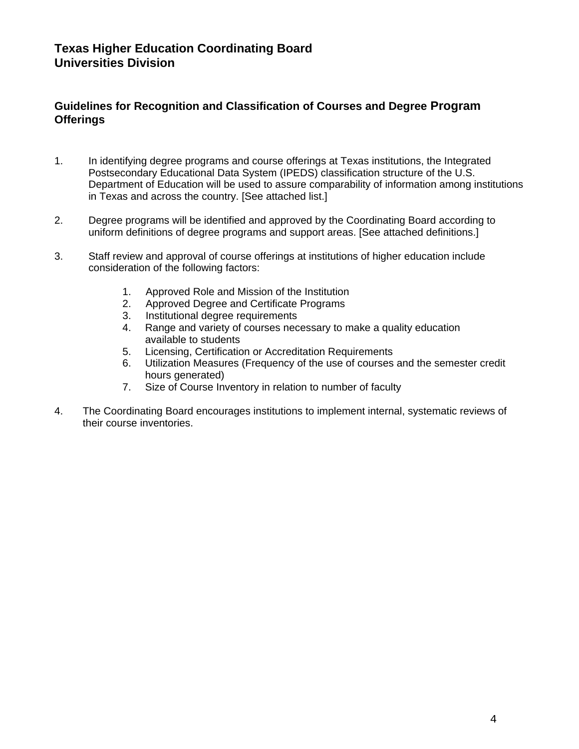## Texas Higher Education Coordinating Board
## Universities Division

### Guidelines for Recognition and Classification of Courses and Degree Program Offerings

1. In identifying degree programs and course offerings at Texas institutions, the Integrated Postsecondary Educational Data System (IPEDS) classification structure of the U.S. Department of Education will be used to assure comparability of information among institutions in Texas and across the country. [See attached list.]

2. Degree programs will be identified and approved by the Coordinating Board according to uniform definitions of degree programs and support areas. [See attached definitions.]

3. Staff review and approval of course offerings at institutions of higher education include consideration of the following factors:

    1. Approved Role and Mission of the Institution
    2. Approved Degree and Certificate Programs
    3. Institutional degree requirements
    4. Range and variety of courses necessary to make a quality education available to students
    5. Licensing, Certification or Accreditation Requirements
    6. Utilization Measures (Frequency of the use of courses and the semester credit hours generated)
    7. Size of Course Inventory in relation to number of faculty

4. The Coordinating Board encourages institutions to implement internal, systematic reviews of their course inventories.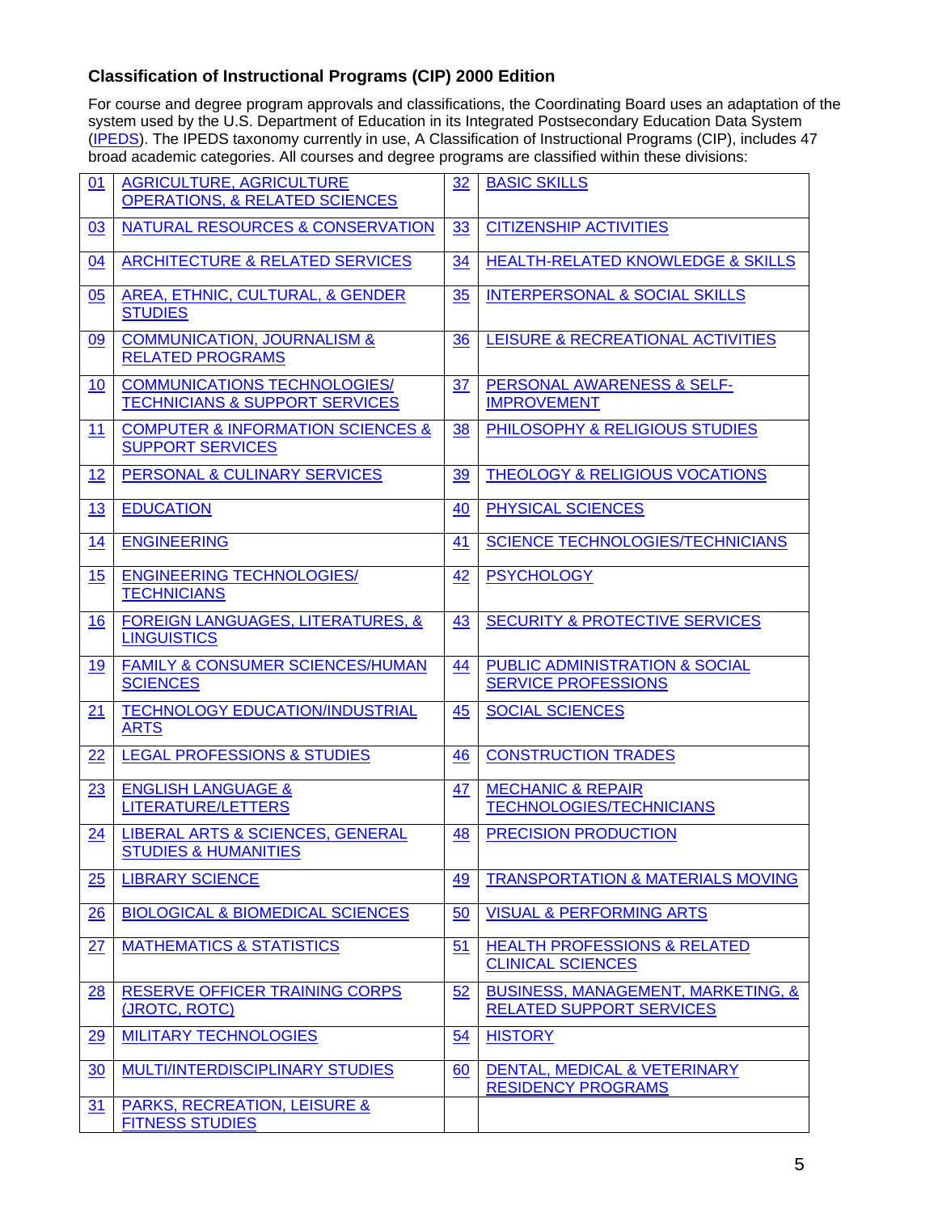### Classification of Instructional Programs (CIP) 2000 Edition

For course and degree program approvals and classifications, the Coordinating Board uses an adaptation of the system used by the U.S. Department of Education in its Integrated Postsecondary Education Data System (IPEDS). The IPEDS taxonomy currently in use, A Classification of Instructional Programs (CIP), includes 47 broad academic categories. All courses and degree programs are classified within these divisions:

| | | | |
|---|---|---|---|
| 01 | AGRICULTURE, AGRICULTURE OPERATIONS, & RELATED SCIENCES | 32 | BASIC SKILLS |
| 03 | NATURAL RESOURCES & CONSERVATION | 33 | CITIZENSHIP ACTIVITIES |
| 04 | ARCHITECTURE & RELATED SERVICES | 34 | HEALTH-RELATED KNOWLEDGE & SKILLS |
| 05 | AREA, ETHNIC, CULTURAL, & GENDER STUDIES | 35 | INTERPERSONAL & SOCIAL SKILLS |
| 09 | COMMUNICATION, JOURNALISM & RELATED PROGRAMS | 36 | LEISURE & RECREATIONAL ACTIVITIES |
| 10 | COMMUNICATIONS TECHNOLOGIES/ TECHNICIANS & SUPPORT SERVICES | 37 | PERSONAL AWARENESS & SELF-IMPROVEMENT |
| 11 | COMPUTER & INFORMATION SCIENCES & SUPPORT SERVICES | 38 | PHILOSOPHY & RELIGIOUS STUDIES |
| 12 | PERSONAL & CULINARY SERVICES | 39 | THEOLOGY & RELIGIOUS VOCATIONS |
| 13 | EDUCATION | 40 | PHYSICAL SCIENCES |
| 14 | ENGINEERING | 41 | SCIENCE TECHNOLOGIES/TECHNICIANS |
| 15 | ENGINEERING TECHNOLOGIES/ TECHNICIANS | 42 | PSYCHOLOGY |
| 16 | FOREIGN LANGUAGES, LITERATURES, & LINGUISTICS | 43 | SECURITY & PROTECTIVE SERVICES |
| 19 | FAMILY & CONSUMER SCIENCES/HUMAN SCIENCES | 44 | PUBLIC ADMINISTRATION & SOCIAL SERVICE PROFESSIONS |
| 21 | TECHNOLOGY EDUCATION/INDUSTRIAL ARTS | 45 | SOCIAL SCIENCES |
| 22 | LEGAL PROFESSIONS & STUDIES | 46 | CONSTRUCTION TRADES |
| 23 | ENGLISH LANGUAGE & LITERATURE/LETTERS | 47 | MECHANIC & REPAIR TECHNOLOGIES/TECHNICIANS |
| 24 | LIBERAL ARTS & SCIENCES, GENERAL STUDIES & HUMANITIES | 48 | PRECISION PRODUCTION |
| 25 | LIBRARY SCIENCE | 49 | TRANSPORTATION & MATERIALS MOVING |
| 26 | BIOLOGICAL & BIOMEDICAL SCIENCES | 50 | VISUAL & PERFORMING ARTS |
| 27 | MATHEMATICS & STATISTICS | 51 | HEALTH PROFESSIONS & RELATED CLINICAL SCIENCES |
| 28 | RESERVE OFFICER TRAINING CORPS (JROTC, ROTC) | 52 | BUSINESS, MANAGEMENT, MARKETING, & RELATED SUPPORT SERVICES |
| 29 | MILITARY TECHNOLOGIES | 54 | HISTORY |
| 30 | MULTI/INTERDISCIPLINARY STUDIES | 60 | DENTAL, MEDICAL & VETERINARY RESIDENCY PROGRAMS |
| 31 | PARKS, RECREATION, LEISURE & FITNESS STUDIES | | |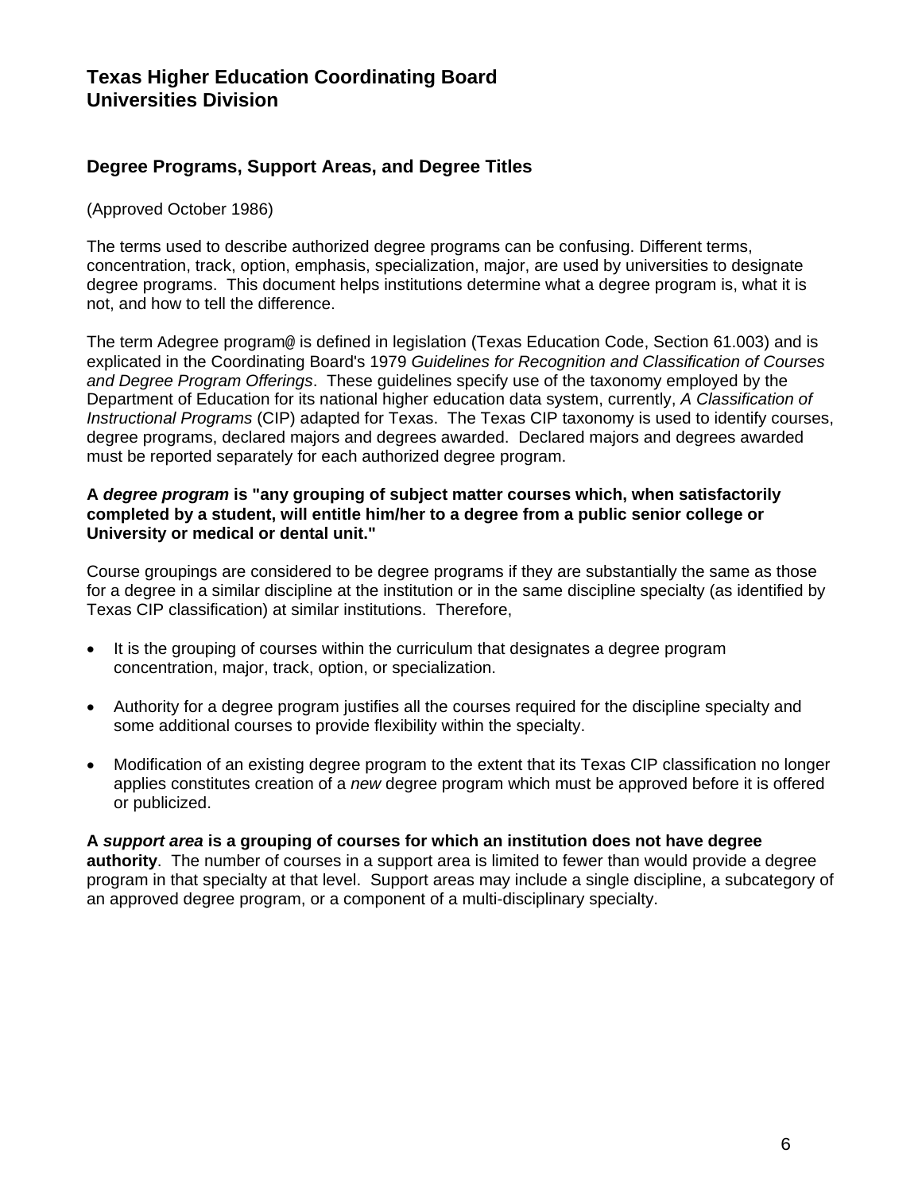# Texas Higher Education Coordinating Board
# Universities Division

## Degree Programs, Support Areas, and Degree Titles

(Approved October 1986)

The terms used to describe authorized degree programs can be confusing. Different terms, concentration, track, option, emphasis, specialization, major, are used by universities to designate degree programs. This document helps institutions determine what a degree program is, what it is not, and how to tell the difference.

The term Adegree program@ is defined in legislation (Texas Education Code, Section 61.003) and is explicated in the Coordinating Board's 1979 *Guidelines for Recognition and Classification of Courses and Degree Program Offerings*. These guidelines specify use of the taxonomy employed by the Department of Education for its national higher education data system, currently, *A Classification of Instructional Programs* (CIP) adapted for Texas. The Texas CIP taxonomy is used to identify courses, degree programs, declared majors and degrees awarded. Declared majors and degrees awarded must be reported separately for each authorized degree program.

**A *degree program* is "any grouping of subject matter courses which, when satisfactorily completed by a student, will entitle him/her to a degree from a public senior college or University or medical or dental unit."**

Course groupings are considered to be degree programs if they are substantially the same as those for a degree in a similar discipline at the institution or in the same discipline specialty (as identified by Texas CIP classification) at similar institutions. Therefore,

- It is the grouping of courses within the curriculum that designates a degree program concentration, major, track, option, or specialization.
- Authority for a degree program justifies all the courses required for the discipline specialty and some additional courses to provide flexibility within the specialty.
- Modification of an existing degree program to the extent that its Texas CIP classification no longer applies constitutes creation of a *new* degree program which must be approved before it is offered or publicized.

**A *support area* is a grouping of courses for which an institution does not have degree authority**. The number of courses in a support area is limited to fewer than would provide a degree program in that specialty at that level. Support areas may include a single discipline, a subcategory of an approved degree program, or a component of a multi-disciplinary specialty.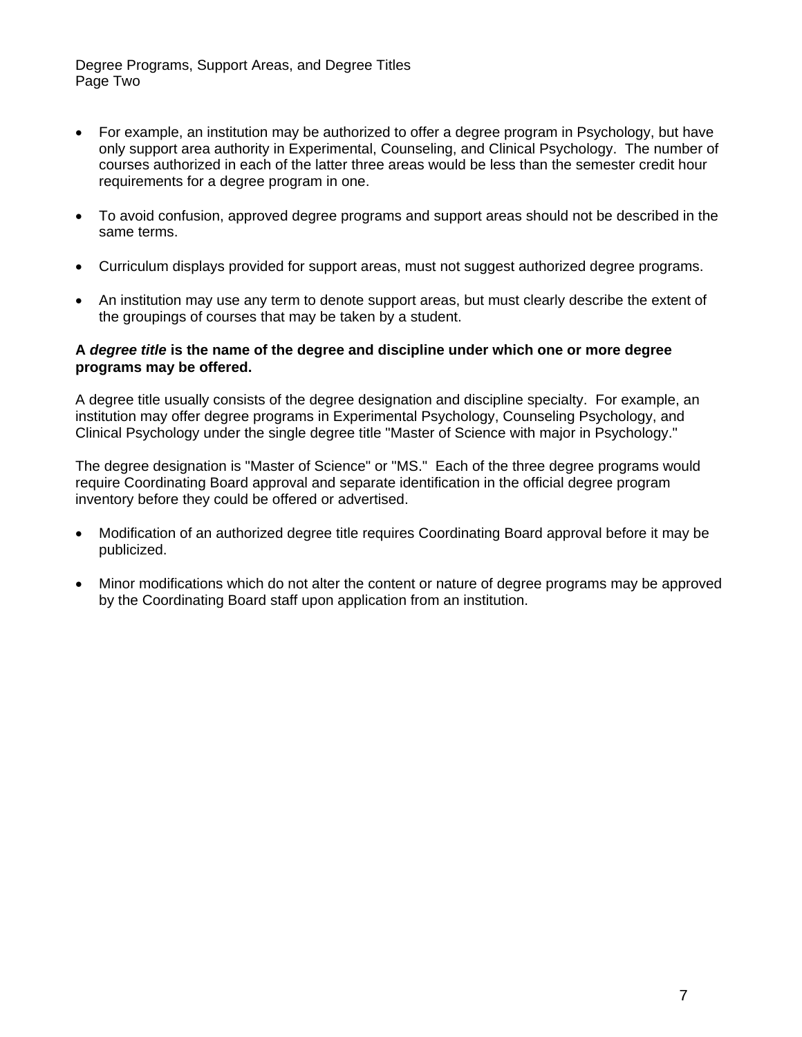- For example, an institution may be authorized to offer a degree program in Psychology, but have only support area authority in Experimental, Counseling, and Clinical Psychology. The number of courses authorized in each of the latter three areas would be less than the semester credit hour requirements for a degree program in one.

- To avoid confusion, approved degree programs and support areas should not be described in the same terms.

- Curriculum displays provided for support areas, must not suggest authorized degree programs.

- An institution may use any term to denote support areas, but must clearly describe the extent of the groupings of courses that may be taken by a student.

**A *degree title* is the name of the degree and discipline under which one or more degree programs may be offered.**

A degree title usually consists of the degree designation and discipline specialty. For example, an institution may offer degree programs in Experimental Psychology, Counseling Psychology, and Clinical Psychology under the single degree title "Master of Science with major in Psychology."

The degree designation is "Master of Science" or "MS." Each of the three degree programs would require Coordinating Board approval and separate identification in the official degree program inventory before they could be offered or advertised.

- Modification of an authorized degree title requires Coordinating Board approval before it may be publicized.

- Minor modifications which do not alter the content or nature of degree programs may be approved by the Coordinating Board staff upon application from an institution.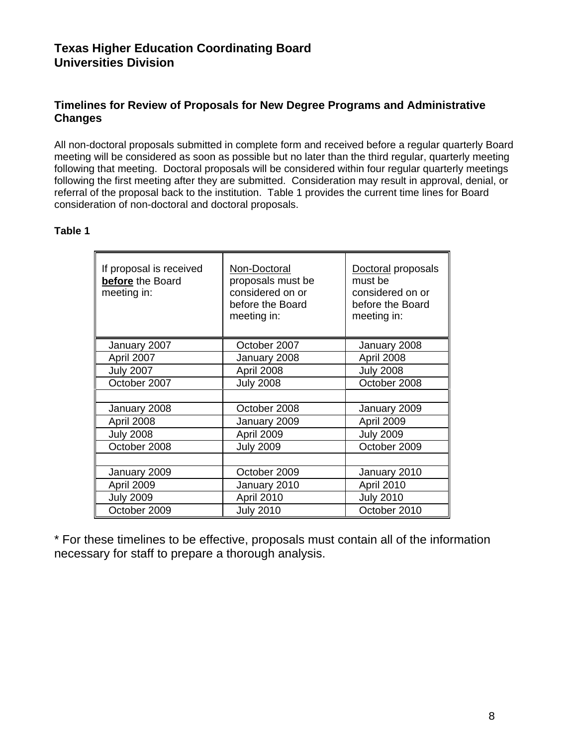## Texas Higher Education Coordinating Board
## Universities Division

### Timelines for Review of Proposals for New Degree Programs and Administrative Changes

All non-doctoral proposals submitted in complete form and received before a regular quarterly Board meeting will be considered as soon as possible but no later than the third regular, quarterly meeting following that meeting. Doctoral proposals will be considered within four regular quarterly meetings following the first meeting after they are submitted. Consideration may result in approval, denial, or referral of the proposal back to the institution. Table 1 provides the current time lines for Board consideration of non-doctoral and doctoral proposals.

**Table 1**

| If proposal is received **before** the Board meeting in: | Non-Doctoral proposals must be considered on or before the Board meeting in: | Doctoral proposals must be considered on or before the Board meeting in: |
|---|---|---|
| January 2007 | October 2007 | January 2008 |
| April 2007 | January 2008 | April 2008 |
| July 2007 | April 2008 | July 2008 |
| October 2007 | July 2008 | October 2008 |
| | | |
| January 2008 | October 2008 | January 2009 |
| April 2008 | January 2009 | April 2009 |
| July 2008 | April 2009 | July 2009 |
| October 2008 | July 2009 | October 2009 |
| | | |
| January 2009 | October 2009 | January 2010 |
| April 2009 | January 2010 | April 2010 |
| July 2009 | April 2010 | July 2010 |
| October 2009 | July 2010 | October 2010 |

* For these timelines to be effective, proposals must contain all of the information necessary for staff to prepare a thorough analysis.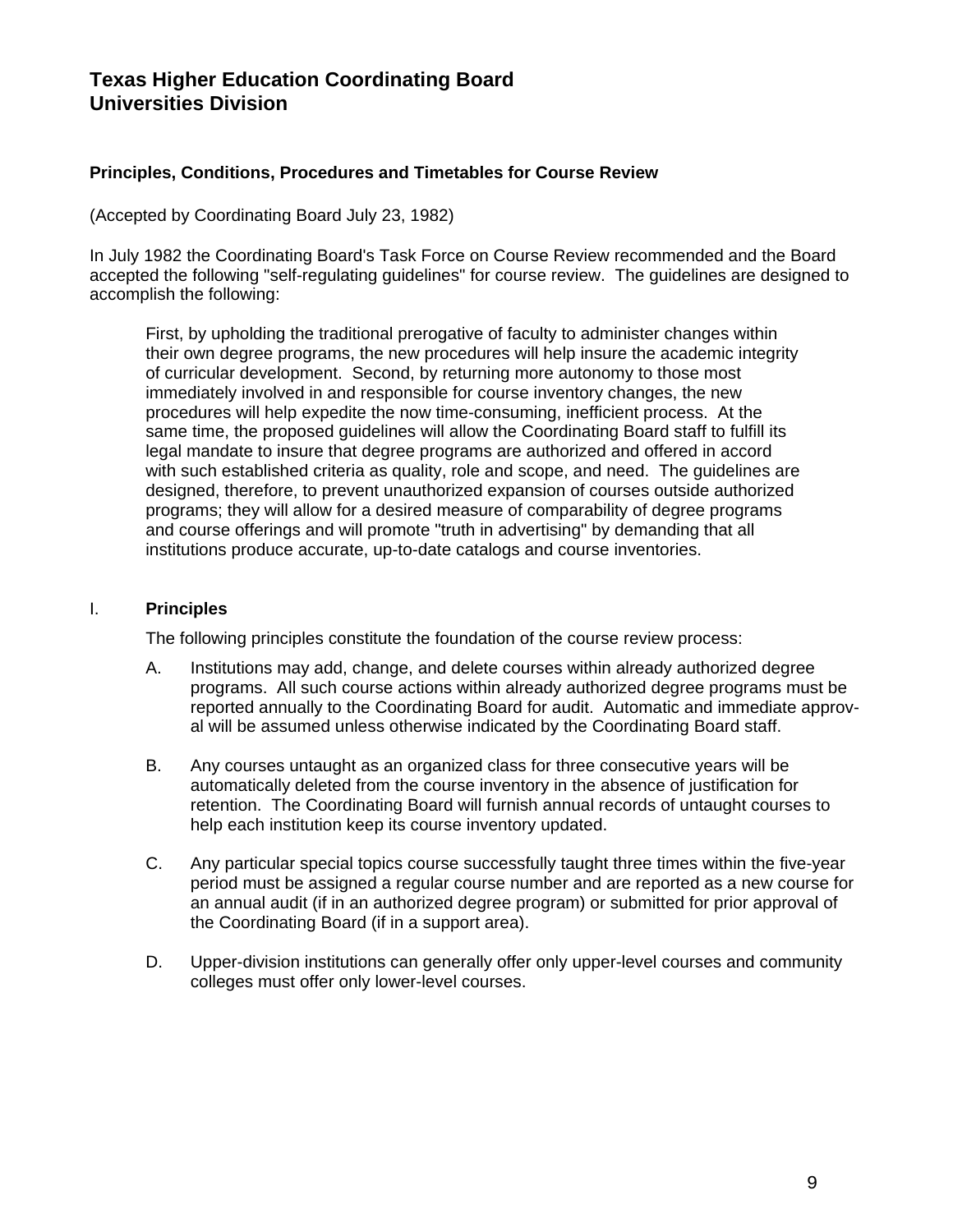## Texas Higher Education Coordinating Board
## Universities Division

### Principles, Conditions, Procedures and Timetables for Course Review

(Accepted by Coordinating Board July 23, 1982)

In July 1982 the Coordinating Board's Task Force on Course Review recommended and the Board accepted the following "self-regulating guidelines" for course review. The guidelines are designed to accomplish the following:

> First, by upholding the traditional prerogative of faculty to administer changes within their own degree programs, the new procedures will help insure the academic integrity of curricular development. Second, by returning more autonomy to those most immediately involved in and responsible for course inventory changes, the new procedures will help expedite the now time-consuming, inefficient process. At the same time, the proposed guidelines will allow the Coordinating Board staff to fulfill its legal mandate to insure that degree programs are authorized and offered in accord with such established criteria as quality, role and scope, and need. The guidelines are designed, therefore, to prevent unauthorized expansion of courses outside authorized programs; they will allow for a desired measure of comparability of degree programs and course offerings and will promote "truth in advertising" by demanding that all institutions produce accurate, up-to-date catalogs and course inventories.

### I. Principles

The following principles constitute the foundation of the course review process:

A. Institutions may add, change, and delete courses within already authorized degree programs. All such course actions within already authorized degree programs must be reported annually to the Coordinating Board for audit. Automatic and immediate approval will be assumed unless otherwise indicated by the Coordinating Board staff.

B. Any courses untaught as an organized class for three consecutive years will be automatically deleted from the course inventory in the absence of justification for retention. The Coordinating Board will furnish annual records of untaught courses to help each institution keep its course inventory updated.

C. Any particular special topics course successfully taught three times within the five-year period must be assigned a regular course number and are reported as a new course for an annual audit (if in an authorized degree program) or submitted for prior approval of the Coordinating Board (if in a support area).

D. Upper-division institutions can generally offer only upper-level courses and community colleges must offer only lower-level courses.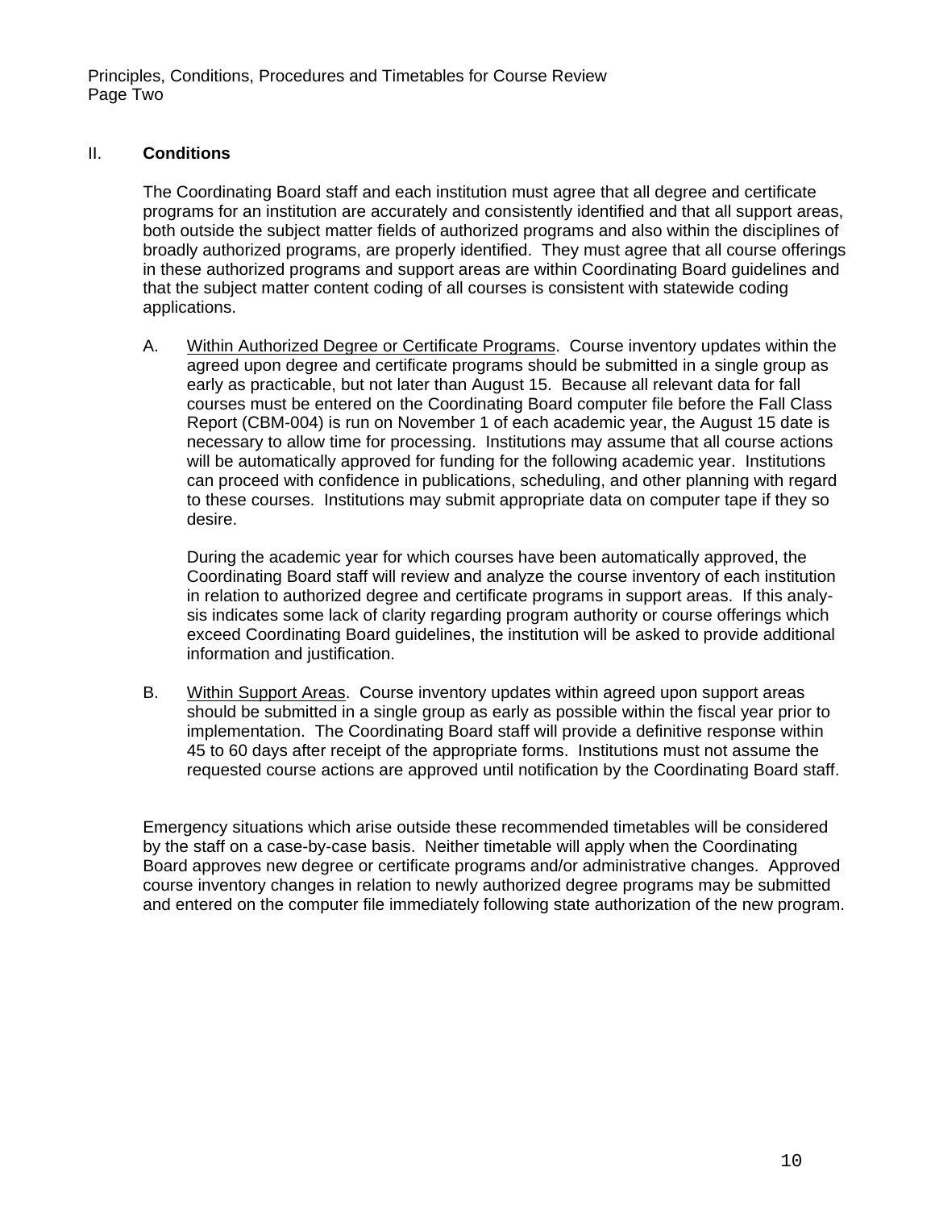## II. **Conditions**

The Coordinating Board staff and each institution must agree that all degree and certificate programs for an institution are accurately and consistently identified and that all support areas, both outside the subject matter fields of authorized programs and also within the disciplines of broadly authorized programs, are properly identified. They must agree that all course offerings in these authorized programs and support areas are within Coordinating Board guidelines and that the subject matter content coding of all courses is consistent with statewide coding applications.

A. Within Authorized Degree or Certificate Programs. Course inventory updates within the agreed upon degree and certificate programs should be submitted in a single group as early as practicable, but not later than August 15. Because all relevant data for fall courses must be entered on the Coordinating Board computer file before the Fall Class Report (CBM-004) is run on November 1 of each academic year, the August 15 date is necessary to allow time for processing. Institutions may assume that all course actions will be automatically approved for funding for the following academic year. Institutions can proceed with confidence in publications, scheduling, and other planning with regard to these courses. Institutions may submit appropriate data on computer tape if they so desire.

   During the academic year for which courses have been automatically approved, the Coordinating Board staff will review and analyze the course inventory of each institution in relation to authorized degree and certificate programs in support areas. If this analysis indicates some lack of clarity regarding program authority or course offerings which exceed Coordinating Board guidelines, the institution will be asked to provide additional information and justification.

B. Within Support Areas. Course inventory updates within agreed upon support areas should be submitted in a single group as early as possible within the fiscal year prior to implementation. The Coordinating Board staff will provide a definitive response within 45 to 60 days after receipt of the appropriate forms. Institutions must not assume the requested course actions are approved until notification by the Coordinating Board staff.

Emergency situations which arise outside these recommended timetables will be considered by the staff on a case-by-case basis. Neither timetable will apply when the Coordinating Board approves new degree or certificate programs and/or administrative changes. Approved course inventory changes in relation to newly authorized degree programs may be submitted and entered on the computer file immediately following state authorization of the new program.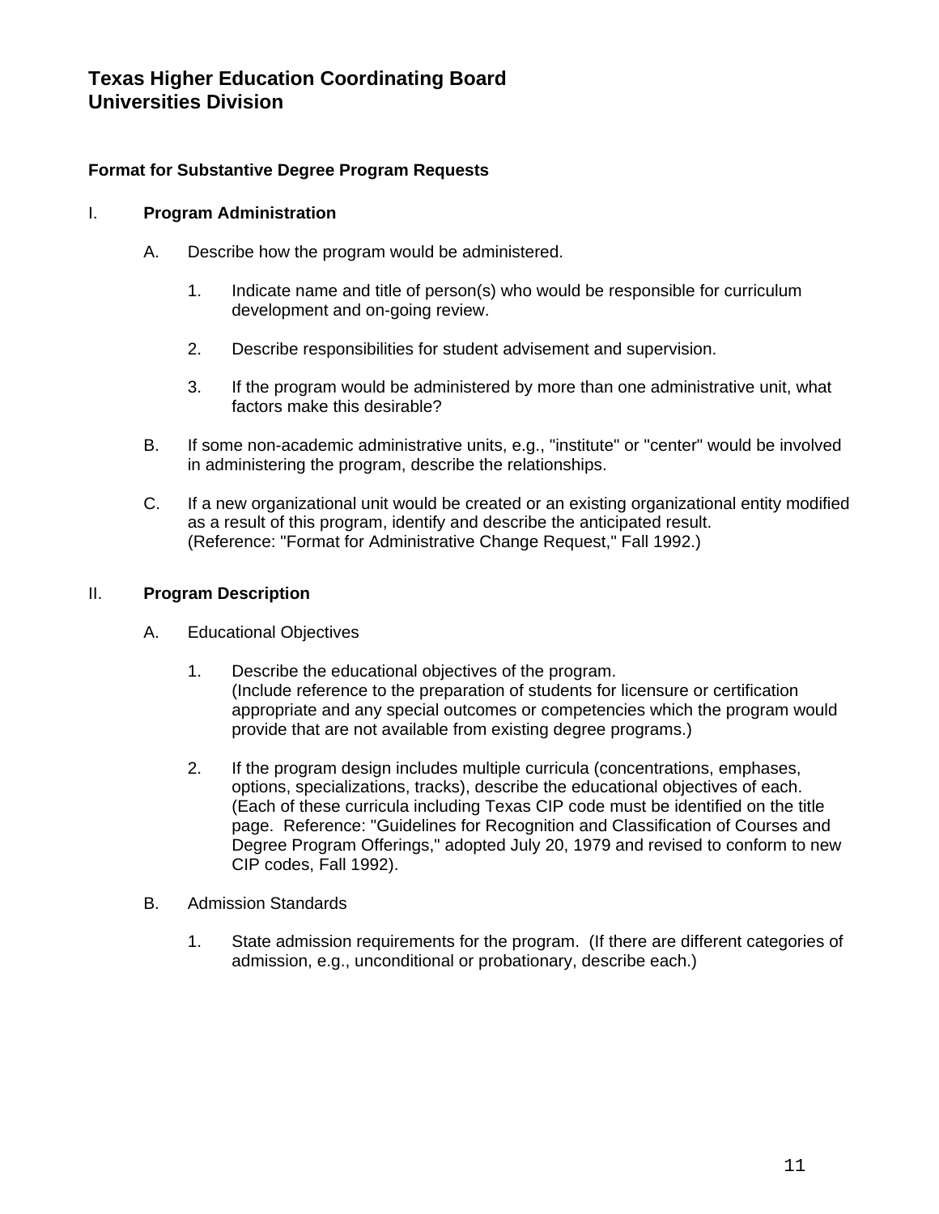# Texas Higher Education Coordinating Board
# Universities Division

**Format for Substantive Degree Program Requests**

## I. Program Administration

A. Describe how the program would be administered.

1. Indicate name and title of person(s) who would be responsible for curriculum development and on-going review.

2. Describe responsibilities for student advisement and supervision.

3. If the program would be administered by more than one administrative unit, what factors make this desirable?

B. If some non-academic administrative units, e.g., "institute" or "center" would be involved in administering the program, describe the relationships.

C. If a new organizational unit would be created or an existing organizational entity modified as a result of this program, identify and describe the anticipated result. (Reference: "Format for Administrative Change Request," Fall 1992.)

## II. Program Description

A. Educational Objectives

1. Describe the educational objectives of the program. (Include reference to the preparation of students for licensure or certification appropriate and any special outcomes or competencies which the program would provide that are not available from existing degree programs.)

2. If the program design includes multiple curricula (concentrations, emphases, options, specializations, tracks), describe the educational objectives of each. (Each of these curricula including Texas CIP code must be identified on the title page. Reference: "Guidelines for Recognition and Classification of Courses and Degree Program Offerings," adopted July 20, 1979 and revised to conform to new CIP codes, Fall 1992).

B. Admission Standards

1. State admission requirements for the program. (If there are different categories of admission, e.g., unconditional or probationary, describe each.)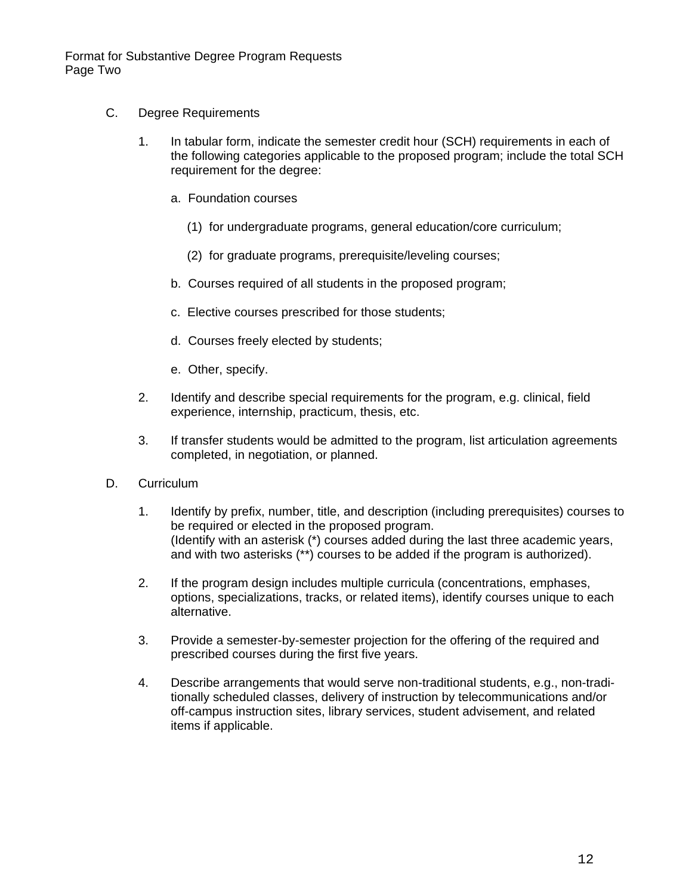C. Degree Requirements

1. In tabular form, indicate the semester credit hour (SCH) requirements in each of the following categories applicable to the proposed program; include the total SCH requirement for the degree:

   a. Foundation courses

      (1) for undergraduate programs, general education/core curriculum;

      (2) for graduate programs, prerequisite/leveling courses;

   b. Courses required of all students in the proposed program;

   c. Elective courses prescribed for those students;

   d. Courses freely elected by students;

   e. Other, specify.

2. Identify and describe special requirements for the program, e.g. clinical, field experience, internship, practicum, thesis, etc.

3. If transfer students would be admitted to the program, list articulation agreements completed, in negotiation, or planned.

D. Curriculum

1. Identify by prefix, number, title, and description (including prerequisites) courses to be required or elected in the proposed program.
   (Identify with an asterisk (*) courses added during the last three academic years, and with two asterisks (**) courses to be added if the program is authorized).

2. If the program design includes multiple curricula (concentrations, emphases, options, specializations, tracks, or related items), identify courses unique to each alternative.

3. Provide a semester-by-semester projection for the offering of the required and prescribed courses during the first five years.

4. Describe arrangements that would serve non-traditional students, e.g., non-traditionally scheduled classes, delivery of instruction by telecommunications and/or off-campus instruction sites, library services, student advisement, and related items if applicable.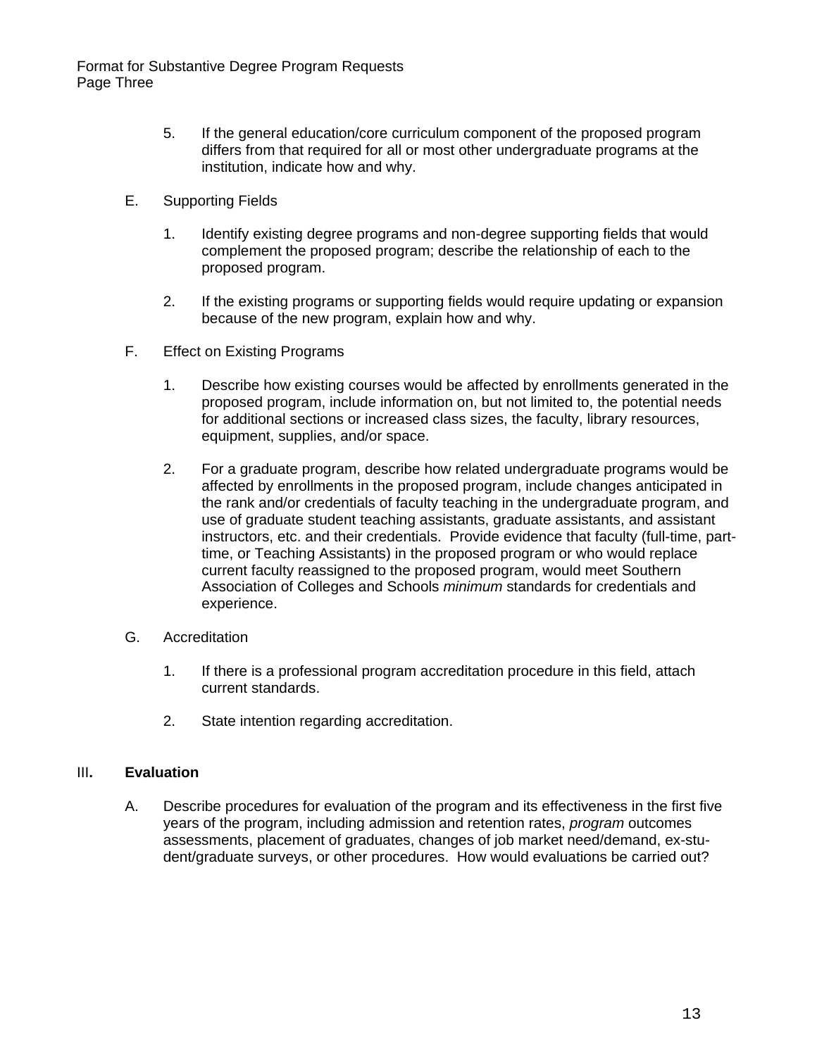5. If the general education/core curriculum component of the proposed program differs from that required for all or most other undergraduate programs at the institution, indicate how and why.

E. Supporting Fields

1. Identify existing degree programs and non-degree supporting fields that would complement the proposed program; describe the relationship of each to the proposed program.

2. If the existing programs or supporting fields would require updating or expansion because of the new program, explain how and why.

F. Effect on Existing Programs

1. Describe how existing courses would be affected by enrollments generated in the proposed program, include information on, but not limited to, the potential needs for additional sections or increased class sizes, the faculty, library resources, equipment, supplies, and/or space.

2. For a graduate program, describe how related undergraduate programs would be affected by enrollments in the proposed program, include changes anticipated in the rank and/or credentials of faculty teaching in the undergraduate program, and use of graduate student teaching assistants, graduate assistants, and assistant instructors, etc. and their credentials. Provide evidence that faculty (full-time, part-time, or Teaching Assistants) in the proposed program or who would replace current faculty reassigned to the proposed program, would meet Southern Association of Colleges and Schools *minimum* standards for credentials and experience.

G. Accreditation

1. If there is a professional program accreditation procedure in this field, attach current standards.

2. State intention regarding accreditation.

## III. Evaluation

A. Describe procedures for evaluation of the program and its effectiveness in the first five years of the program, including admission and retention rates, *program* outcomes assessments, placement of graduates, changes of job market need/demand, ex-student/graduate surveys, or other procedures. How would evaluations be carried out?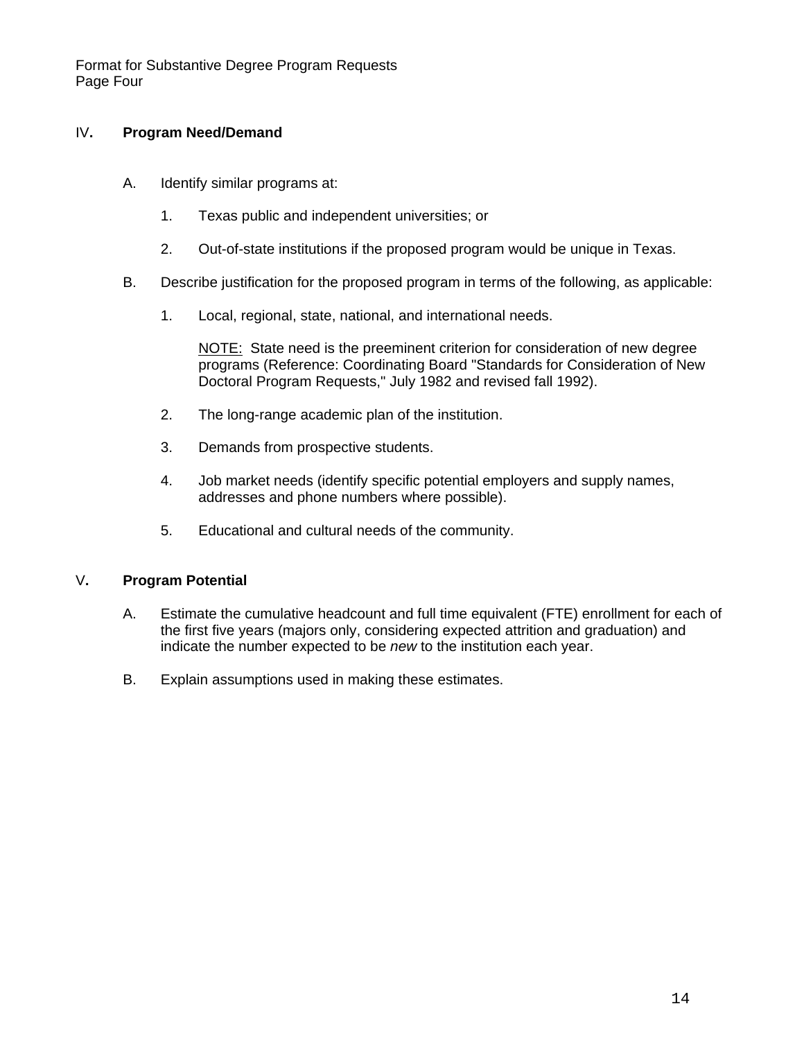## IV. Program Need/Demand

A. Identify similar programs at:

1. Texas public and independent universities; or

2. Out-of-state institutions if the proposed program would be unique in Texas.

B. Describe justification for the proposed program in terms of the following, as applicable:

1. Local, regional, state, national, and international needs.

   NOTE: State need is the preeminent criterion for consideration of new degree programs (Reference: Coordinating Board "Standards for Consideration of New Doctoral Program Requests," July 1982 and revised fall 1992).

2. The long-range academic plan of the institution.

3. Demands from prospective students.

4. Job market needs (identify specific potential employers and supply names, addresses and phone numbers where possible).

5. Educational and cultural needs of the community.

## V. Program Potential

A. Estimate the cumulative headcount and full time equivalent (FTE) enrollment for each of the first five years (majors only, considering expected attrition and graduation) and indicate the number expected to be *new* to the institution each year.

B. Explain assumptions used in making these estimates.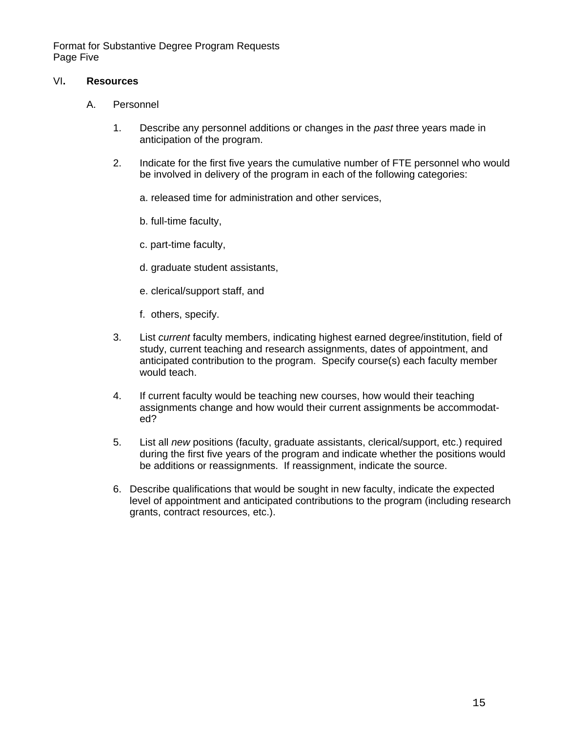## VI. **Resources**

A. Personnel

1. Describe any personnel additions or changes in the *past* three years made in anticipation of the program.

2. Indicate for the first five years the cumulative number of FTE personnel who would be involved in delivery of the program in each of the following categories:

   a. released time for administration and other services,

   b. full-time faculty,

   c. part-time faculty,

   d. graduate student assistants,

   e. clerical/support staff, and

   f. others, specify.

3. List *current* faculty members, indicating highest earned degree/institution, field of study, current teaching and research assignments, dates of appointment, and anticipated contribution to the program. Specify course(s) each faculty member would teach.

4. If current faculty would be teaching new courses, how would their teaching assignments change and how would their current assignments be accommodated?

5. List all *new* positions (faculty, graduate assistants, clerical/support, etc.) required during the first five years of the program and indicate whether the positions would be additions or reassignments. If reassignment, indicate the source.

6. Describe qualifications that would be sought in new faculty, indicate the expected level of appointment and anticipated contributions to the program (including research grants, contract resources, etc.).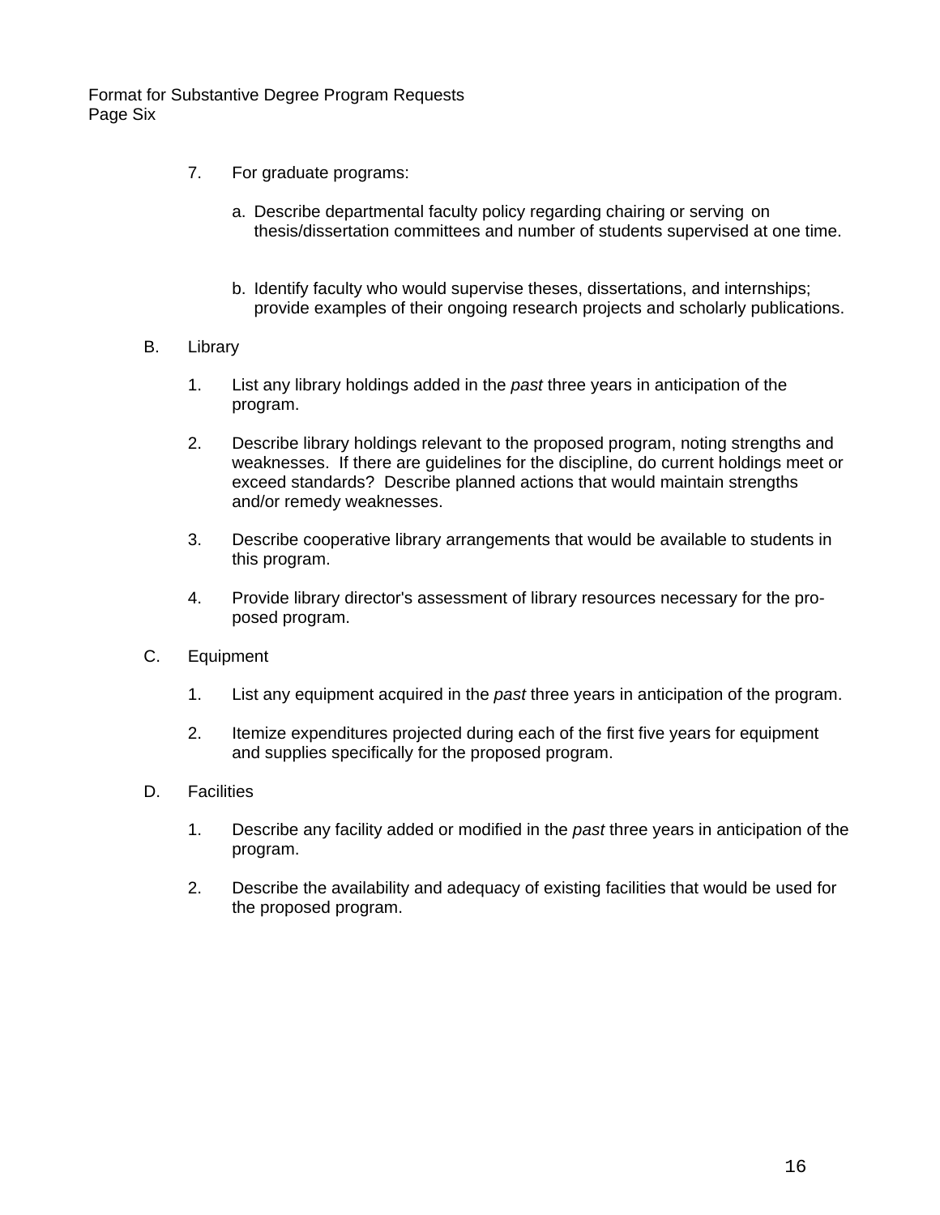7. For graduate programs:

   a. Describe departmental faculty policy regarding chairing or serving on thesis/dissertation committees and number of students supervised at one time.

   b. Identify faculty who would supervise theses, dissertations, and internships; provide examples of their ongoing research projects and scholarly publications.

B. Library

1. List any library holdings added in the *past* three years in anticipation of the program.

2. Describe library holdings relevant to the proposed program, noting strengths and weaknesses. If there are guidelines for the discipline, do current holdings meet or exceed standards? Describe planned actions that would maintain strengths and/or remedy weaknesses.

3. Describe cooperative library arrangements that would be available to students in this program.

4. Provide library director's assessment of library resources necessary for the proposed program.

C. Equipment

1. List any equipment acquired in the *past* three years in anticipation of the program.

2. Itemize expenditures projected during each of the first five years for equipment and supplies specifically for the proposed program.

D. Facilities

1. Describe any facility added or modified in the *past* three years in anticipation of the program.

2. Describe the availability and adequacy of existing facilities that would be used for the proposed program.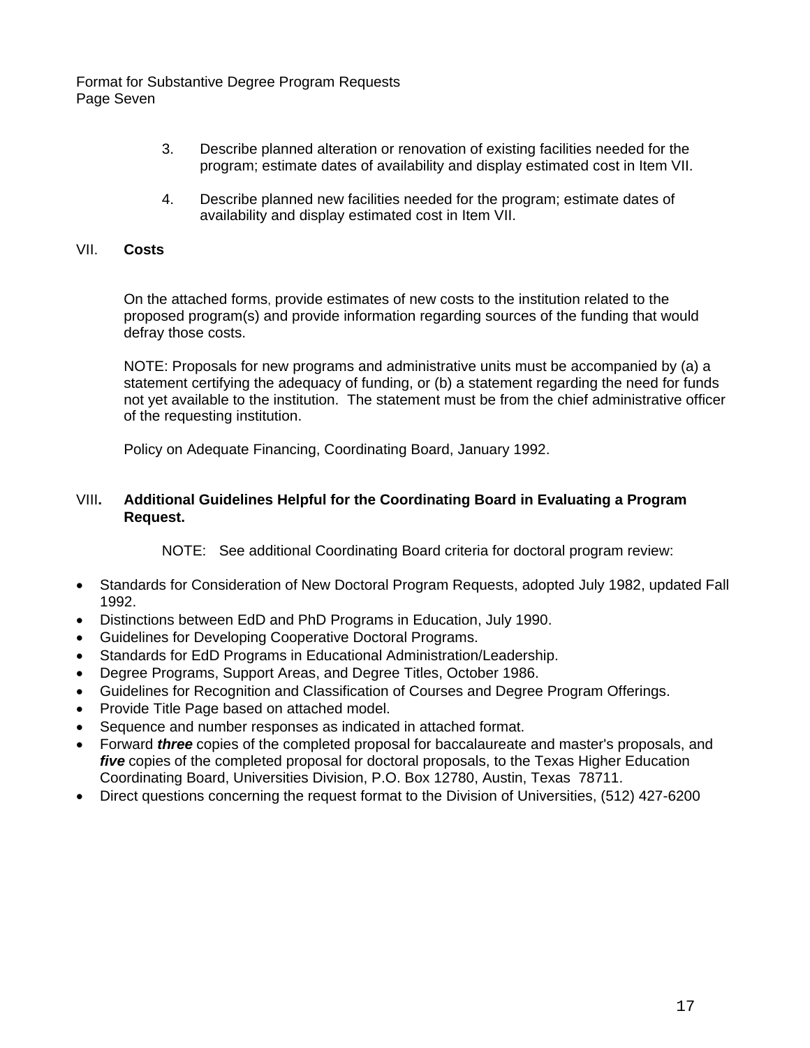3. Describe planned alteration or renovation of existing facilities needed for the program; estimate dates of availability and display estimated cost in Item VII.

4. Describe planned new facilities needed for the program; estimate dates of availability and display estimated cost in Item VII.

## VII. **Costs**

On the attached forms, provide estimates of new costs to the institution related to the proposed program(s) and provide information regarding sources of the funding that would defray those costs.

NOTE: Proposals for new programs and administrative units must be accompanied by (a) a statement certifying the adequacy of funding, or (b) a statement regarding the need for funds not yet available to the institution. The statement must be from the chief administrative officer of the requesting institution.

Policy on Adequate Financing, Coordinating Board, January 1992.

## VIII. **Additional Guidelines Helpful for the Coordinating Board in Evaluating a Program Request.**

NOTE: See additional Coordinating Board criteria for doctoral program review:

- Standards for Consideration of New Doctoral Program Requests, adopted July 1982, updated Fall 1992.
- Distinctions between EdD and PhD Programs in Education, July 1990.
- Guidelines for Developing Cooperative Doctoral Programs.
- Standards for EdD Programs in Educational Administration/Leadership.
- Degree Programs, Support Areas, and Degree Titles, October 1986.
- Guidelines for Recognition and Classification of Courses and Degree Program Offerings.
- Provide Title Page based on attached model.
- Sequence and number responses as indicated in attached format.
- Forward ***three*** copies of the completed proposal for baccalaureate and master's proposals, and ***five*** copies of the completed proposal for doctoral proposals, to the Texas Higher Education Coordinating Board, Universities Division, P.O. Box 12780, Austin, Texas 78711.
- Direct questions concerning the request format to the Division of Universities, (512) 427-6200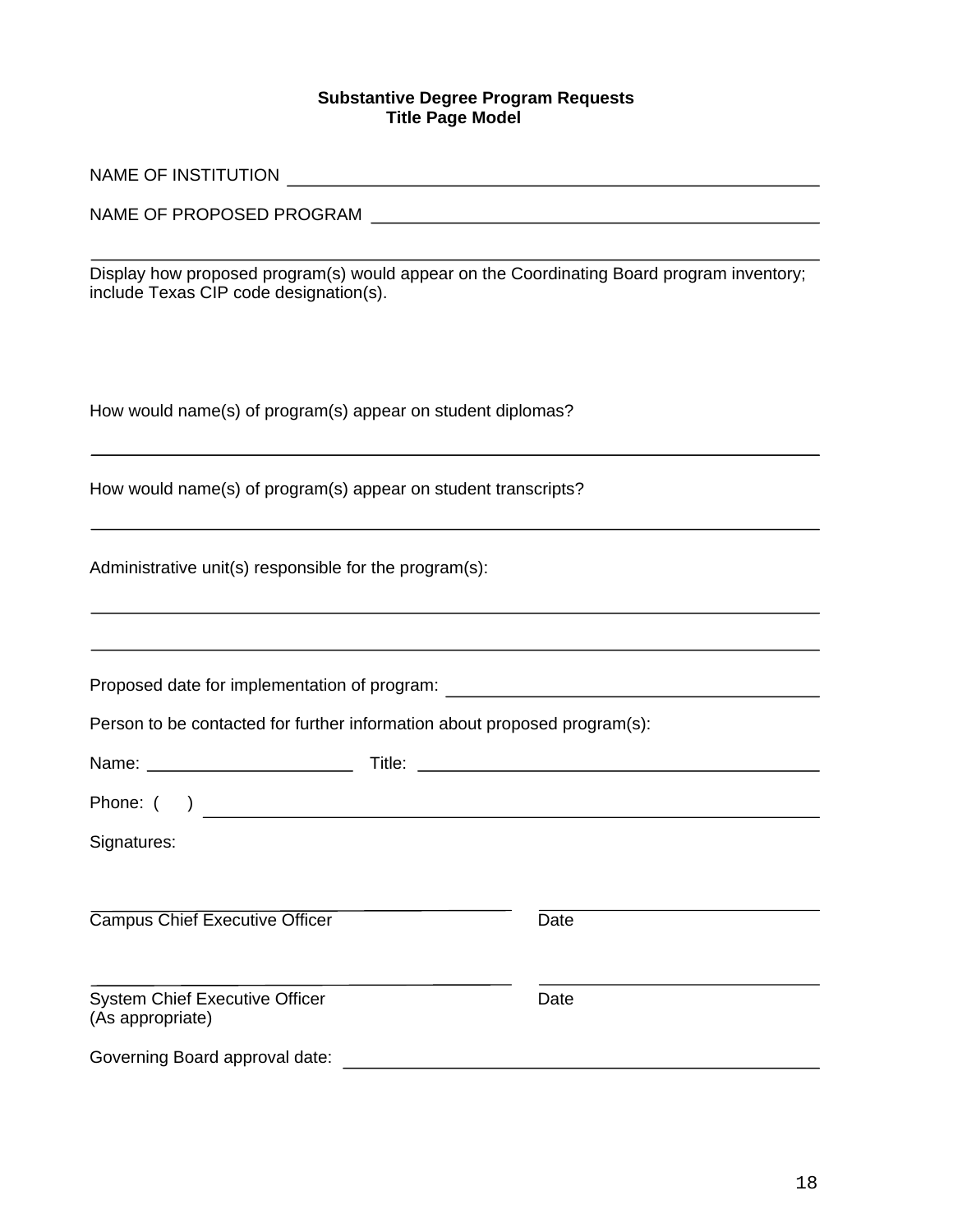**Substantive Degree Program Requests**
**Title Page Model**

NAME OF INSTITUTION ____________________________________________________

NAME OF PROPOSED PROGRAM ____________________________________________

______________________________________________________________________

Display how proposed program(s) would appear on the Coordinating Board program inventory; include Texas CIP code designation(s).

How would name(s) of program(s) appear on student diplomas?

______________________________________________________________________

How would name(s) of program(s) appear on student transcripts?

______________________________________________________________________

Administrative unit(s) responsible for the program(s):

______________________________________________________________________

______________________________________________________________________

Proposed date for implementation of program: ___________________________________

Person to be contacted for further information about proposed program(s):

Name: ______________________ Title: ________________________________________

Phone: ( ) ____________________________________________________________

Signatures:

_______________________________________ _____________________________

Campus Chief Executive Officer Date

_______________________________________ _____________________________

System Chief Executive Officer Date
(As appropriate)

Governing Board approval date: ____________________________________________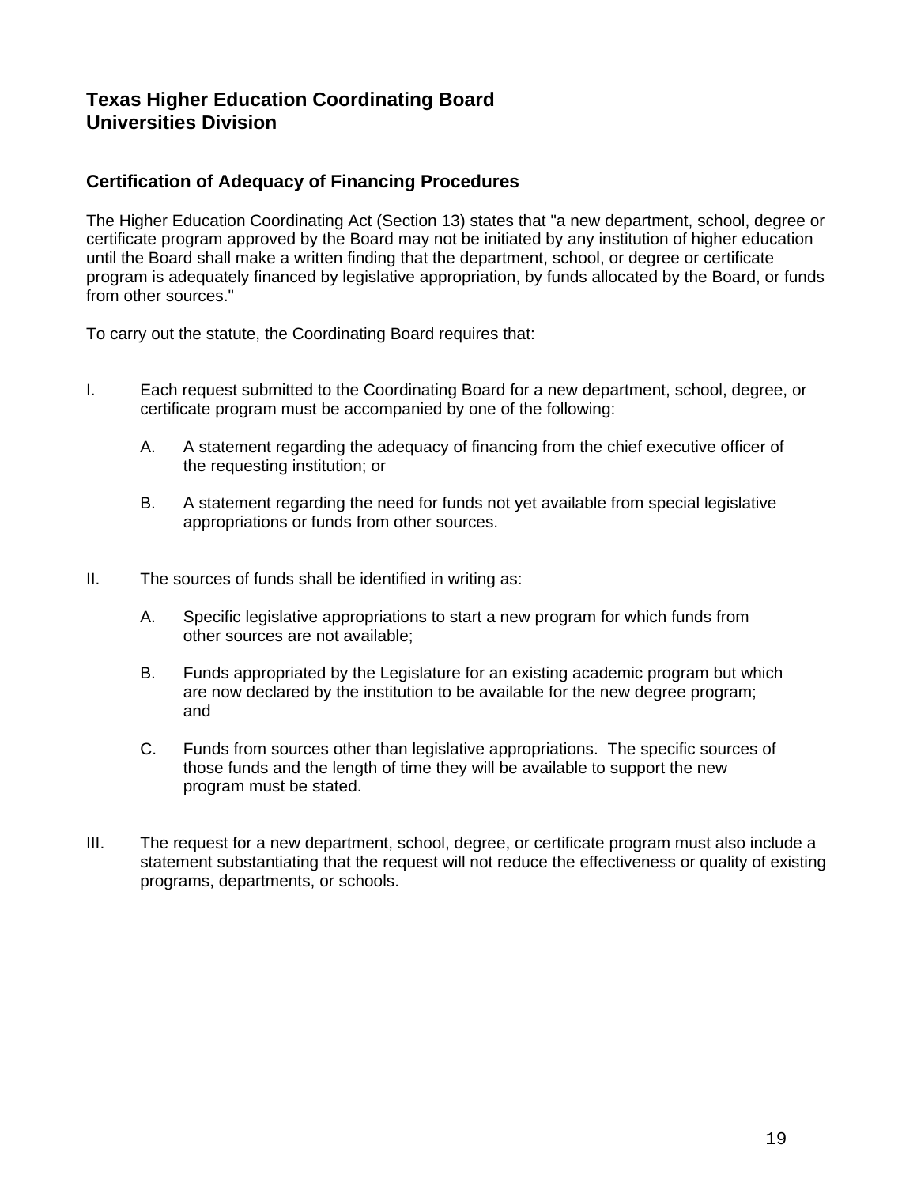## Texas Higher Education Coordinating Board
## Universities Division

### Certification of Adequacy of Financing Procedures

The Higher Education Coordinating Act (Section 13) states that "a new department, school, degree or certificate program approved by the Board may not be initiated by any institution of higher education until the Board shall make a written finding that the department, school, or degree or certificate program is adequately financed by legislative appropriation, by funds allocated by the Board, or funds from other sources."

To carry out the statute, the Coordinating Board requires that:

I. Each request submitted to the Coordinating Board for a new department, school, degree, or certificate program must be accompanied by one of the following:

   A. A statement regarding the adequacy of financing from the chief executive officer of the requesting institution; or

   B. A statement regarding the need for funds not yet available from special legislative appropriations or funds from other sources.

II. The sources of funds shall be identified in writing as:

   A. Specific legislative appropriations to start a new program for which funds from other sources are not available;

   B. Funds appropriated by the Legislature for an existing academic program but which are now declared by the institution to be available for the new degree program; and

   C. Funds from sources other than legislative appropriations. The specific sources of those funds and the length of time they will be available to support the new program must be stated.

III. The request for a new department, school, degree, or certificate program must also include a statement substantiating that the request will not reduce the effectiveness or quality of existing programs, departments, or schools.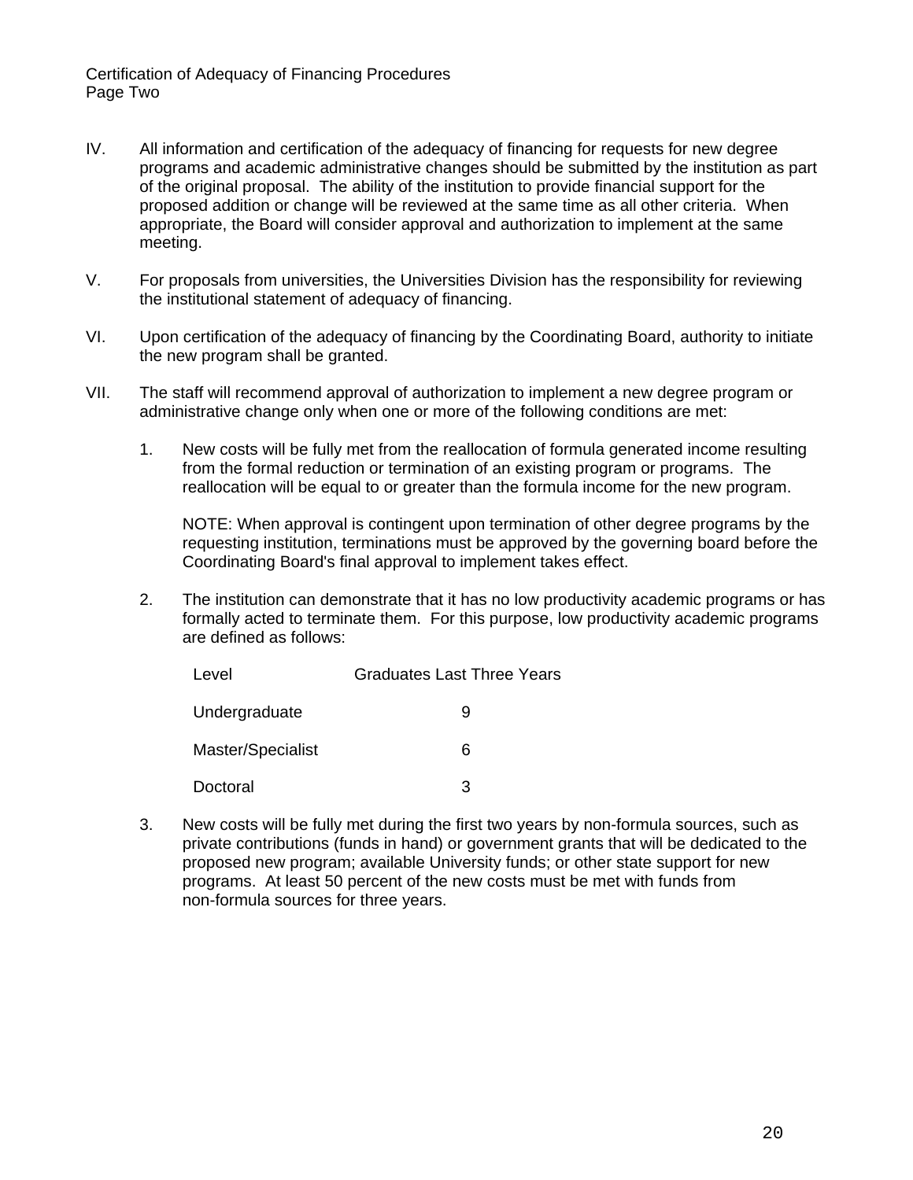IV. All information and certification of the adequacy of financing for requests for new degree programs and academic administrative changes should be submitted by the institution as part of the original proposal. The ability of the institution to provide financial support for the proposed addition or change will be reviewed at the same time as all other criteria. When appropriate, the Board will consider approval and authorization to implement at the same meeting.

V. For proposals from universities, the Universities Division has the responsibility for reviewing the institutional statement of adequacy of financing.

VI. Upon certification of the adequacy of financing by the Coordinating Board, authority to initiate the new program shall be granted.

VII. The staff will recommend approval of authorization to implement a new degree program or administrative change only when one or more of the following conditions are met:

1. New costs will be fully met from the reallocation of formula generated income resulting from the formal reduction or termination of an existing program or programs. The reallocation will be equal to or greater than the formula income for the new program.

   NOTE: When approval is contingent upon termination of other degree programs by the requesting institution, terminations must be approved by the governing board before the Coordinating Board's final approval to implement takes effect.

2. The institution can demonstrate that it has no low productivity academic programs or has formally acted to terminate them. For this purpose, low productivity academic programs are defined as follows:

   | Level | Graduates Last Three Years |
   |---|---|
   | Undergraduate | 9 |
   | Master/Specialist | 6 |
   | Doctoral | 3 |

3. New costs will be fully met during the first two years by non-formula sources, such as private contributions (funds in hand) or government grants that will be dedicated to the proposed new program; available University funds; or other state support for new programs. At least 50 percent of the new costs must be met with funds from non-formula sources for three years.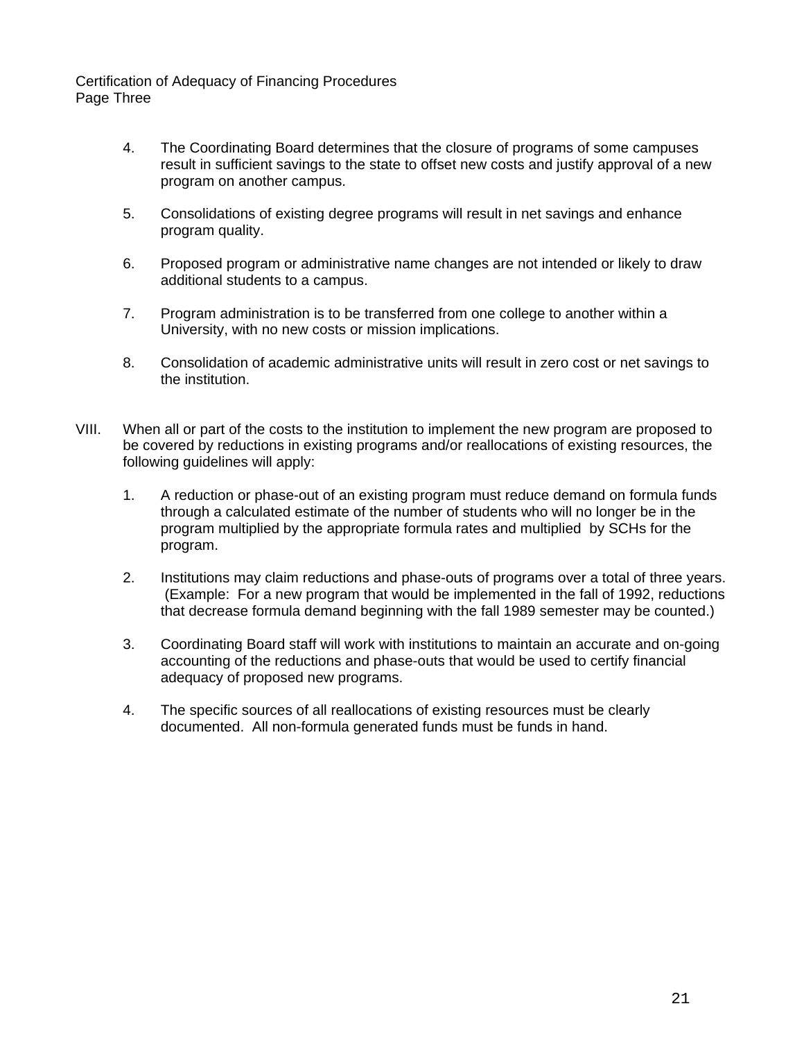4. The Coordinating Board determines that the closure of programs of some campuses result in sufficient savings to the state to offset new costs and justify approval of a new program on another campus.

5. Consolidations of existing degree programs will result in net savings and enhance program quality.

6. Proposed program or administrative name changes are not intended or likely to draw additional students to a campus.

7. Program administration is to be transferred from one college to another within a University, with no new costs or mission implications.

8. Consolidation of academic administrative units will result in zero cost or net savings to the institution.

VIII. When all or part of the costs to the institution to implement the new program are proposed to be covered by reductions in existing programs and/or reallocations of existing resources, the following guidelines will apply:

1. A reduction or phase-out of an existing program must reduce demand on formula funds through a calculated estimate of the number of students who will no longer be in the program multiplied by the appropriate formula rates and multiplied by SCHs for the program.

2. Institutions may claim reductions and phase-outs of programs over a total of three years. (Example: For a new program that would be implemented in the fall of 1992, reductions that decrease formula demand beginning with the fall 1989 semester may be counted.)

3. Coordinating Board staff will work with institutions to maintain an accurate and on-going accounting of the reductions and phase-outs that would be used to certify financial adequacy of proposed new programs.

4. The specific sources of all reallocations of existing resources must be clearly documented. All non-formula generated funds must be funds in hand.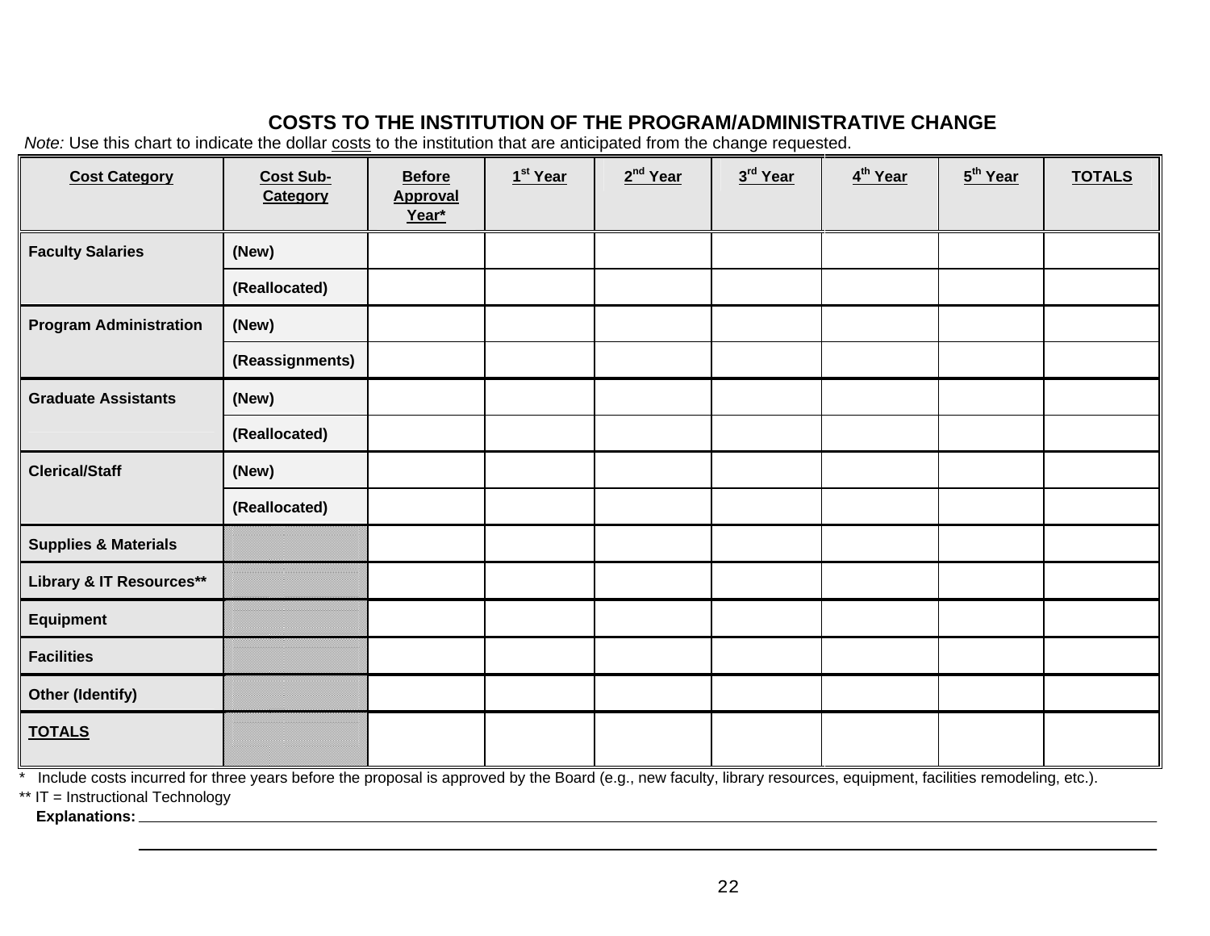## COSTS TO THE INSTITUTION OF THE PROGRAM/ADMINISTRATIVE CHANGE

*Note:* Use this chart to indicate the dollar costs to the institution that are anticipated from the change requested.

| Cost Category | Cost Sub-Category | Before Approval Year* | 1st Year | 2nd Year | 3rd Year | 4th Year | 5th Year | TOTALS |
|---|---|---|---|---|---|---|---|---|
| **Faculty Salaries** | **(New)** | | | | | | | |
| | **(Reallocated)** | | | | | | | |
| **Program Administration** | **(New)** | | | | | | | |
| | **(Reassignments)** | | | | | | | |
| **Graduate Assistants** | **(New)** | | | | | | | |
| | **(Reallocated)** | | | | | | | |
| **Clerical/Staff** | **(New)** | | | | | | | |
| | **(Reallocated)** | | | | | | | |
| **Supplies & Materials** | | | | | | | | |
| **Library & IT Resources**** | | | | | | | | |
| **Equipment** | | | | | | | | |
| **Facilities** | | | | | | | | |
| **Other (Identify)** | | | | | | | | |
| **TOTALS** | | | | | | | | |

* Include costs incurred for three years before the proposal is approved by the Board (e.g., new faculty, library resources, equipment, facilities remodeling, etc.).

** IT = Instructional Technology

**Explanations:** ______________________________________________________________________

______________________________________________________________________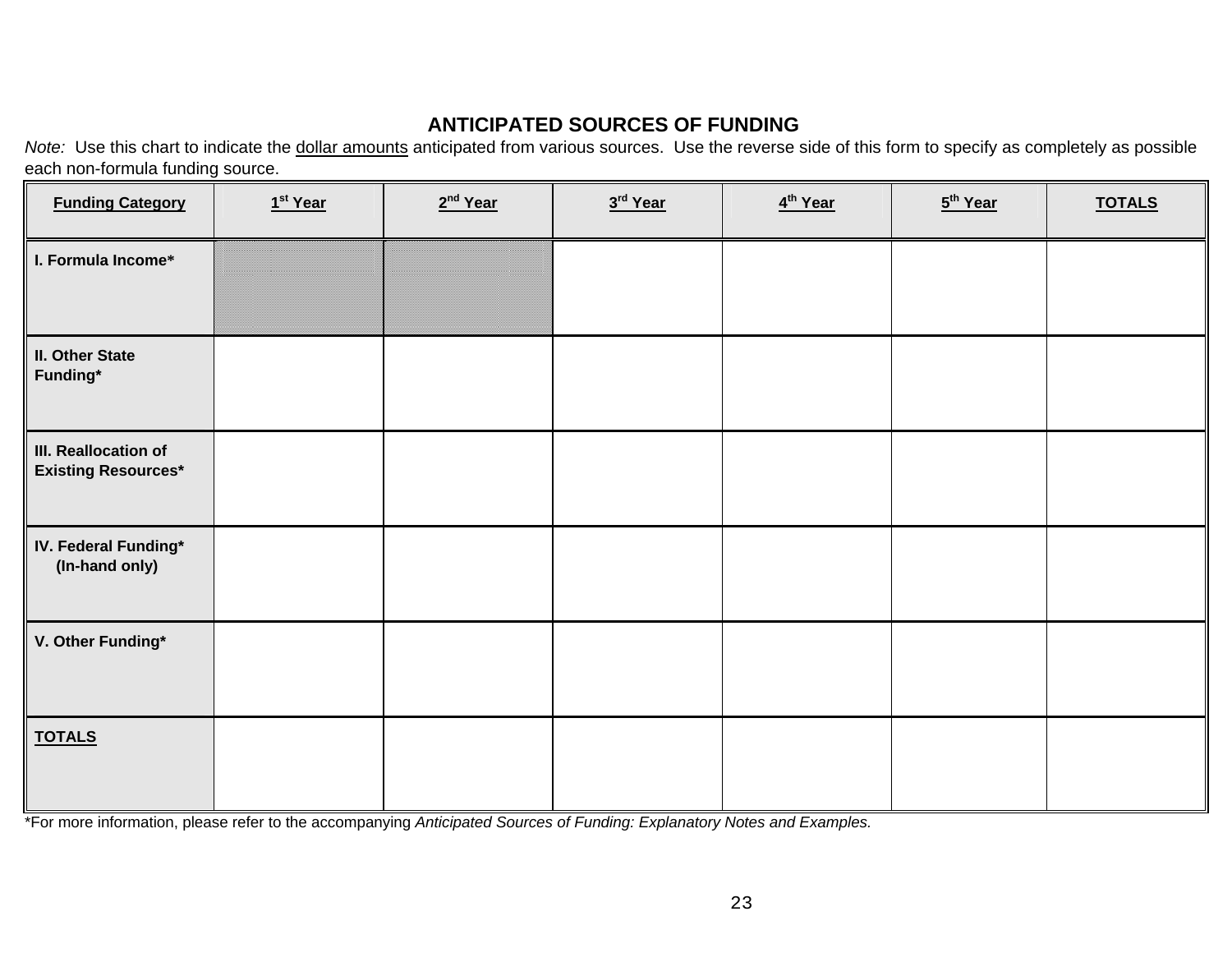## ANTICIPATED SOURCES OF FUNDING

*Note:* Use this chart to indicate the dollar amounts anticipated from various sources. Use the reverse side of this form to specify as completely as possible each non-formula funding source.

| Funding Category | 1st Year | 2nd Year | 3rd Year | 4th Year | 5th Year | TOTALS |
|---|---|---|---|---|---|---|
| **I. Formula Income*** | | | | | | |
| **II. Other State Funding*** | | | | | | |
| **III. Reallocation of Existing Resources*** | | | | | | |
| **IV. Federal Funding* (In-hand only)** | | | | | | |
| **V. Other Funding*** | | | | | | |
| **TOTALS** | | | | | | |

*For more information, please refer to the accompanying *Anticipated Sources of Funding: Explanatory Notes and Examples.*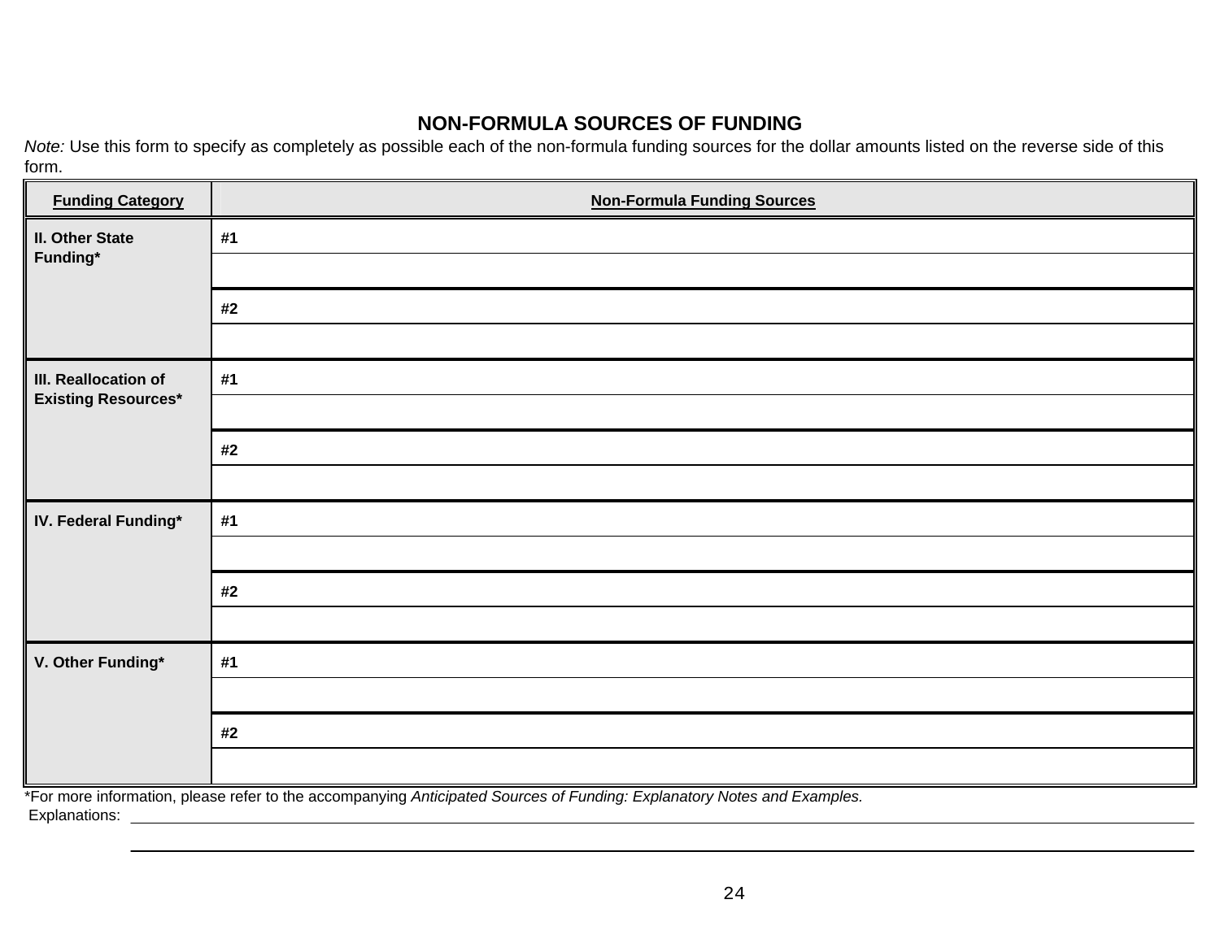## NON-FORMULA SOURCES OF FUNDING

*Note:* Use this form to specify as completely as possible each of the non-formula funding sources for the dollar amounts listed on the reverse side of this form.

| Funding Category | Non-Formula Funding Sources |
|---|---|
| **II. Other State Funding*** | **#1** |
| | |
| | **#2** |
| | |
| **III. Reallocation of Existing Resources*** | **#1** |
| | |
| | **#2** |
| | |
| **IV. Federal Funding*** | **#1** |
| | |
| | **#2** |
| | |
| **V. Other Funding*** | **#1** |
| | |
| | **#2** |
| | |

*For more information, please refer to the accompanying *Anticipated Sources of Funding: Explanatory Notes and Examples.*

Explanations: ______________________________

______________________________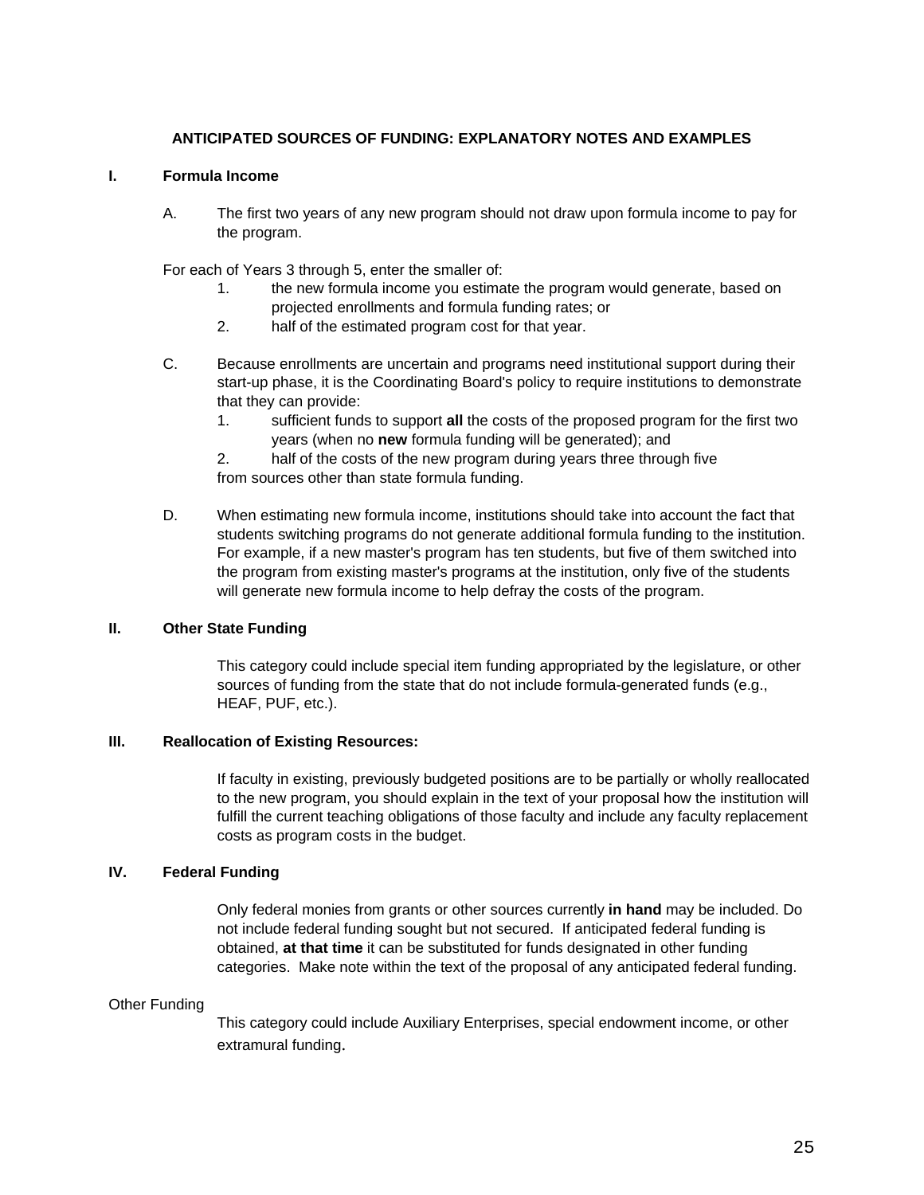## ANTICIPATED SOURCES OF FUNDING: EXPLANATORY NOTES AND EXAMPLES

### I. Formula Income

A. The first two years of any new program should not draw upon formula income to pay for the program.

For each of Years 3 through 5, enter the smaller of:

1. the new formula income you estimate the program would generate, based on projected enrollments and formula funding rates; or
2. half of the estimated program cost for that year.

C. Because enrollments are uncertain and programs need institutional support during their start-up phase, it is the Coordinating Board's policy to require institutions to demonstrate that they can provide:

1. sufficient funds to support **all** the costs of the proposed program for the first two years (when no **new** formula funding will be generated); and
2. half of the costs of the new program during years three through five

from sources other than state formula funding.

D. When estimating new formula income, institutions should take into account the fact that students switching programs do not generate additional formula funding to the institution. For example, if a new master's program has ten students, but five of them switched into the program from existing master's programs at the institution, only five of the students will generate new formula income to help defray the costs of the program.

### II. Other State Funding

This category could include special item funding appropriated by the legislature, or other sources of funding from the state that do not include formula-generated funds (e.g., HEAF, PUF, etc.).

### III. Reallocation of Existing Resources:

If faculty in existing, previously budgeted positions are to be partially or wholly reallocated to the new program, you should explain in the text of your proposal how the institution will fulfill the current teaching obligations of those faculty and include any faculty replacement costs as program costs in the budget.

### IV. Federal Funding

Only federal monies from grants or other sources currently **in hand** may be included. Do not include federal funding sought but not secured. If anticipated federal funding is obtained, **at that time** it can be substituted for funds designated in other funding categories. Make note within the text of the proposal of any anticipated federal funding.

Other Funding

This category could include Auxiliary Enterprises, special endowment income, or other extramural funding.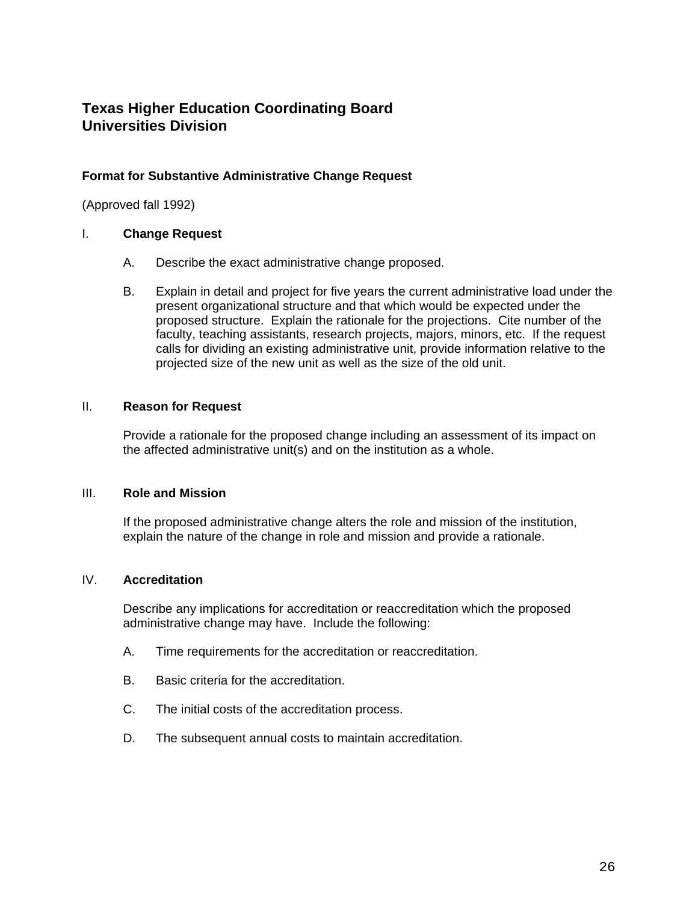## Texas Higher Education Coordinating Board
## Universities Division

### Format for Substantive Administrative Change Request

(Approved fall 1992)

I. **Change Request**

A. Describe the exact administrative change proposed.

B. Explain in detail and project for five years the current administrative load under the present organizational structure and that which would be expected under the proposed structure. Explain the rationale for the projections. Cite number of the faculty, teaching assistants, research projects, majors, minors, etc. If the request calls for dividing an existing administrative unit, provide information relative to the projected size of the new unit as well as the size of the old unit.

II. **Reason for Request**

Provide a rationale for the proposed change including an assessment of its impact on the affected administrative unit(s) and on the institution as a whole.

III. **Role and Mission**

If the proposed administrative change alters the role and mission of the institution, explain the nature of the change in role and mission and provide a rationale.

IV. **Accreditation**

Describe any implications for accreditation or reaccreditation which the proposed administrative change may have. Include the following:

A. Time requirements for the accreditation or reaccreditation.

B. Basic criteria for the accreditation.

C. The initial costs of the accreditation process.

D. The subsequent annual costs to maintain accreditation.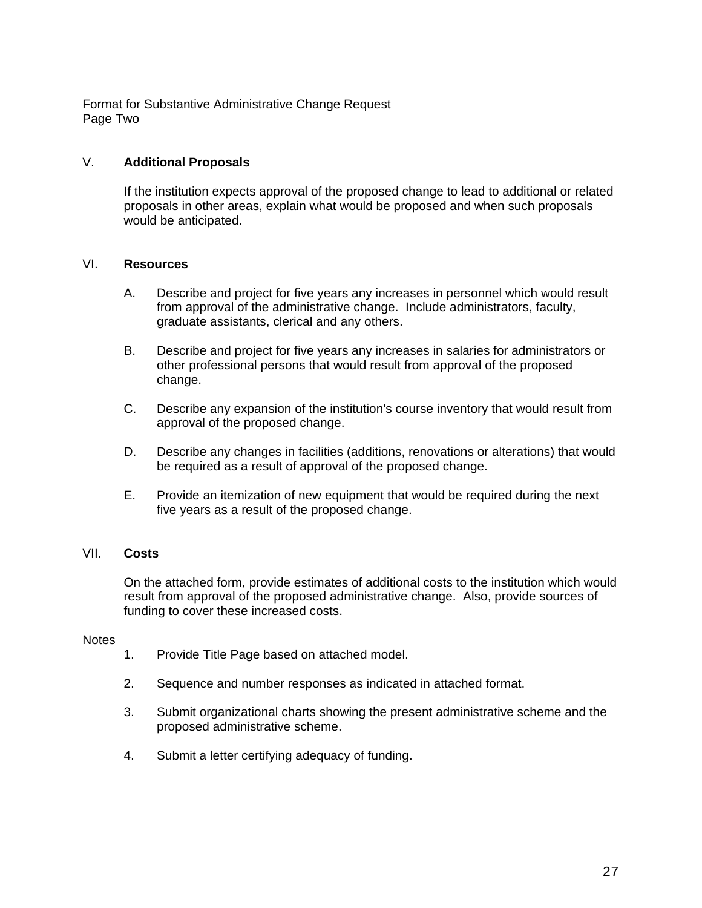Format for Substantive Administrative Change Request
Page Two

## V. Additional Proposals

If the institution expects approval of the proposed change to lead to additional or related proposals in other areas, explain what would be proposed and when such proposals would be anticipated.

## VI. Resources

A. Describe and project for five years any increases in personnel which would result from approval of the administrative change. Include administrators, faculty, graduate assistants, clerical and any others.

B. Describe and project for five years any increases in salaries for administrators or other professional persons that would result from approval of the proposed change.

C. Describe any expansion of the institution's course inventory that would result from approval of the proposed change.

D. Describe any changes in facilities (additions, renovations or alterations) that would be required as a result of approval of the proposed change.

E. Provide an itemization of new equipment that would be required during the next five years as a result of the proposed change.

## VII. Costs

On the attached form, provide estimates of additional costs to the institution which would result from approval of the proposed administrative change. Also, provide sources of funding to cover these increased costs.

Notes

1. Provide Title Page based on attached model.
2. Sequence and number responses as indicated in attached format.
3. Submit organizational charts showing the present administrative scheme and the proposed administrative scheme.
4. Submit a letter certifying adequacy of funding.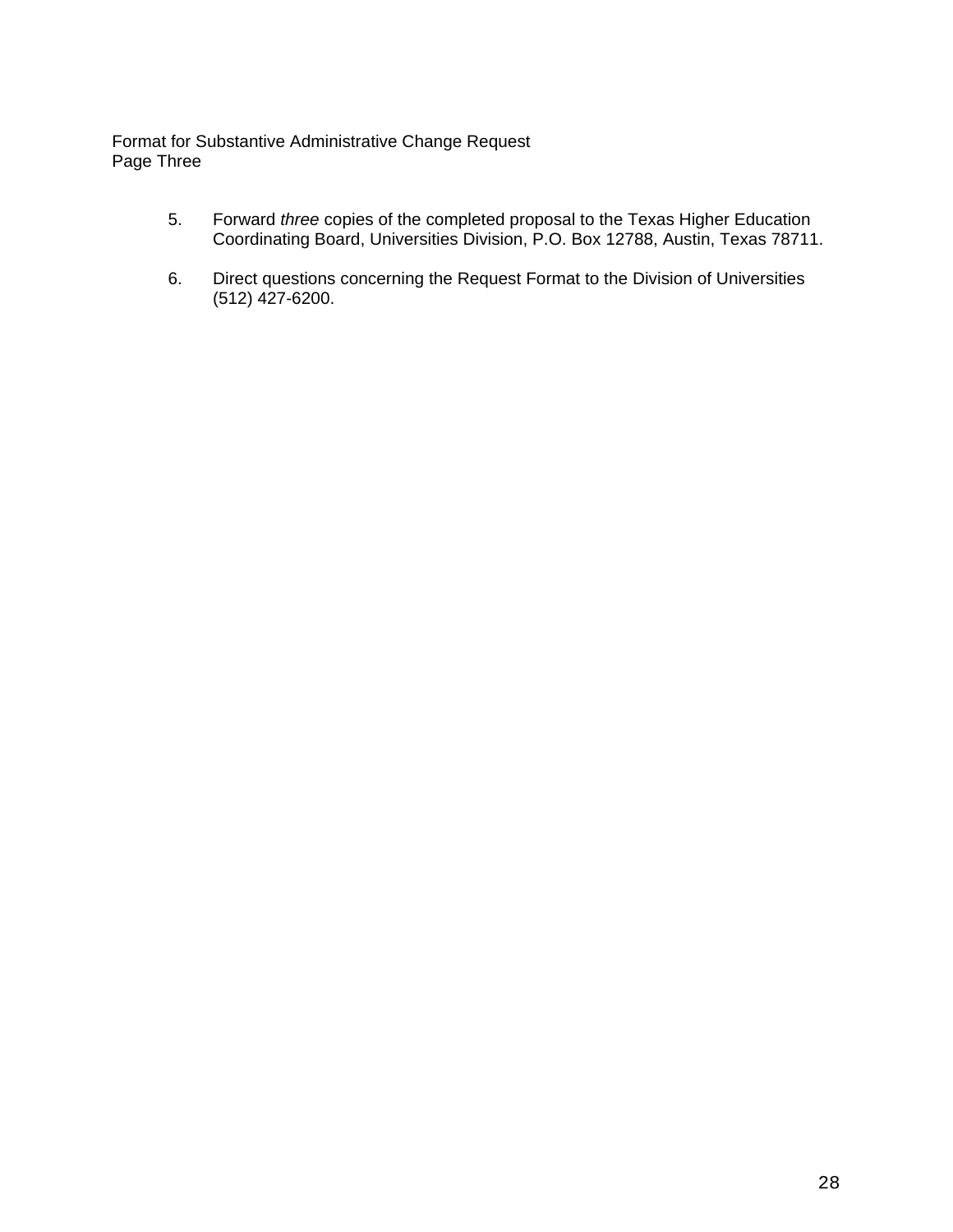Format for Substantive Administrative Change Request
Page Three

5. Forward *three* copies of the completed proposal to the Texas Higher Education Coordinating Board, Universities Division, P.O. Box 12788, Austin, Texas 78711.

6. Direct questions concerning the Request Format to the Division of Universities (512) 427-6200.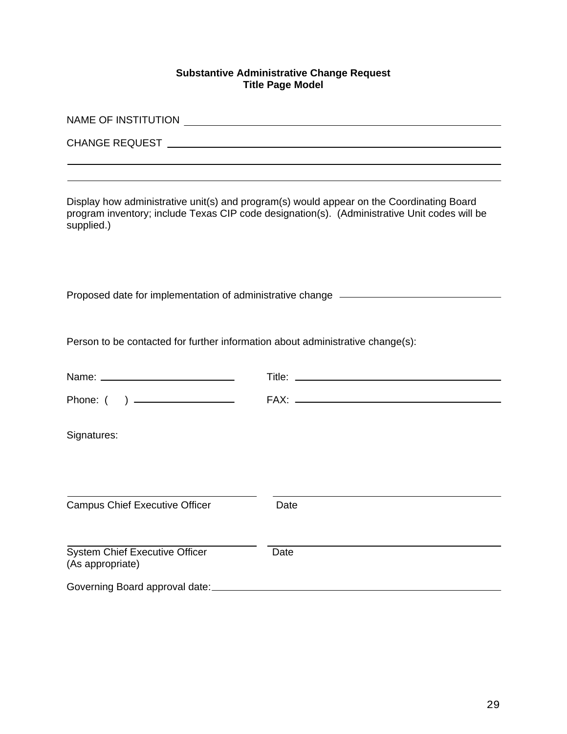**Substantive Administrative Change Request**
**Title Page Model**

NAME OF INSTITUTION ______________________________________________

CHANGE REQUEST ______________________________________________

______________________________________________

______________________________________________

Display how administrative unit(s) and program(s) would appear on the Coordinating Board program inventory; include Texas CIP code designation(s). (Administrative Unit codes will be supplied.)

Proposed date for implementation of administrative change ____________________

Person to be contacted for further information about administrative change(s):

Name: ____________________ Title: ____________________

Phone: ( ) ____________________ FAX: ____________________

Signatures:

____________________ ____________________
Campus Chief Executive Officer Date

____________________ ____________________
System Chief Executive Officer Date
(As appropriate)

Governing Board approval date: ____________________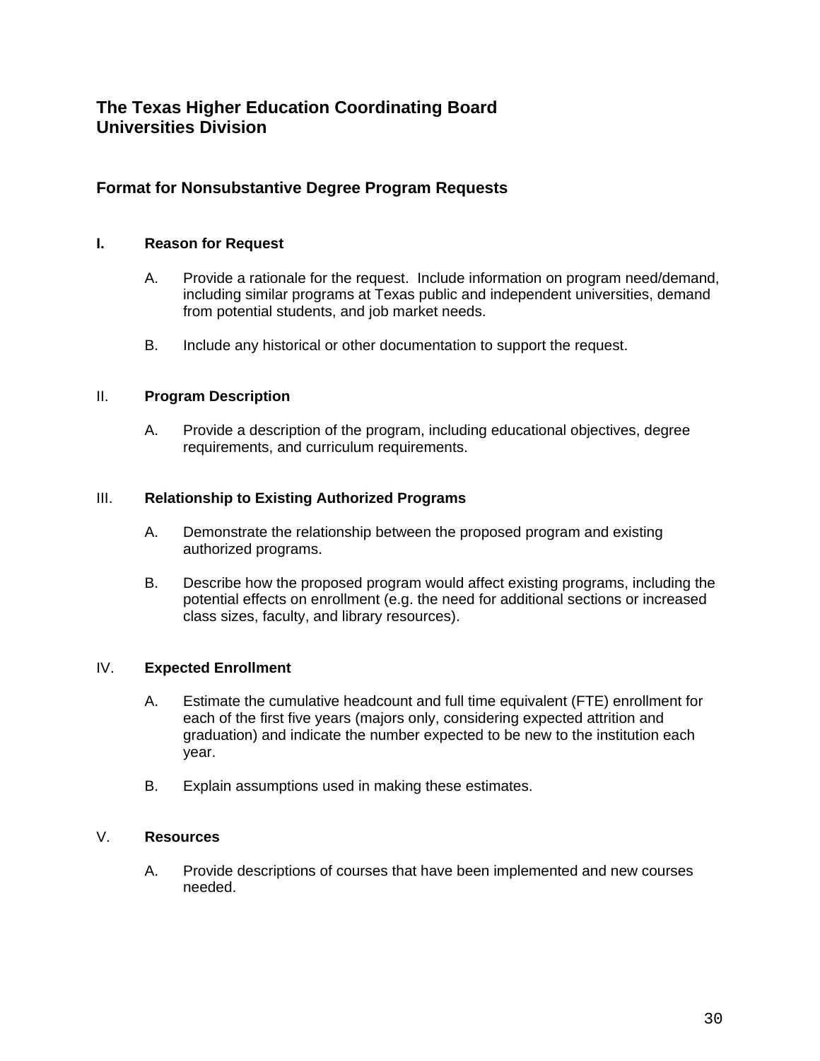# The Texas Higher Education Coordinating Board
# Universities Division

## Format for Nonsubstantive Degree Program Requests

### I. Reason for Request

A. Provide a rationale for the request. Include information on program need/demand, including similar programs at Texas public and independent universities, demand from potential students, and job market needs.

B. Include any historical or other documentation to support the request.

### II. Program Description

A. Provide a description of the program, including educational objectives, degree requirements, and curriculum requirements.

### III. Relationship to Existing Authorized Programs

A. Demonstrate the relationship between the proposed program and existing authorized programs.

B. Describe how the proposed program would affect existing programs, including the potential effects on enrollment (e.g. the need for additional sections or increased class sizes, faculty, and library resources).

### IV. Expected Enrollment

A. Estimate the cumulative headcount and full time equivalent (FTE) enrollment for each of the first five years (majors only, considering expected attrition and graduation) and indicate the number expected to be new to the institution each year.

B. Explain assumptions used in making these estimates.

### V. Resources

A. Provide descriptions of courses that have been implemented and new courses needed.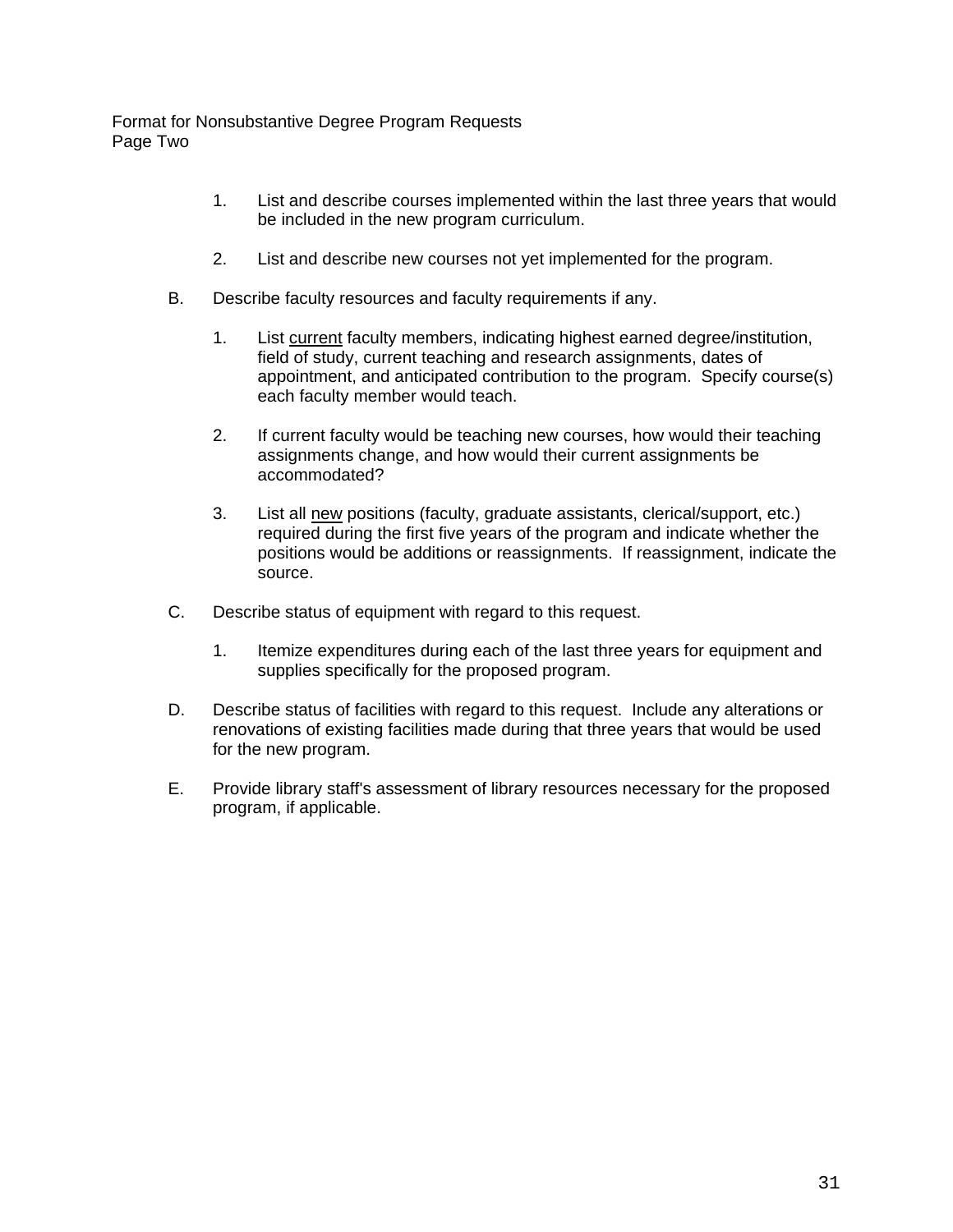1. List and describe courses implemented within the last three years that would be included in the new program curriculum.

2. List and describe new courses not yet implemented for the program.

B. Describe faculty resources and faculty requirements if any.

   1. List <u>current</u> faculty members, indicating highest earned degree/institution, field of study, current teaching and research assignments, dates of appointment, and anticipated contribution to the program. Specify course(s) each faculty member would teach.

   2. If current faculty would be teaching new courses, how would their teaching assignments change, and how would their current assignments be accommodated?

   3. List all <u>new</u> positions (faculty, graduate assistants, clerical/support, etc.) required during the first five years of the program and indicate whether the positions would be additions or reassignments. If reassignment, indicate the source.

C. Describe status of equipment with regard to this request.

   1. Itemize expenditures during each of the last three years for equipment and supplies specifically for the proposed program.

D. Describe status of facilities with regard to this request. Include any alterations or renovations of existing facilities made during that three years that would be used for the new program.

E. Provide library staff's assessment of library resources necessary for the proposed program, if applicable.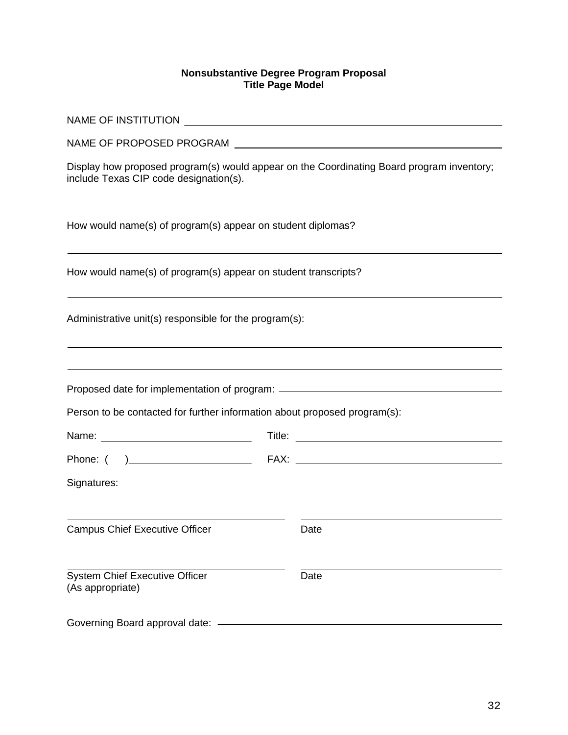**Nonsubstantive Degree Program Proposal**
**Title Page Model**

NAME OF INSTITUTION ____________________________________________

NAME OF PROPOSED PROGRAM ______________________________________

Display how proposed program(s) would appear on the Coordinating Board program inventory; include Texas CIP code designation(s).

How would name(s) of program(s) appear on student diplomas?

______________________________________________________________

How would name(s) of program(s) appear on student transcripts?

______________________________________________________________

Administrative unit(s) responsible for the program(s):

______________________________________________________________

______________________________________________________________

Proposed date for implementation of program: ______________________

Person to be contacted for further information about proposed program(s):

Name: ______________________ Title: ______________________

Phone: ( ) ______________________ FAX: ______________________

Signatures:

______________________________ ______________________________
Campus Chief Executive Officer Date

______________________________ ______________________________
System Chief Executive Officer Date
(As appropriate)

Governing Board approval date: ______________________________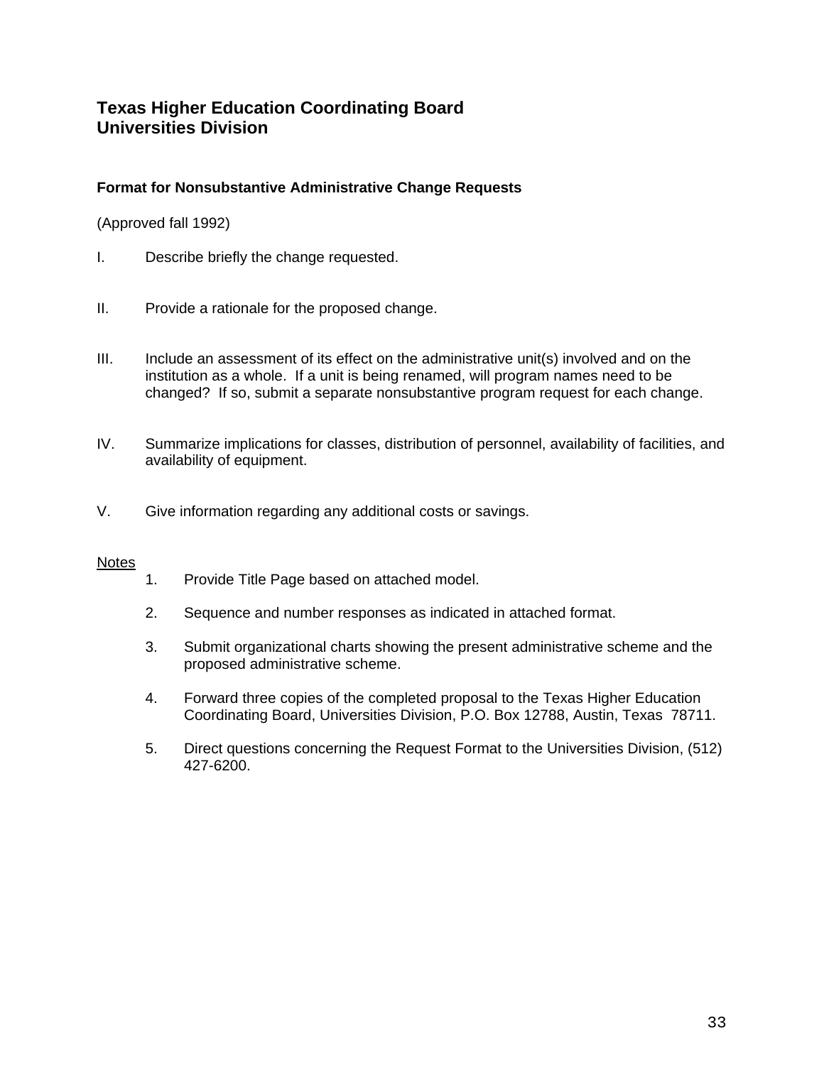## Texas Higher Education Coordinating Board
## Universities Division

### Format for Nonsubstantive Administrative Change Requests

(Approved fall 1992)

I. Describe briefly the change requested.

II. Provide a rationale for the proposed change.

III. Include an assessment of its effect on the administrative unit(s) involved and on the institution as a whole. If a unit is being renamed, will program names need to be changed? If so, submit a separate nonsubstantive program request for each change.

IV. Summarize implications for classes, distribution of personnel, availability of facilities, and availability of equipment.

V. Give information regarding any additional costs or savings.

<u>Notes</u>

1. Provide Title Page based on attached model.

2. Sequence and number responses as indicated in attached format.

3. Submit organizational charts showing the present administrative scheme and the proposed administrative scheme.

4. Forward three copies of the completed proposal to the Texas Higher Education Coordinating Board, Universities Division, P.O. Box 12788, Austin, Texas 78711.

5. Direct questions concerning the Request Format to the Universities Division, (512) 427-6200.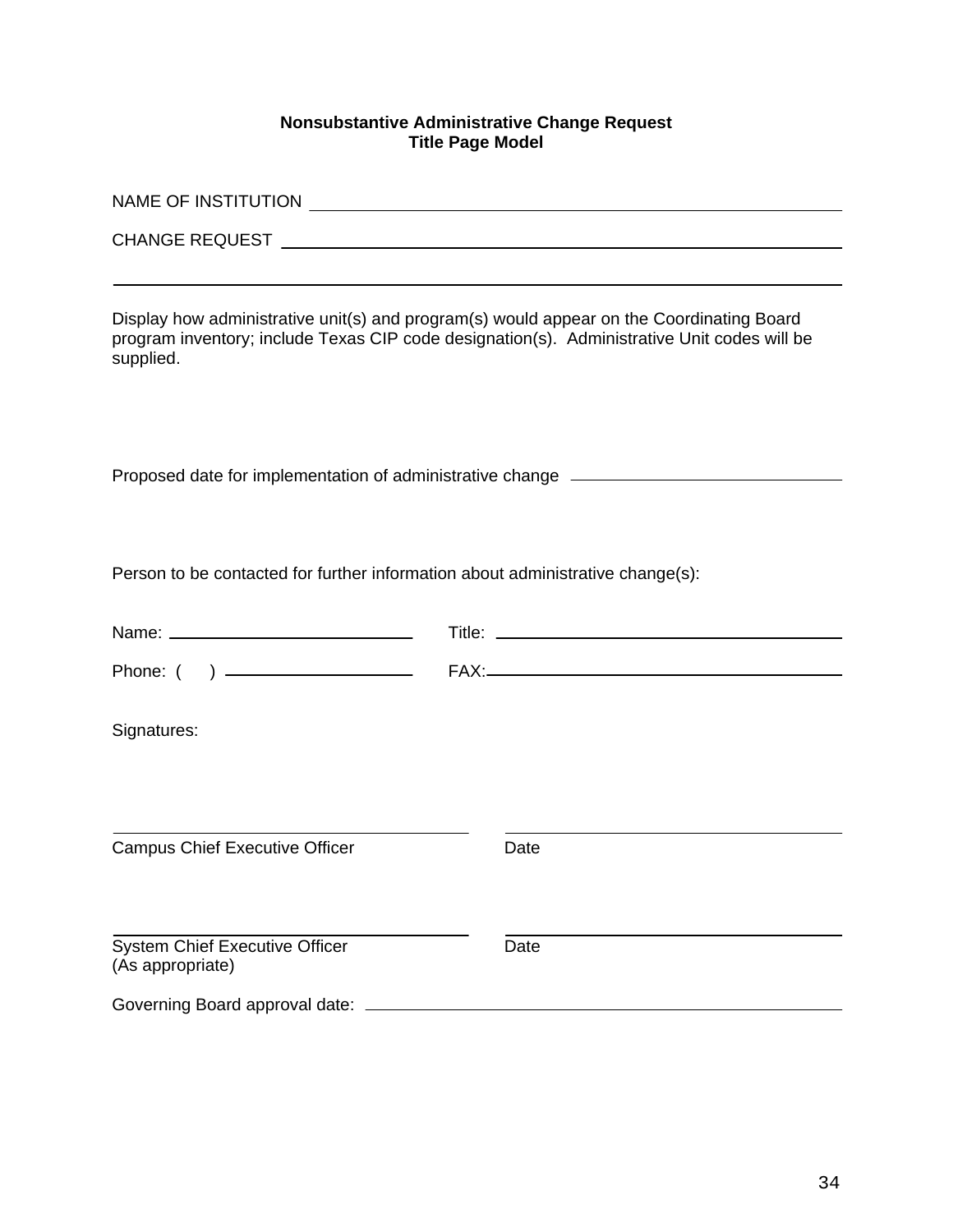**Nonsubstantive Administrative Change Request**
**Title Page Model**

NAME OF INSTITUTION ______________________________________________

CHANGE REQUEST ______________________________________________

______________________________________________________________

Display how administrative unit(s) and program(s) would appear on the Coordinating Board program inventory; include Texas CIP code designation(s). Administrative Unit codes will be supplied.

Proposed date for implementation of administrative change ____________________

Person to be contacted for further information about administrative change(s):

Name: ______________________ Title: ______________________________

Phone: (    ) __________________ FAX: ______________________________

Signatures:

______________________________ ______________________________
Campus Chief Executive Officer Date

______________________________ ______________________________
System Chief Executive Officer Date
(As appropriate)

Governing Board approval date: ______________________________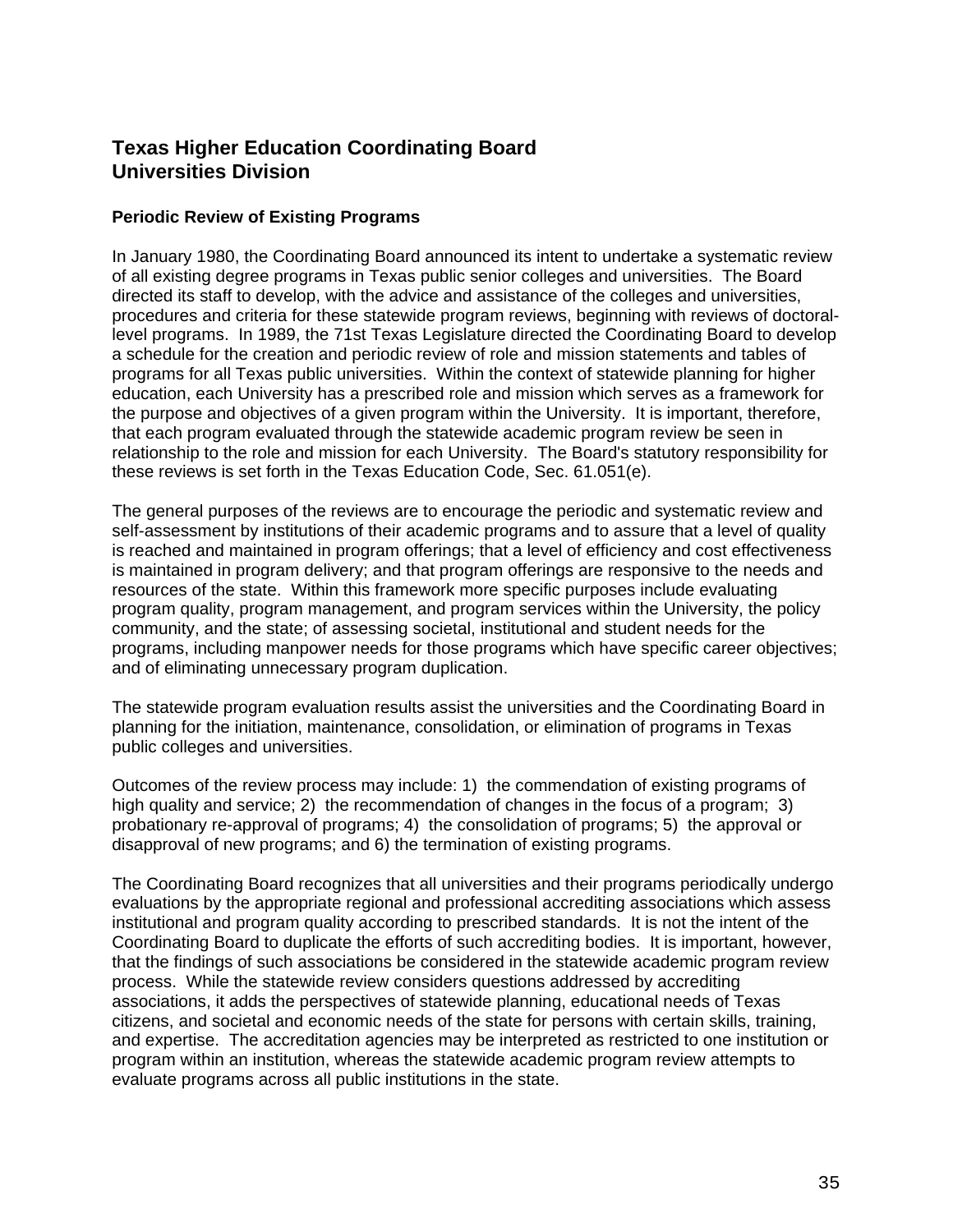# Texas Higher Education Coordinating Board
# Universities Division

### Periodic Review of Existing Programs

In January 1980, the Coordinating Board announced its intent to undertake a systematic review of all existing degree programs in Texas public senior colleges and universities. The Board directed its staff to develop, with the advice and assistance of the colleges and universities, procedures and criteria for these statewide program reviews, beginning with reviews of doctoral-level programs. In 1989, the 71st Texas Legislature directed the Coordinating Board to develop a schedule for the creation and periodic review of role and mission statements and tables of programs for all Texas public universities. Within the context of statewide planning for higher education, each University has a prescribed role and mission which serves as a framework for the purpose and objectives of a given program within the University. It is important, therefore, that each program evaluated through the statewide academic program review be seen in relationship to the role and mission for each University. The Board's statutory responsibility for these reviews is set forth in the Texas Education Code, Sec. 61.051(e).

The general purposes of the reviews are to encourage the periodic and systematic review and self-assessment by institutions of their academic programs and to assure that a level of quality is reached and maintained in program offerings; that a level of efficiency and cost effectiveness is maintained in program delivery; and that program offerings are responsive to the needs and resources of the state. Within this framework more specific purposes include evaluating program quality, program management, and program services within the University, the policy community, and the state; of assessing societal, institutional and student needs for the programs, including manpower needs for those programs which have specific career objectives; and of eliminating unnecessary program duplication.

The statewide program evaluation results assist the universities and the Coordinating Board in planning for the initiation, maintenance, consolidation, or elimination of programs in Texas public colleges and universities.

Outcomes of the review process may include: 1) the commendation of existing programs of high quality and service; 2) the recommendation of changes in the focus of a program; 3) probationary re-approval of programs; 4) the consolidation of programs; 5) the approval or disapproval of new programs; and 6) the termination of existing programs.

The Coordinating Board recognizes that all universities and their programs periodically undergo evaluations by the appropriate regional and professional accrediting associations which assess institutional and program quality according to prescribed standards. It is not the intent of the Coordinating Board to duplicate the efforts of such accrediting bodies. It is important, however, that the findings of such associations be considered in the statewide academic program review process. While the statewide review considers questions addressed by accrediting associations, it adds the perspectives of statewide planning, educational needs of Texas citizens, and societal and economic needs of the state for persons with certain skills, training, and expertise. The accreditation agencies may be interpreted as restricted to one institution or program within an institution, whereas the statewide academic program review attempts to evaluate programs across all public institutions in the state.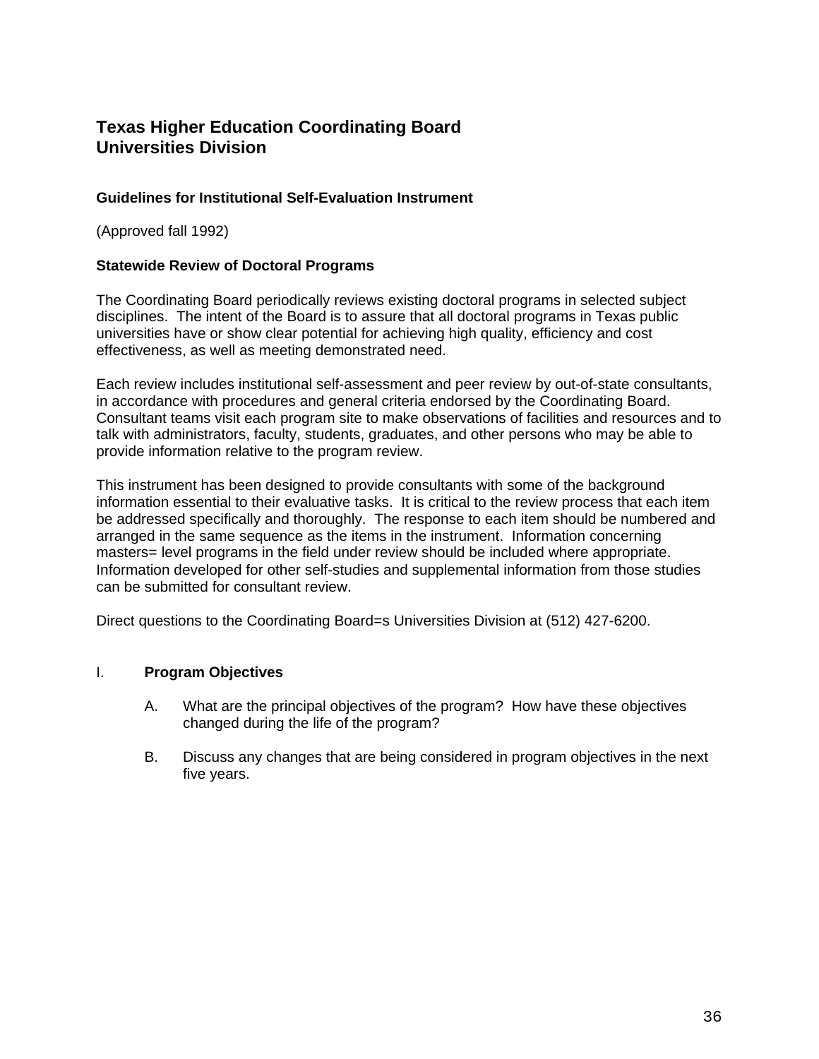# Texas Higher Education Coordinating Board
# Universities Division

### Guidelines for Institutional Self-Evaluation Instrument

(Approved fall 1992)

### Statewide Review of Doctoral Programs

The Coordinating Board periodically reviews existing doctoral programs in selected subject disciplines. The intent of the Board is to assure that all doctoral programs in Texas public universities have or show clear potential for achieving high quality, efficiency and cost effectiveness, as well as meeting demonstrated need.

Each review includes institutional self-assessment and peer review by out-of-state consultants, in accordance with procedures and general criteria endorsed by the Coordinating Board. Consultant teams visit each program site to make observations of facilities and resources and to talk with administrators, faculty, students, graduates, and other persons who may be able to provide information relative to the program review.

This instrument has been designed to provide consultants with some of the background information essential to their evaluative tasks. It is critical to the review process that each item be addressed specifically and thoroughly. The response to each item should be numbered and arranged in the same sequence as the items in the instrument. Information concerning masters= level programs in the field under review should be included where appropriate. Information developed for other self-studies and supplemental information from those studies can be submitted for consultant review.

Direct questions to the Coordinating Board=s Universities Division at (512) 427-6200.

I. **Program Objectives**

   A. What are the principal objectives of the program? How have these objectives changed during the life of the program?

   B. Discuss any changes that are being considered in program objectives in the next five years.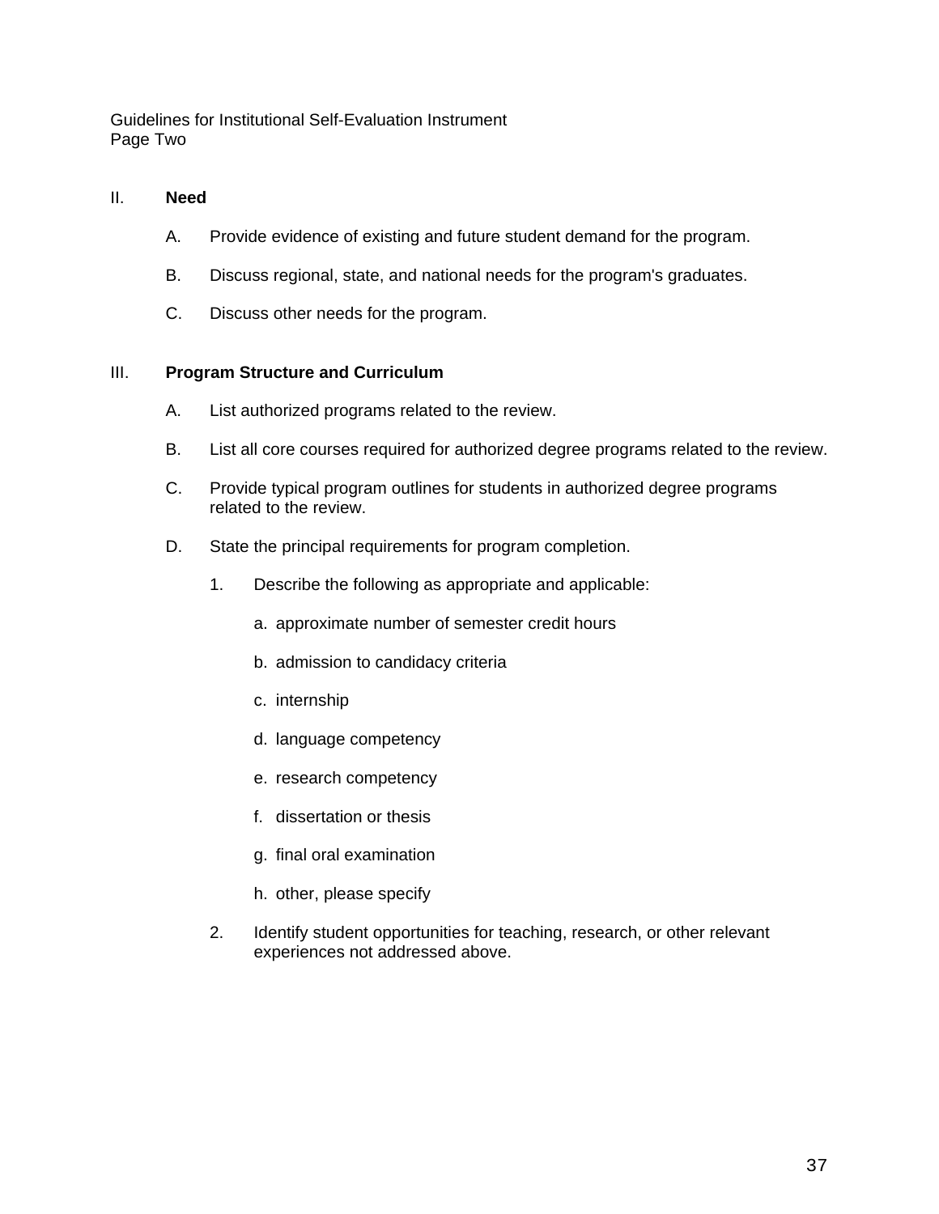## II. Need

A. Provide evidence of existing and future student demand for the program.

B. Discuss regional, state, and national needs for the program's graduates.

C. Discuss other needs for the program.

## III. Program Structure and Curriculum

A. List authorized programs related to the review.

B. List all core courses required for authorized degree programs related to the review.

C. Provide typical program outlines for students in authorized degree programs related to the review.

D. State the principal requirements for program completion.

1. Describe the following as appropriate and applicable:

   a. approximate number of semester credit hours

   b. admission to candidacy criteria

   c. internship

   d. language competency

   e. research competency

   f. dissertation or thesis

   g. final oral examination

   h. other, please specify

2. Identify student opportunities for teaching, research, or other relevant experiences not addressed above.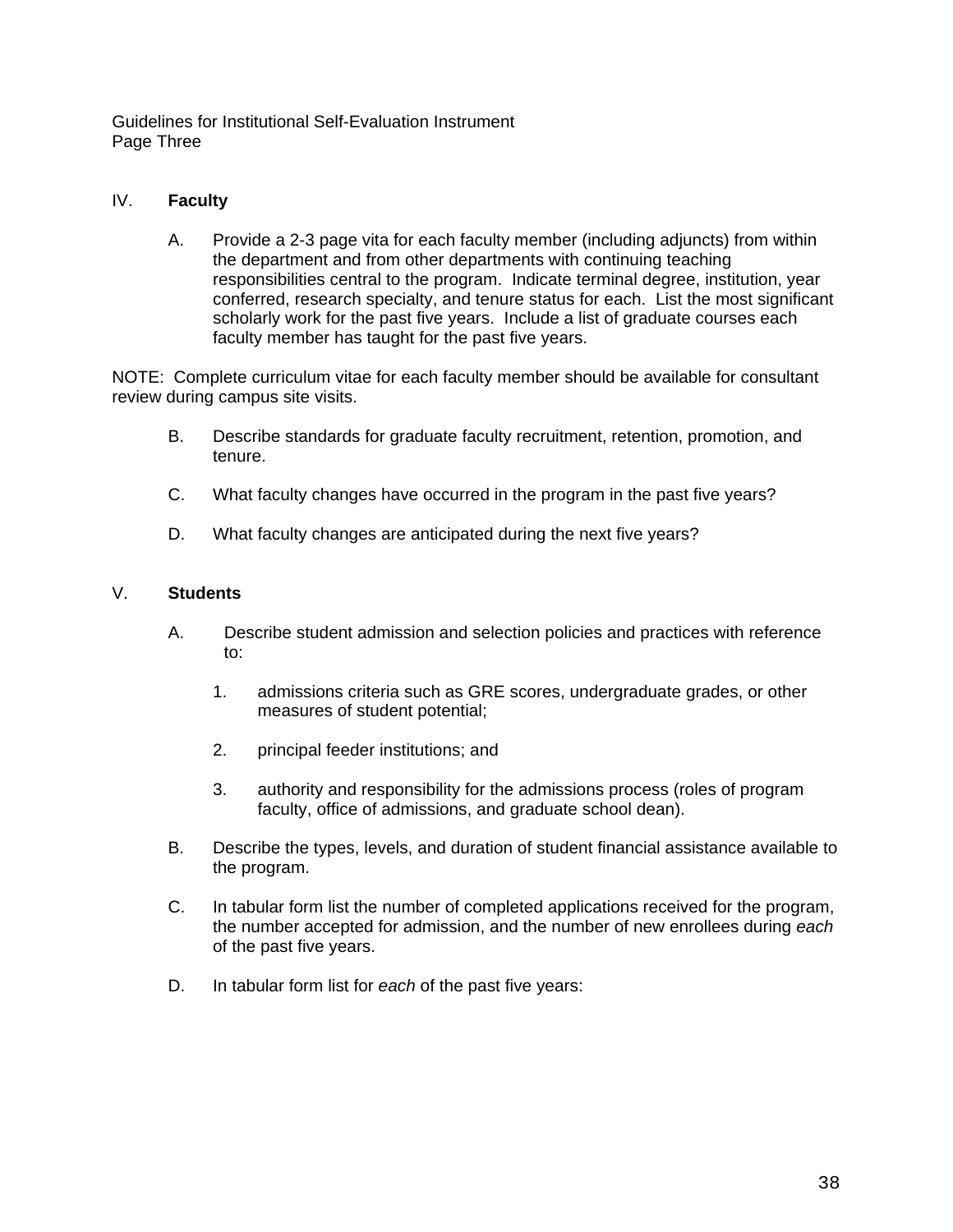## IV. Faculty

A. Provide a 2-3 page vita for each faculty member (including adjuncts) from within the department and from other departments with continuing teaching responsibilities central to the program. Indicate terminal degree, institution, year conferred, research specialty, and tenure status for each. List the most significant scholarly work for the past five years. Include a list of graduate courses each faculty member has taught for the past five years.

NOTE: Complete curriculum vitae for each faculty member should be available for consultant review during campus site visits.

B. Describe standards for graduate faculty recruitment, retention, promotion, and tenure.

C. What faculty changes have occurred in the program in the past five years?

D. What faculty changes are anticipated during the next five years?

## V. Students

A. Describe student admission and selection policies and practices with reference to:

1. admissions criteria such as GRE scores, undergraduate grades, or other measures of student potential;

2. principal feeder institutions; and

3. authority and responsibility for the admissions process (roles of program faculty, office of admissions, and graduate school dean).

B. Describe the types, levels, and duration of student financial assistance available to the program.

C. In tabular form list the number of completed applications received for the program, the number accepted for admission, and the number of new enrollees during *each* of the past five years.

D. In tabular form list for *each* of the past five years: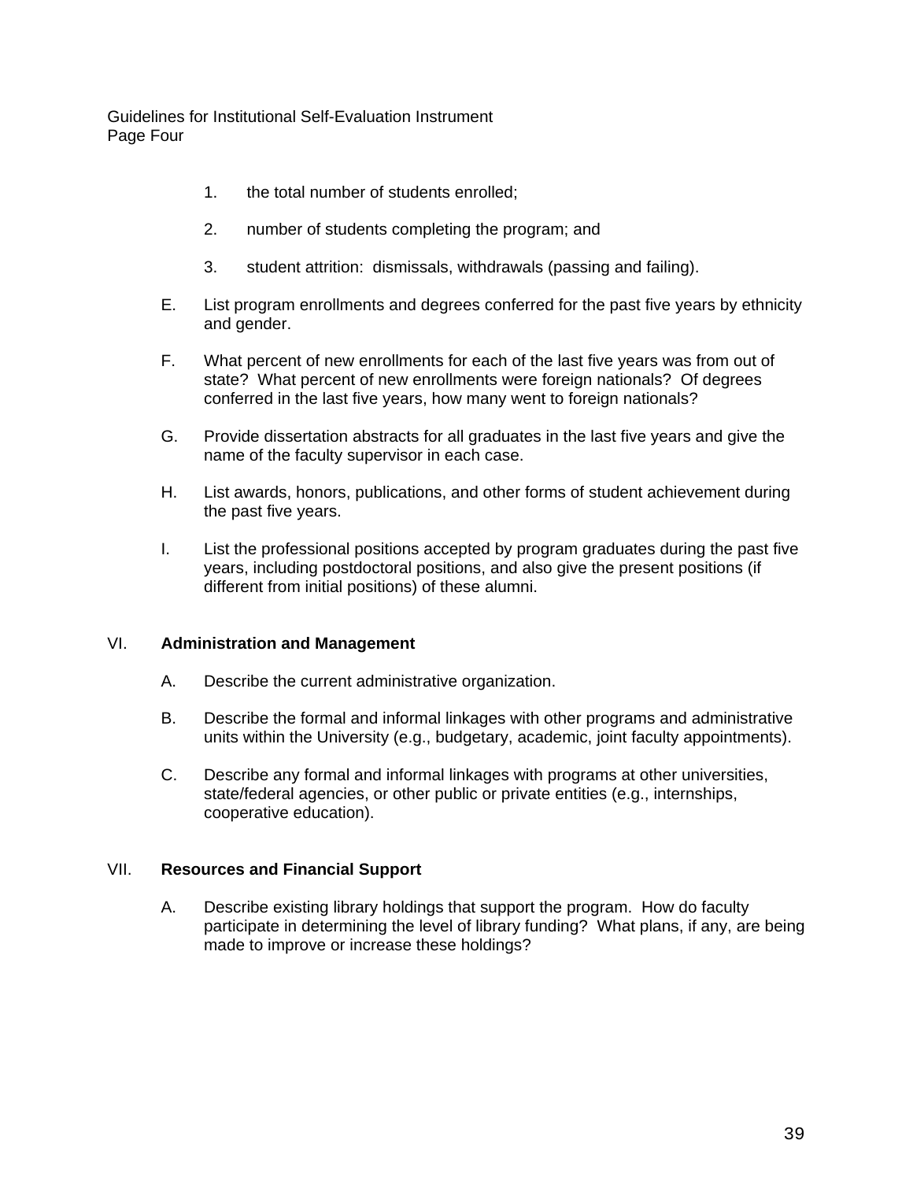1. the total number of students enrolled;

2. number of students completing the program; and

3. student attrition: dismissals, withdrawals (passing and failing).

E. List program enrollments and degrees conferred for the past five years by ethnicity and gender.

F. What percent of new enrollments for each of the last five years was from out of state? What percent of new enrollments were foreign nationals? Of degrees conferred in the last five years, how many went to foreign nationals?

G. Provide dissertation abstracts for all graduates in the last five years and give the name of the faculty supervisor in each case.

H. List awards, honors, publications, and other forms of student achievement during the past five years.

I. List the professional positions accepted by program graduates during the past five years, including postdoctoral positions, and also give the present positions (if different from initial positions) of these alumni.

## VI. **Administration and Management**

A. Describe the current administrative organization.

B. Describe the formal and informal linkages with other programs and administrative units within the University (e.g., budgetary, academic, joint faculty appointments).

C. Describe any formal and informal linkages with programs at other universities, state/federal agencies, or other public or private entities (e.g., internships, cooperative education).

## VII. **Resources and Financial Support**

A. Describe existing library holdings that support the program. How do faculty participate in determining the level of library funding? What plans, if any, are being made to improve or increase these holdings?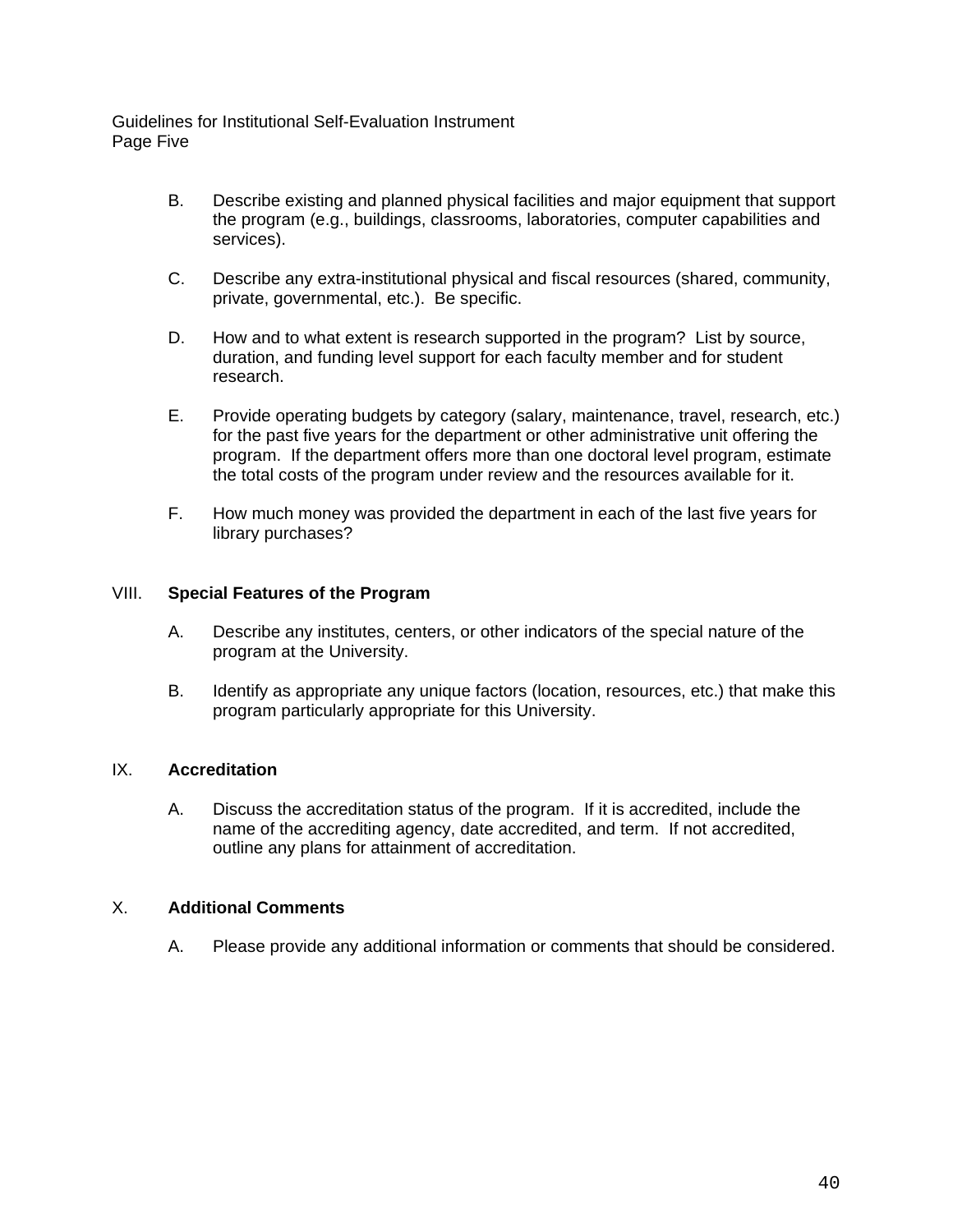B. Describe existing and planned physical facilities and major equipment that support the program (e.g., buildings, classrooms, laboratories, computer capabilities and services).

C. Describe any extra-institutional physical and fiscal resources (shared, community, private, governmental, etc.). Be specific.

D. How and to what extent is research supported in the program? List by source, duration, and funding level support for each faculty member and for student research.

E. Provide operating budgets by category (salary, maintenance, travel, research, etc.) for the past five years for the department or other administrative unit offering the program. If the department offers more than one doctoral level program, estimate the total costs of the program under review and the resources available for it.

F. How much money was provided the department in each of the last five years for library purchases?

## VIII. **Special Features of the Program**

A. Describe any institutes, centers, or other indicators of the special nature of the program at the University.

B. Identify as appropriate any unique factors (location, resources, etc.) that make this program particularly appropriate for this University.

## IX. **Accreditation**

A. Discuss the accreditation status of the program. If it is accredited, include the name of the accrediting agency, date accredited, and term. If not accredited, outline any plans for attainment of accreditation.

## X. **Additional Comments**

A. Please provide any additional information or comments that should be considered.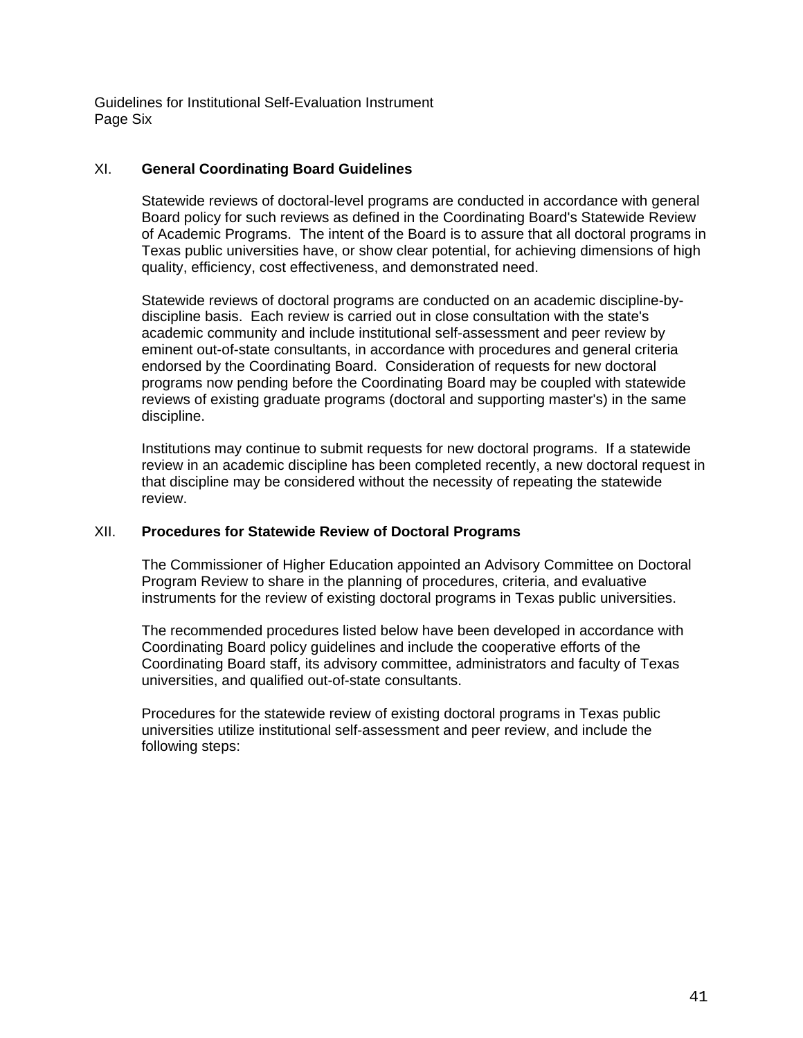## XI. General Coordinating Board Guidelines

Statewide reviews of doctoral-level programs are conducted in accordance with general Board policy for such reviews as defined in the Coordinating Board's Statewide Review of Academic Programs. The intent of the Board is to assure that all doctoral programs in Texas public universities have, or show clear potential, for achieving dimensions of high quality, efficiency, cost effectiveness, and demonstrated need.

Statewide reviews of doctoral programs are conducted on an academic discipline-by-discipline basis. Each review is carried out in close consultation with the state's academic community and include institutional self-assessment and peer review by eminent out-of-state consultants, in accordance with procedures and general criteria endorsed by the Coordinating Board. Consideration of requests for new doctoral programs now pending before the Coordinating Board may be coupled with statewide reviews of existing graduate programs (doctoral and supporting master's) in the same discipline.

Institutions may continue to submit requests for new doctoral programs. If a statewide review in an academic discipline has been completed recently, a new doctoral request in that discipline may be considered without the necessity of repeating the statewide review.

## XII. Procedures for Statewide Review of Doctoral Programs

The Commissioner of Higher Education appointed an Advisory Committee on Doctoral Program Review to share in the planning of procedures, criteria, and evaluative instruments for the review of existing doctoral programs in Texas public universities.

The recommended procedures listed below have been developed in accordance with Coordinating Board policy guidelines and include the cooperative efforts of the Coordinating Board staff, its advisory committee, administrators and faculty of Texas universities, and qualified out-of-state consultants.

Procedures for the statewide review of existing doctoral programs in Texas public universities utilize institutional self-assessment and peer review, and include the following steps: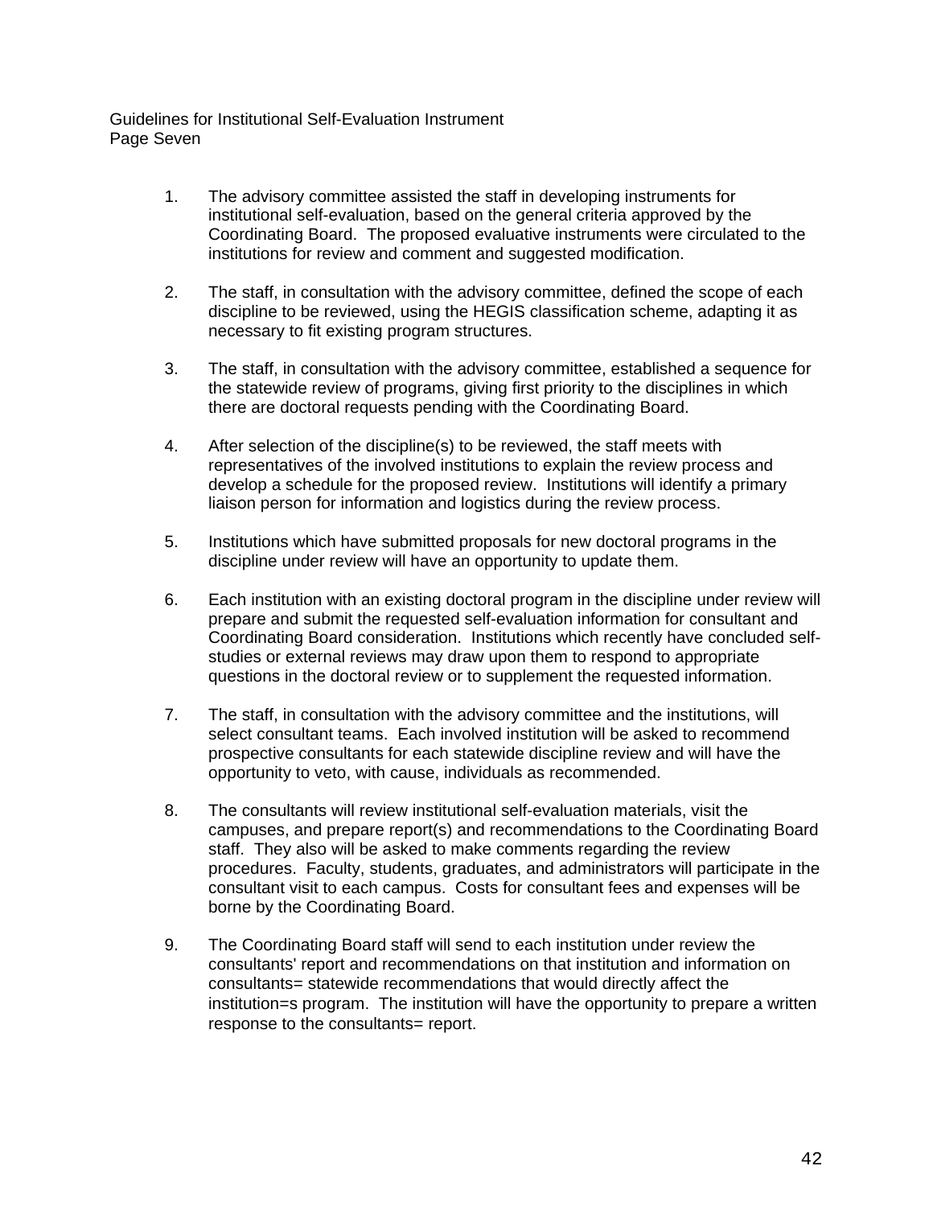1. The advisory committee assisted the staff in developing instruments for institutional self-evaluation, based on the general criteria approved by the Coordinating Board. The proposed evaluative instruments were circulated to the institutions for review and comment and suggested modification.

2. The staff, in consultation with the advisory committee, defined the scope of each discipline to be reviewed, using the HEGIS classification scheme, adapting it as necessary to fit existing program structures.

3. The staff, in consultation with the advisory committee, established a sequence for the statewide review of programs, giving first priority to the disciplines in which there are doctoral requests pending with the Coordinating Board.

4. After selection of the discipline(s) to be reviewed, the staff meets with representatives of the involved institutions to explain the review process and develop a schedule for the proposed review. Institutions will identify a primary liaison person for information and logistics during the review process.

5. Institutions which have submitted proposals for new doctoral programs in the discipline under review will have an opportunity to update them.

6. Each institution with an existing doctoral program in the discipline under review will prepare and submit the requested self-evaluation information for consultant and Coordinating Board consideration. Institutions which recently have concluded self-studies or external reviews may draw upon them to respond to appropriate questions in the doctoral review or to supplement the requested information.

7. The staff, in consultation with the advisory committee and the institutions, will select consultant teams. Each involved institution will be asked to recommend prospective consultants for each statewide discipline review and will have the opportunity to veto, with cause, individuals as recommended.

8. The consultants will review institutional self-evaluation materials, visit the campuses, and prepare report(s) and recommendations to the Coordinating Board staff. They also will be asked to make comments regarding the review procedures. Faculty, students, graduates, and administrators will participate in the consultant visit to each campus. Costs for consultant fees and expenses will be borne by the Coordinating Board.

9. The Coordinating Board staff will send to each institution under review the consultants' report and recommendations on that institution and information on consultants= statewide recommendations that would directly affect the institution=s program. The institution will have the opportunity to prepare a written response to the consultants= report.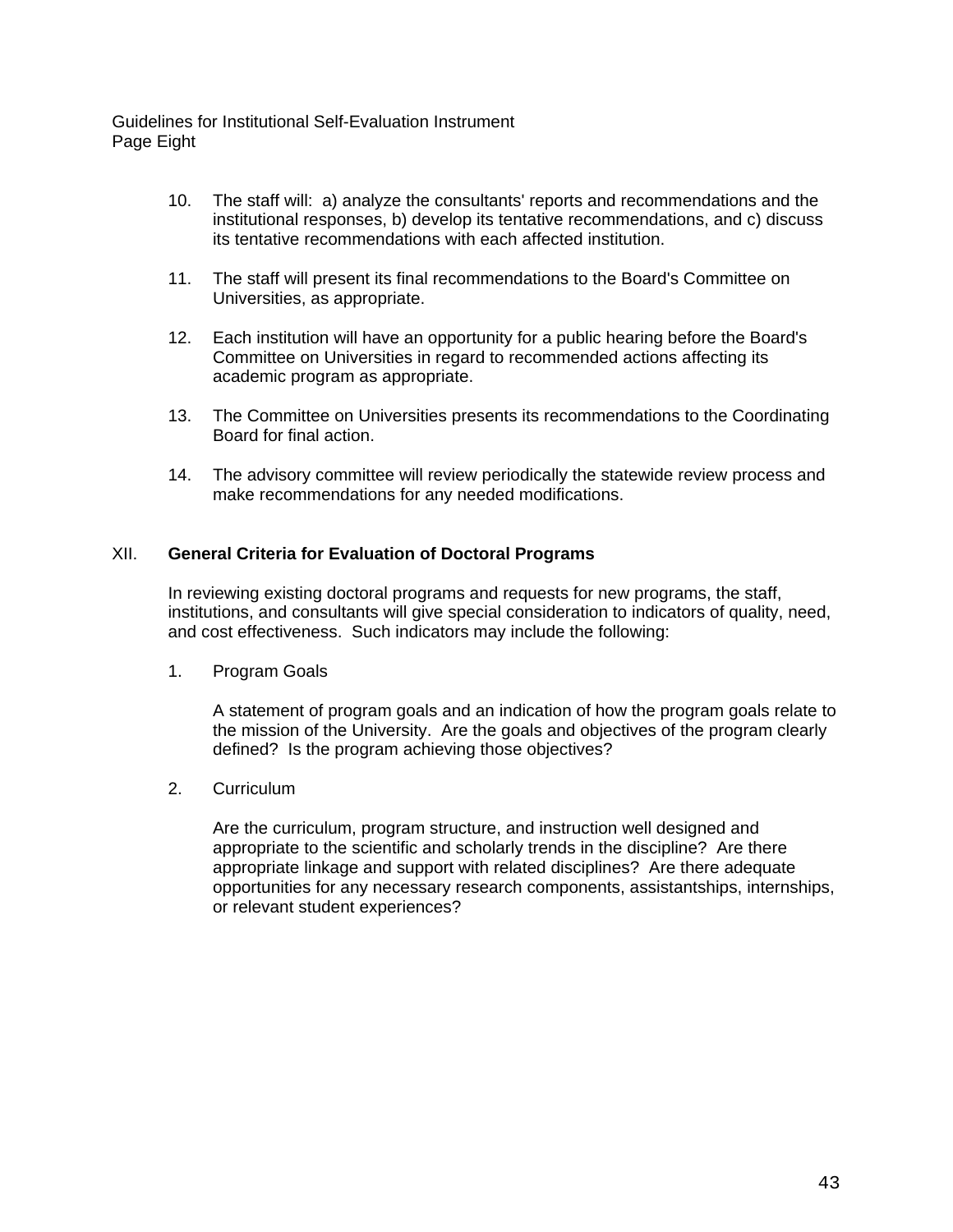10. The staff will: a) analyze the consultants' reports and recommendations and the institutional responses, b) develop its tentative recommendations, and c) discuss its tentative recommendations with each affected institution.

11. The staff will present its final recommendations to the Board's Committee on Universities, as appropriate.

12. Each institution will have an opportunity for a public hearing before the Board's Committee on Universities in regard to recommended actions affecting its academic program as appropriate.

13. The Committee on Universities presents its recommendations to the Coordinating Board for final action.

14. The advisory committee will review periodically the statewide review process and make recommendations for any needed modifications.

## XII. General Criteria for Evaluation of Doctoral Programs

In reviewing existing doctoral programs and requests for new programs, the staff, institutions, and consultants will give special consideration to indicators of quality, need, and cost effectiveness. Such indicators may include the following:

1. Program Goals

   A statement of program goals and an indication of how the program goals relate to the mission of the University. Are the goals and objectives of the program clearly defined? Is the program achieving those objectives?

2. Curriculum

   Are the curriculum, program structure, and instruction well designed and appropriate to the scientific and scholarly trends in the discipline? Are there appropriate linkage and support with related disciplines? Are there adequate opportunities for any necessary research components, assistantships, internships, or relevant student experiences?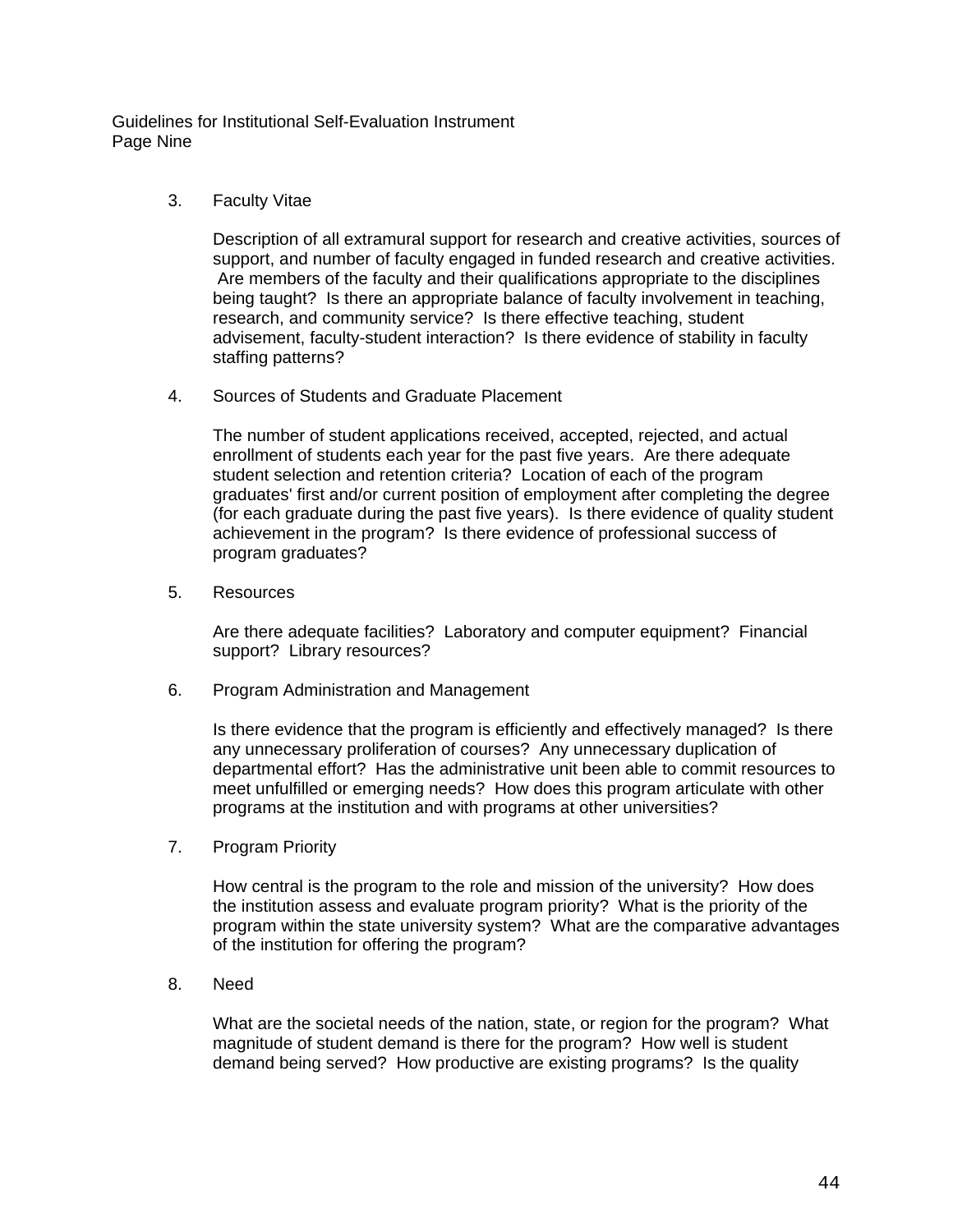3. Faculty Vitae

   Description of all extramural support for research and creative activities, sources of support, and number of faculty engaged in funded research and creative activities. Are members of the faculty and their qualifications appropriate to the disciplines being taught? Is there an appropriate balance of faculty involvement in teaching, research, and community service? Is there effective teaching, student advisement, faculty-student interaction? Is there evidence of stability in faculty staffing patterns?

4. Sources of Students and Graduate Placement

   The number of student applications received, accepted, rejected, and actual enrollment of students each year for the past five years. Are there adequate student selection and retention criteria? Location of each of the program graduates' first and/or current position of employment after completing the degree (for each graduate during the past five years). Is there evidence of quality student achievement in the program? Is there evidence of professional success of program graduates?

5. Resources

   Are there adequate facilities? Laboratory and computer equipment? Financial support? Library resources?

6. Program Administration and Management

   Is there evidence that the program is efficiently and effectively managed? Is there any unnecessary proliferation of courses? Any unnecessary duplication of departmental effort? Has the administrative unit been able to commit resources to meet unfulfilled or emerging needs? How does this program articulate with other programs at the institution and with programs at other universities?

7. Program Priority

   How central is the program to the role and mission of the university? How does the institution assess and evaluate program priority? What is the priority of the program within the state university system? What are the comparative advantages of the institution for offering the program?

8. Need

   What are the societal needs of the nation, state, or region for the program? What magnitude of student demand is there for the program? How well is student demand being served? How productive are existing programs? Is the quality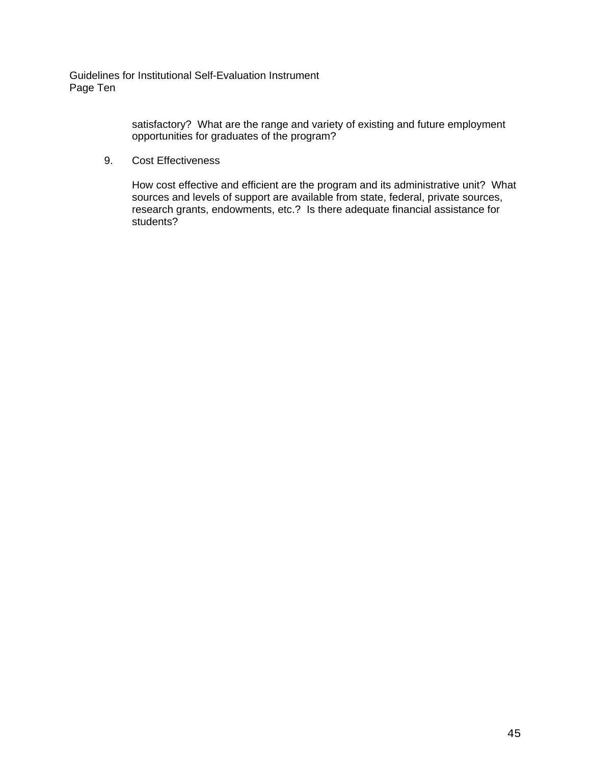satisfactory? What are the range and variety of existing and future employment opportunities for graduates of the program?

9. Cost Effectiveness

   How cost effective and efficient are the program and its administrative unit? What sources and levels of support are available from state, federal, private sources, research grants, endowments, etc.? Is there adequate financial assistance for students?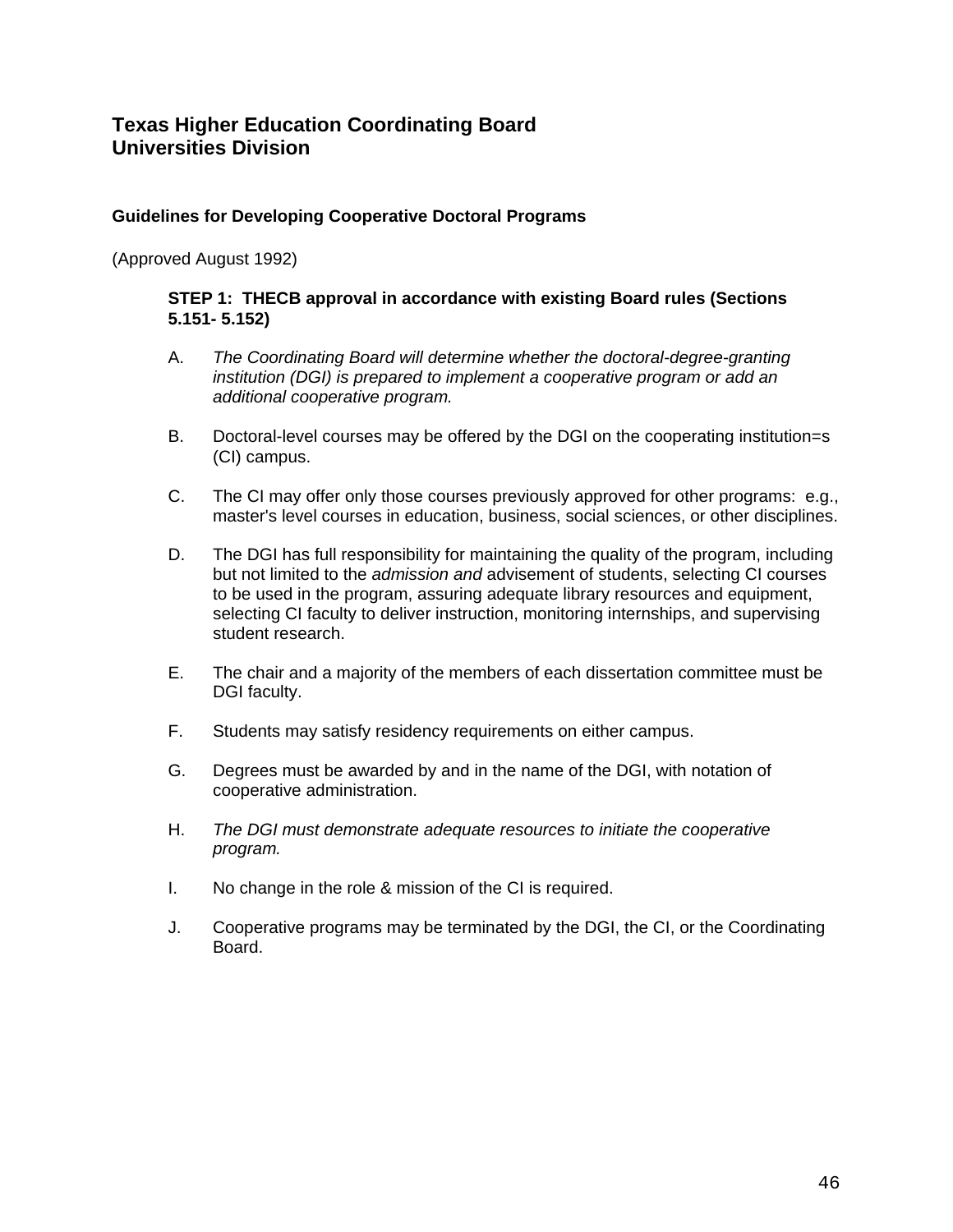# Texas Higher Education Coordinating Board
# Universities Division

### Guidelines for Developing Cooperative Doctoral Programs

(Approved August 1992)

**STEP 1: THECB approval in accordance with existing Board rules (Sections 5.151- 5.152)**

A. *The Coordinating Board will determine whether the doctoral-degree-granting institution (DGI) is prepared to implement a cooperative program or add an additional cooperative program.*

B. Doctoral-level courses may be offered by the DGI on the cooperating institution=s (CI) campus.

C. The CI may offer only those courses previously approved for other programs: e.g., master's level courses in education, business, social sciences, or other disciplines.

D. The DGI has full responsibility for maintaining the quality of the program, including but not limited to the *admission and* advisement of students, selecting CI courses to be used in the program, assuring adequate library resources and equipment, selecting CI faculty to deliver instruction, monitoring internships, and supervising student research.

E. The chair and a majority of the members of each dissertation committee must be DGI faculty.

F. Students may satisfy residency requirements on either campus.

G. Degrees must be awarded by and in the name of the DGI, with notation of cooperative administration.

H. *The DGI must demonstrate adequate resources to initiate the cooperative program.*

I. No change in the role & mission of the CI is required.

J. Cooperative programs may be terminated by the DGI, the CI, or the Coordinating Board.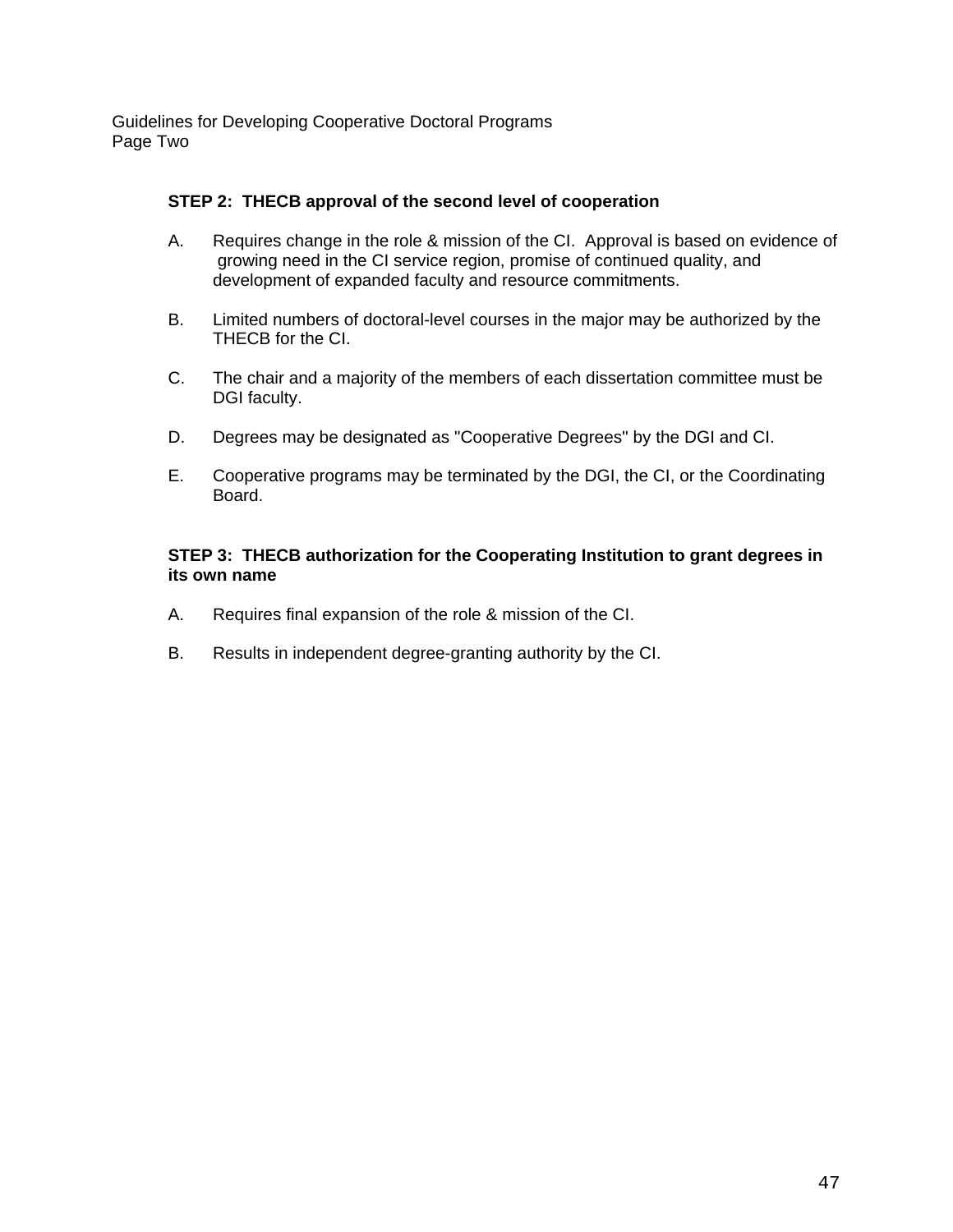**STEP 2: THECB approval of the second level of cooperation**

A. Requires change in the role & mission of the CI. Approval is based on evidence of growing need in the CI service region, promise of continued quality, and development of expanded faculty and resource commitments.

B. Limited numbers of doctoral-level courses in the major may be authorized by the THECB for the CI.

C. The chair and a majority of the members of each dissertation committee must be DGI faculty.

D. Degrees may be designated as "Cooperative Degrees" by the DGI and CI.

E. Cooperative programs may be terminated by the DGI, the CI, or the Coordinating Board.

**STEP 3: THECB authorization for the Cooperating Institution to grant degrees in its own name**

A. Requires final expansion of the role & mission of the CI.

B. Results in independent degree-granting authority by the CI.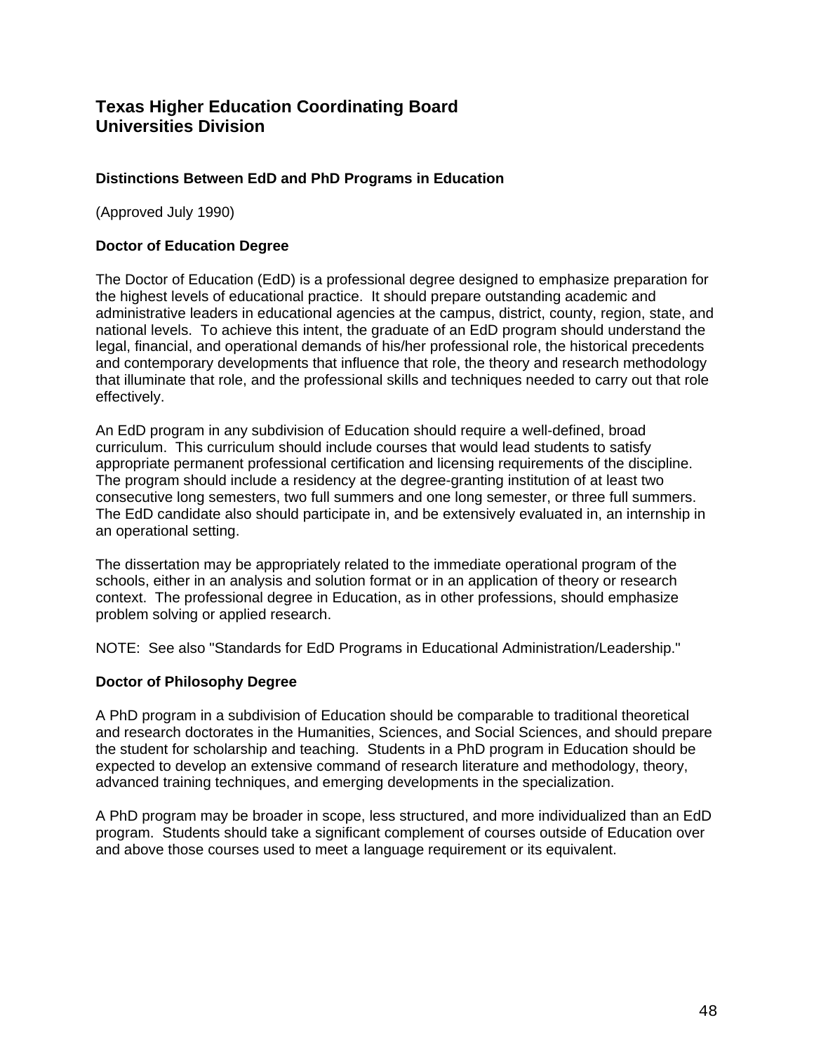# Texas Higher Education Coordinating Board
# Universities Division

### Distinctions Between EdD and PhD Programs in Education

(Approved July 1990)

### Doctor of Education Degree

The Doctor of Education (EdD) is a professional degree designed to emphasize preparation for the highest levels of educational practice. It should prepare outstanding academic and administrative leaders in educational agencies at the campus, district, county, region, state, and national levels. To achieve this intent, the graduate of an EdD program should understand the legal, financial, and operational demands of his/her professional role, the historical precedents and contemporary developments that influence that role, the theory and research methodology that illuminate that role, and the professional skills and techniques needed to carry out that role effectively.

An EdD program in any subdivision of Education should require a well-defined, broad curriculum. This curriculum should include courses that would lead students to satisfy appropriate permanent professional certification and licensing requirements of the discipline. The program should include a residency at the degree-granting institution of at least two consecutive long semesters, two full summers and one long semester, or three full summers. The EdD candidate also should participate in, and be extensively evaluated in, an internship in an operational setting.

The dissertation may be appropriately related to the immediate operational program of the schools, either in an analysis and solution format or in an application of theory or research context. The professional degree in Education, as in other professions, should emphasize problem solving or applied research.

NOTE: See also "Standards for EdD Programs in Educational Administration/Leadership."

### Doctor of Philosophy Degree

A PhD program in a subdivision of Education should be comparable to traditional theoretical and research doctorates in the Humanities, Sciences, and Social Sciences, and should prepare the student for scholarship and teaching. Students in a PhD program in Education should be expected to develop an extensive command of research literature and methodology, theory, advanced training techniques, and emerging developments in the specialization.

A PhD program may be broader in scope, less structured, and more individualized than an EdD program. Students should take a significant complement of courses outside of Education over and above those courses used to meet a language requirement or its equivalent.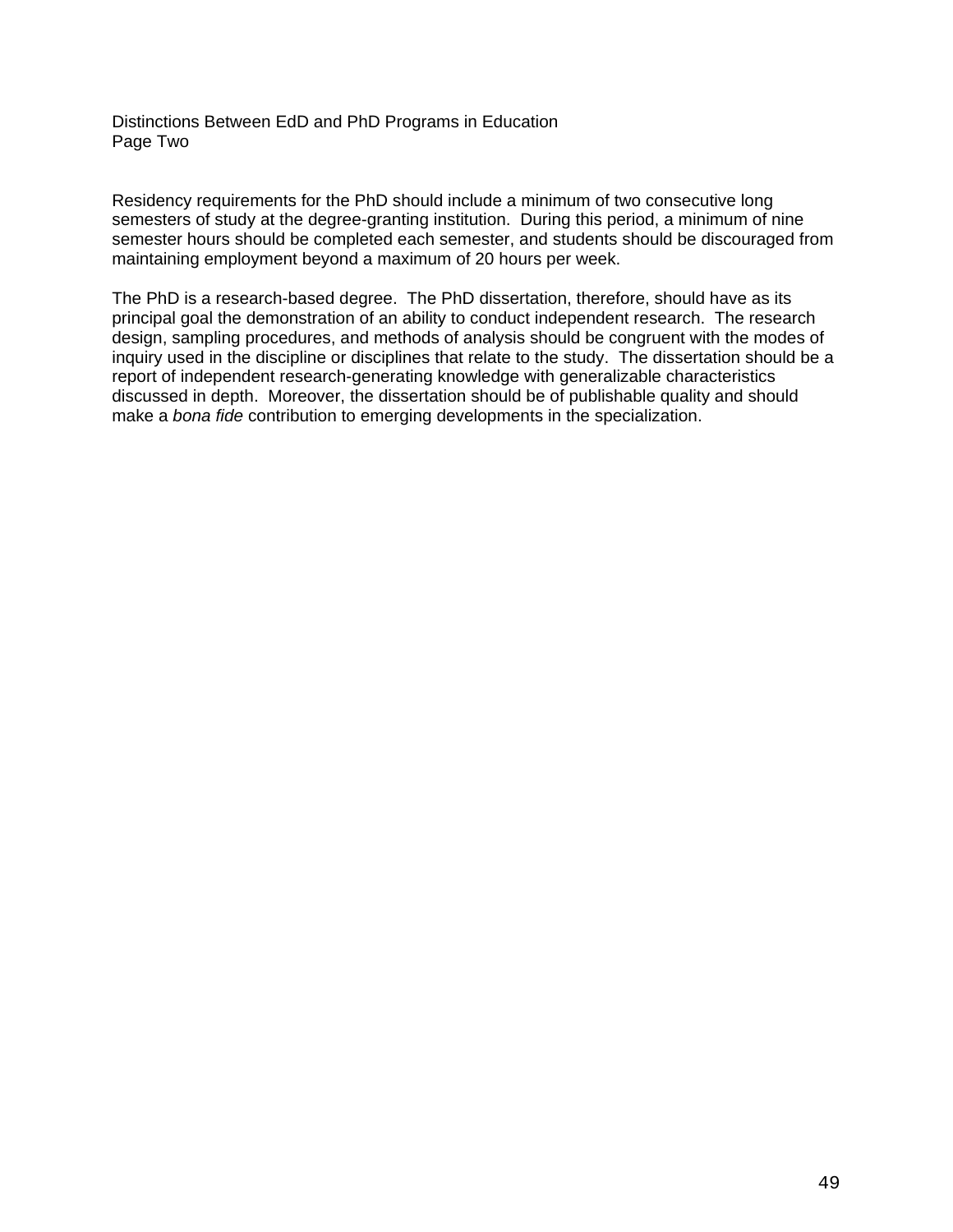Residency requirements for the PhD should include a minimum of two consecutive long semesters of study at the degree-granting institution.  During this period, a minimum of nine semester hours should be completed each semester, and students should be discouraged from maintaining employment beyond a maximum of 20 hours per week.

The PhD is a research-based degree.  The PhD dissertation, therefore, should have as its principal goal the demonstration of an ability to conduct independent research.  The research design, sampling procedures, and methods of analysis should be congruent with the modes of inquiry used in the discipline or disciplines that relate to the study.  The dissertation should be a report of independent research-generating knowledge with generalizable characteristics discussed in depth.  Moreover, the dissertation should be of publishable quality and should make a *bona fide* contribution to emerging developments in the specialization.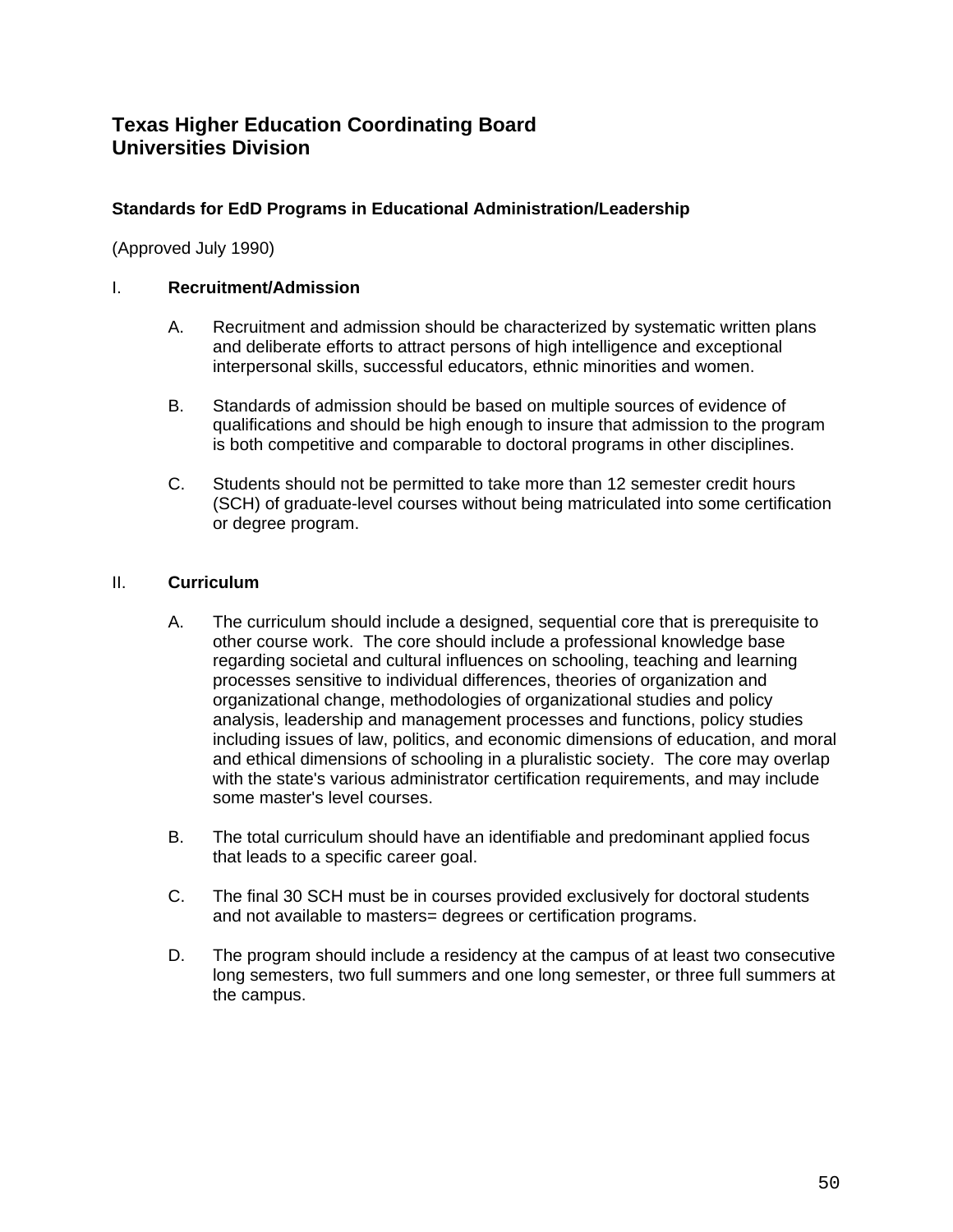# Texas Higher Education Coordinating Board
# Universities Division

### Standards for EdD Programs in Educational Administration/Leadership

(Approved July 1990)

I. **Recruitment/Admission**

A. Recruitment and admission should be characterized by systematic written plans and deliberate efforts to attract persons of high intelligence and exceptional interpersonal skills, successful educators, ethnic minorities and women.

B. Standards of admission should be based on multiple sources of evidence of qualifications and should be high enough to insure that admission to the program is both competitive and comparable to doctoral programs in other disciplines.

C. Students should not be permitted to take more than 12 semester credit hours (SCH) of graduate-level courses without being matriculated into some certification or degree program.

II. **Curriculum**

A. The curriculum should include a designed, sequential core that is prerequisite to other course work. The core should include a professional knowledge base regarding societal and cultural influences on schooling, teaching and learning processes sensitive to individual differences, theories of organization and organizational change, methodologies of organizational studies and policy analysis, leadership and management processes and functions, policy studies including issues of law, politics, and economic dimensions of education, and moral and ethical dimensions of schooling in a pluralistic society. The core may overlap with the state's various administrator certification requirements, and may include some master's level courses.

B. The total curriculum should have an identifiable and predominant applied focus that leads to a specific career goal.

C. The final 30 SCH must be in courses provided exclusively for doctoral students and not available to masters= degrees or certification programs.

D. The program should include a residency at the campus of at least two consecutive long semesters, two full summers and one long semester, or three full summers at the campus.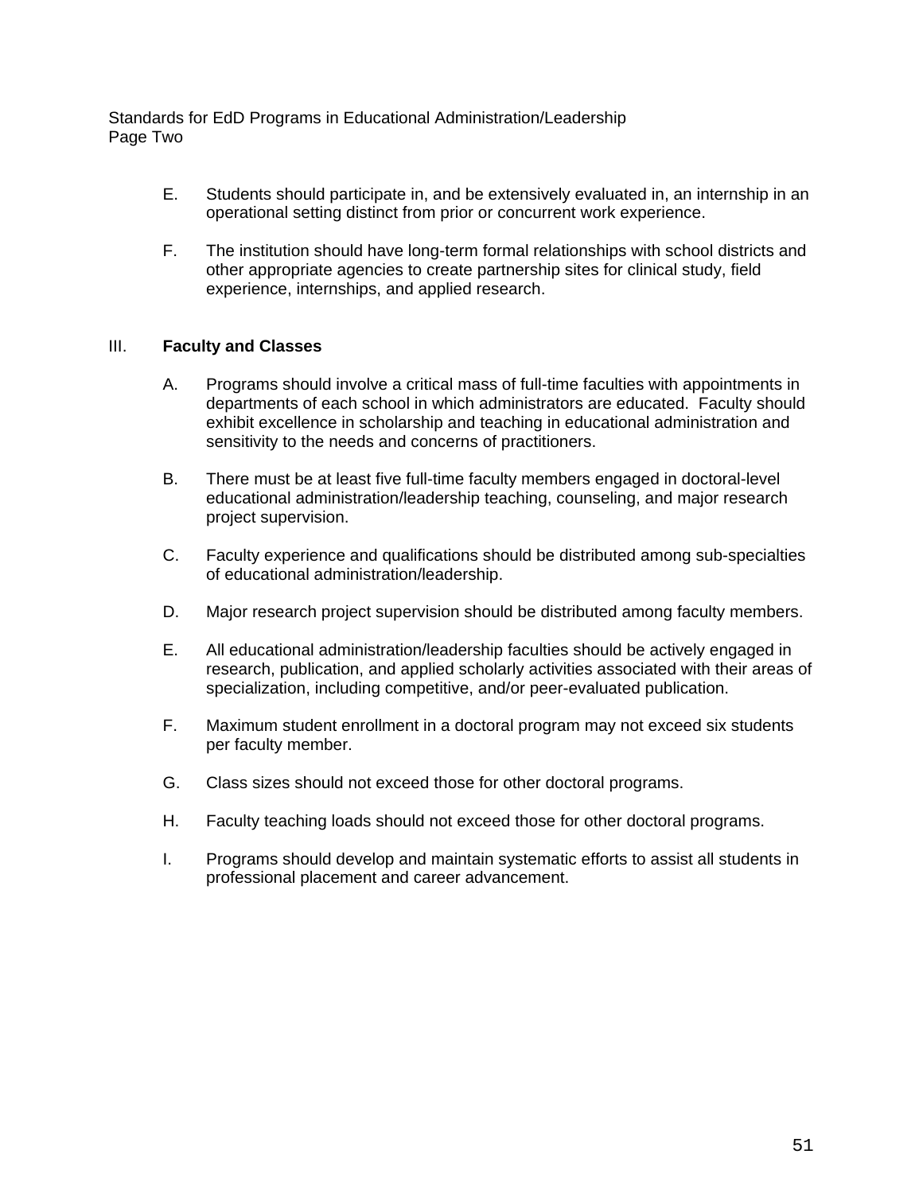E. Students should participate in, and be extensively evaluated in, an internship in an operational setting distinct from prior or concurrent work experience.

F. The institution should have long-term formal relationships with school districts and other appropriate agencies to create partnership sites for clinical study, field experience, internships, and applied research.

## III. Faculty and Classes

A. Programs should involve a critical mass of full-time faculties with appointments in departments of each school in which administrators are educated. Faculty should exhibit excellence in scholarship and teaching in educational administration and sensitivity to the needs and concerns of practitioners.

B. There must be at least five full-time faculty members engaged in doctoral-level educational administration/leadership teaching, counseling, and major research project supervision.

C. Faculty experience and qualifications should be distributed among sub-specialties of educational administration/leadership.

D. Major research project supervision should be distributed among faculty members.

E. All educational administration/leadership faculties should be actively engaged in research, publication, and applied scholarly activities associated with their areas of specialization, including competitive, and/or peer-evaluated publication.

F. Maximum student enrollment in a doctoral program may not exceed six students per faculty member.

G. Class sizes should not exceed those for other doctoral programs.

H. Faculty teaching loads should not exceed those for other doctoral programs.

I. Programs should develop and maintain systematic efforts to assist all students in professional placement and career advancement.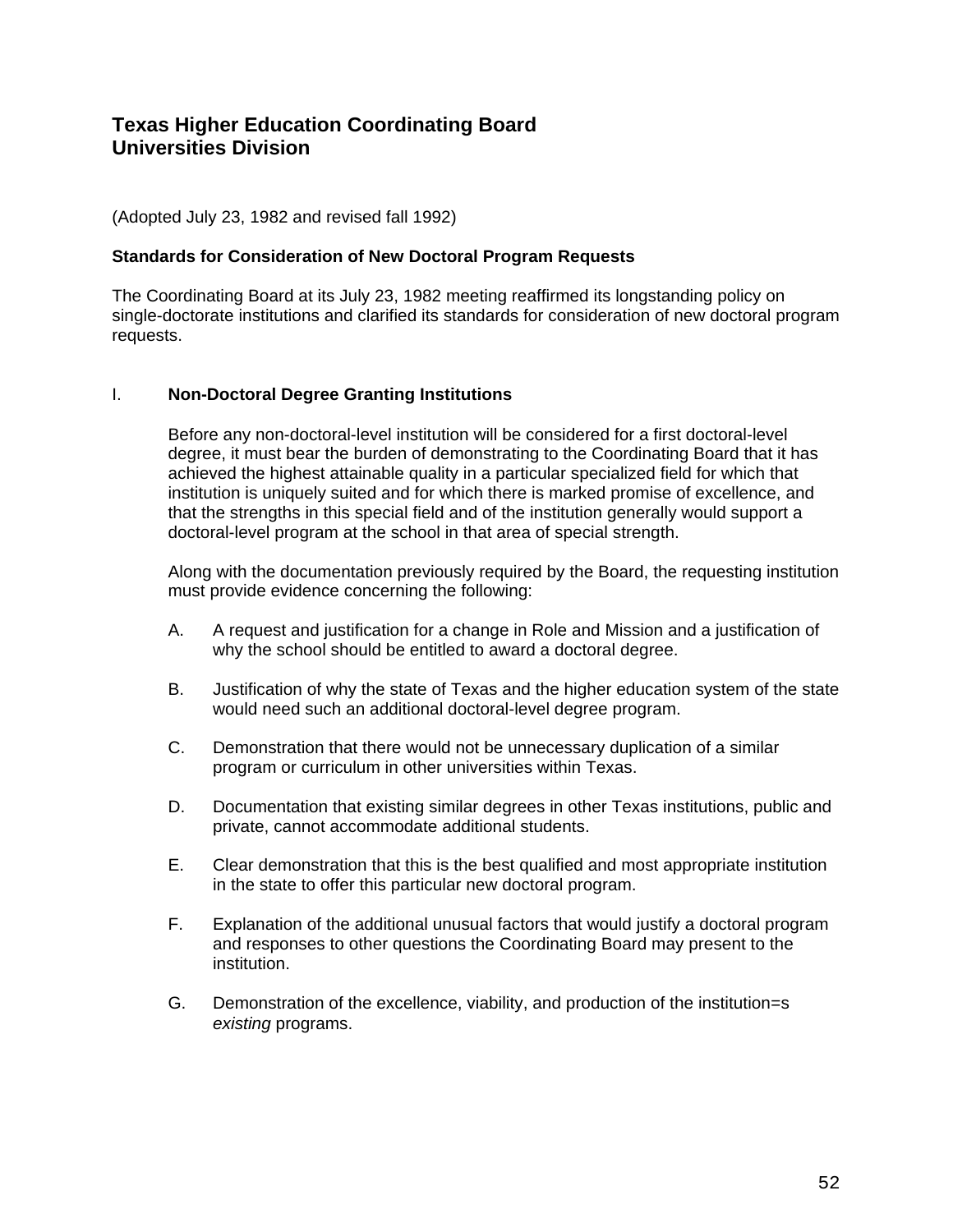# Texas Higher Education Coordinating Board
# Universities Division

(Adopted July 23, 1982 and revised fall 1992)

**Standards for Consideration of New Doctoral Program Requests**

The Coordinating Board at its July 23, 1982 meeting reaffirmed its longstanding policy on single-doctorate institutions and clarified its standards for consideration of new doctoral program requests.

## I. Non-Doctoral Degree Granting Institutions

Before any non-doctoral-level institution will be considered for a first doctoral-level degree, it must bear the burden of demonstrating to the Coordinating Board that it has achieved the highest attainable quality in a particular specialized field for which that institution is uniquely suited and for which there is marked promise of excellence, and that the strengths in this special field and of the institution generally would support a doctoral-level program at the school in that area of special strength.

Along with the documentation previously required by the Board, the requesting institution must provide evidence concerning the following:

A. A request and justification for a change in Role and Mission and a justification of why the school should be entitled to award a doctoral degree.

B. Justification of why the state of Texas and the higher education system of the state would need such an additional doctoral-level degree program.

C. Demonstration that there would not be unnecessary duplication of a similar program or curriculum in other universities within Texas.

D. Documentation that existing similar degrees in other Texas institutions, public and private, cannot accommodate additional students.

E. Clear demonstration that this is the best qualified and most appropriate institution in the state to offer this particular new doctoral program.

F. Explanation of the additional unusual factors that would justify a doctoral program and responses to other questions the Coordinating Board may present to the institution.

G. Demonstration of the excellence, viability, and production of the institution=s *existing* programs.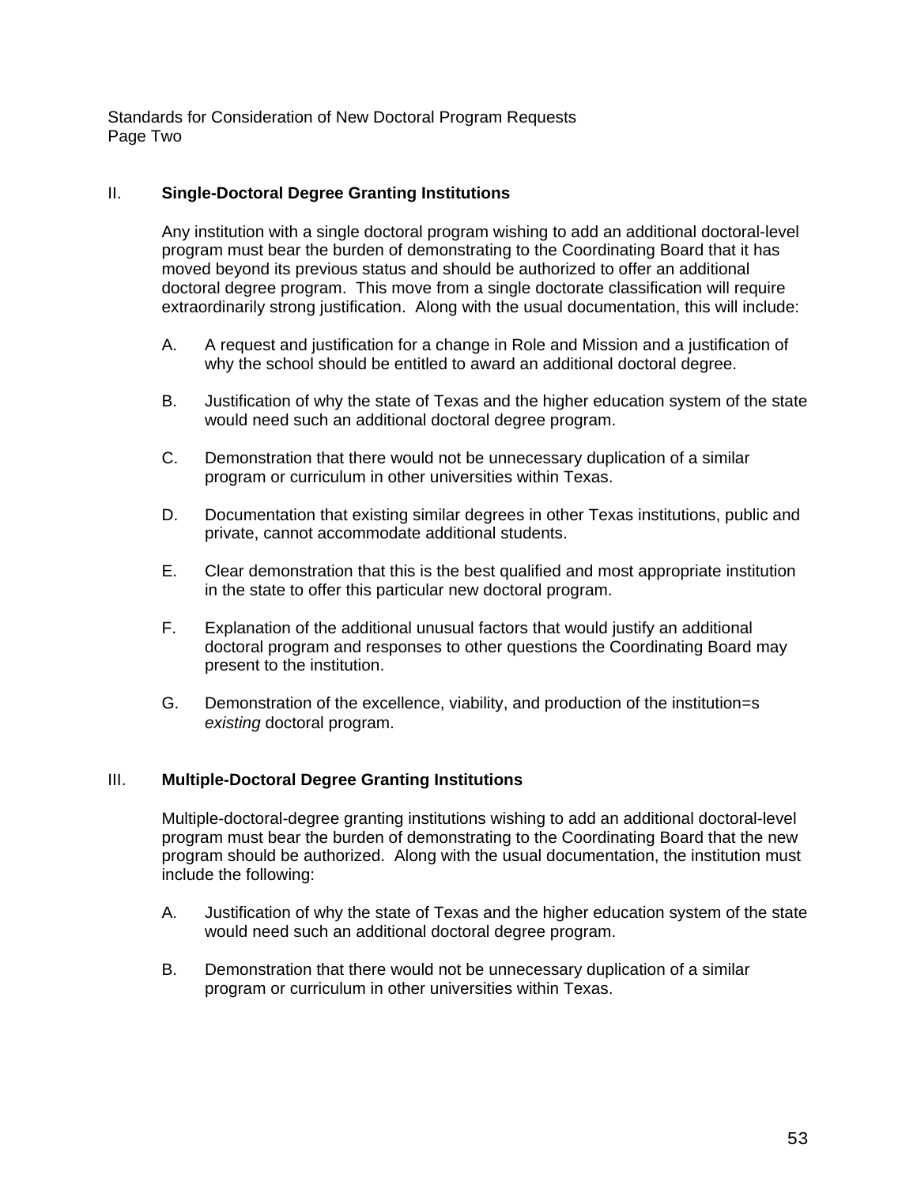## II. Single-Doctoral Degree Granting Institutions

Any institution with a single doctoral program wishing to add an additional doctoral-level program must bear the burden of demonstrating to the Coordinating Board that it has moved beyond its previous status and should be authorized to offer an additional doctoral degree program. This move from a single doctorate classification will require extraordinarily strong justification. Along with the usual documentation, this will include:

A. A request and justification for a change in Role and Mission and a justification of why the school should be entitled to award an additional doctoral degree.

B. Justification of why the state of Texas and the higher education system of the state would need such an additional doctoral degree program.

C. Demonstration that there would not be unnecessary duplication of a similar program or curriculum in other universities within Texas.

D. Documentation that existing similar degrees in other Texas institutions, public and private, cannot accommodate additional students.

E. Clear demonstration that this is the best qualified and most appropriate institution in the state to offer this particular new doctoral program.

F. Explanation of the additional unusual factors that would justify an additional doctoral program and responses to other questions the Coordinating Board may present to the institution.

G. Demonstration of the excellence, viability, and production of the institution=s *existing* doctoral program.

## III. Multiple-Doctoral Degree Granting Institutions

Multiple-doctoral-degree granting institutions wishing to add an additional doctoral-level program must bear the burden of demonstrating to the Coordinating Board that the new program should be authorized. Along with the usual documentation, the institution must include the following:

A. Justification of why the state of Texas and the higher education system of the state would need such an additional doctoral degree program.

B. Demonstration that there would not be unnecessary duplication of a similar program or curriculum in other universities within Texas.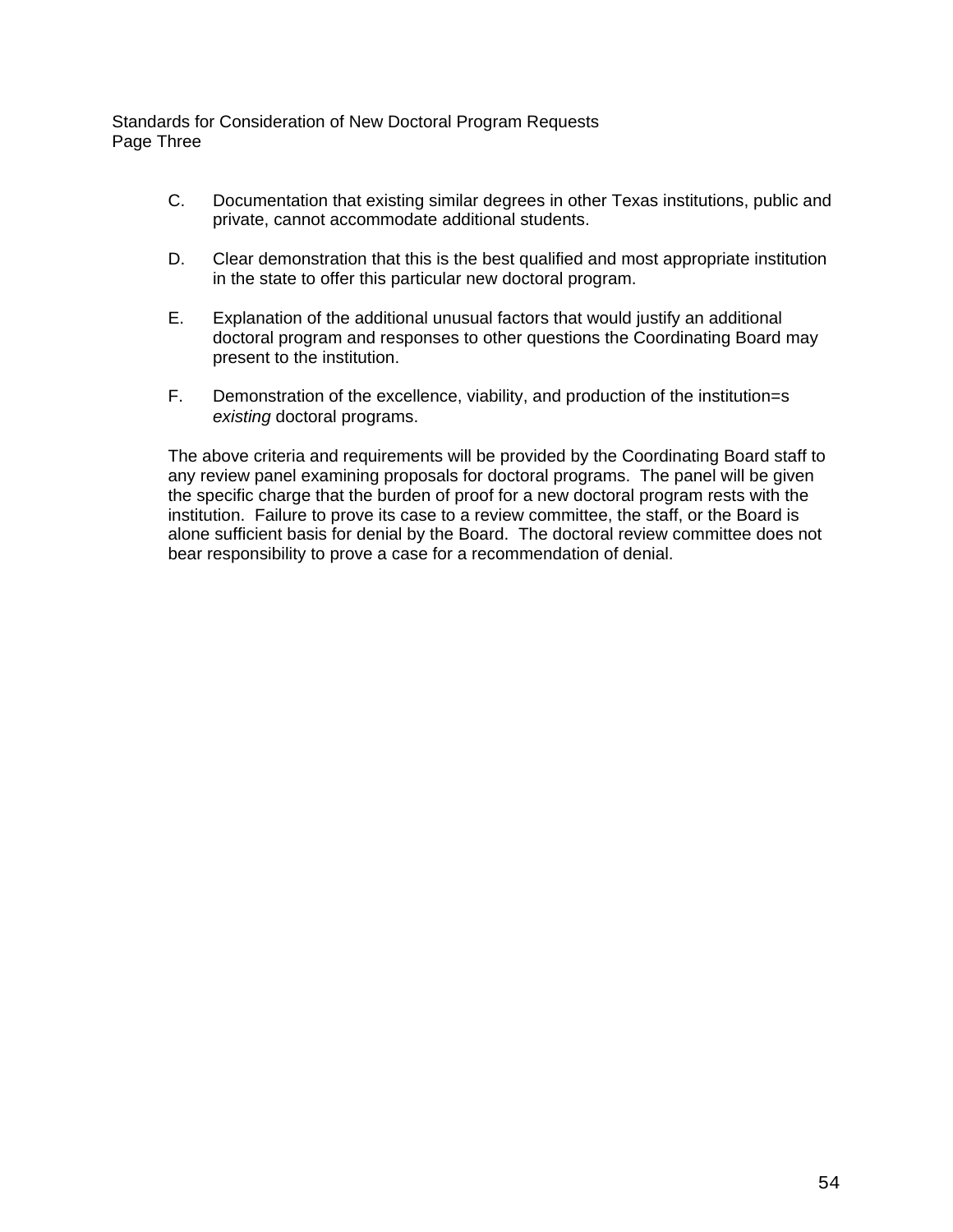C. Documentation that existing similar degrees in other Texas institutions, public and private, cannot accommodate additional students.

D. Clear demonstration that this is the best qualified and most appropriate institution in the state to offer this particular new doctoral program.

E. Explanation of the additional unusual factors that would justify an additional doctoral program and responses to other questions the Coordinating Board may present to the institution.

F. Demonstration of the excellence, viability, and production of the institution=s *existing* doctoral programs.

The above criteria and requirements will be provided by the Coordinating Board staff to any review panel examining proposals for doctoral programs. The panel will be given the specific charge that the burden of proof for a new doctoral program rests with the institution. Failure to prove its case to a review committee, the staff, or the Board is alone sufficient basis for denial by the Board. The doctoral review committee does not bear responsibility to prove a case for a recommendation of denial.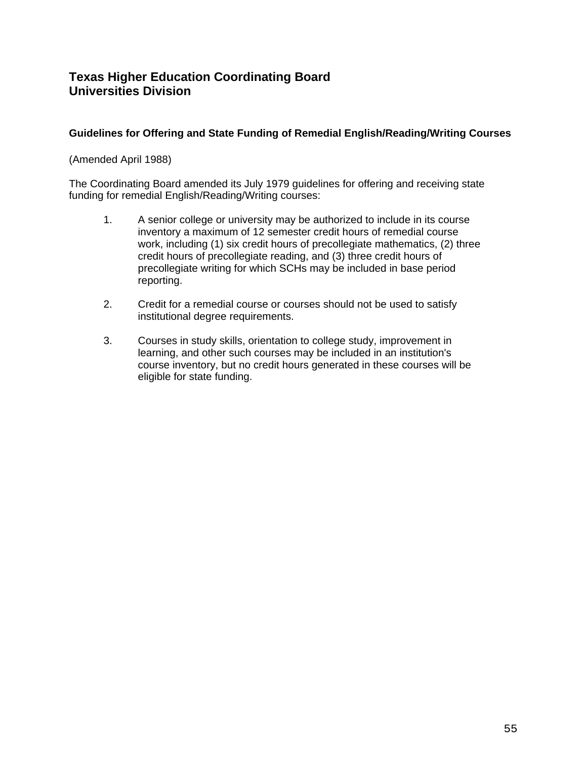## Texas Higher Education Coordinating Board
## Universities Division

**Guidelines for Offering and State Funding of Remedial English/Reading/Writing Courses**

(Amended April 1988)

The Coordinating Board amended its July 1979 guidelines for offering and receiving state funding for remedial English/Reading/Writing courses:

1. A senior college or university may be authorized to include in its course inventory a maximum of 12 semester credit hours of remedial course work, including (1) six credit hours of precollegiate mathematics, (2) three credit hours of precollegiate reading, and (3) three credit hours of precollegiate writing for which SCHs may be included in base period reporting.

2. Credit for a remedial course or courses should not be used to satisfy institutional degree requirements.

3. Courses in study skills, orientation to college study, improvement in learning, and other such courses may be included in an institution's course inventory, but no credit hours generated in these courses will be eligible for state funding.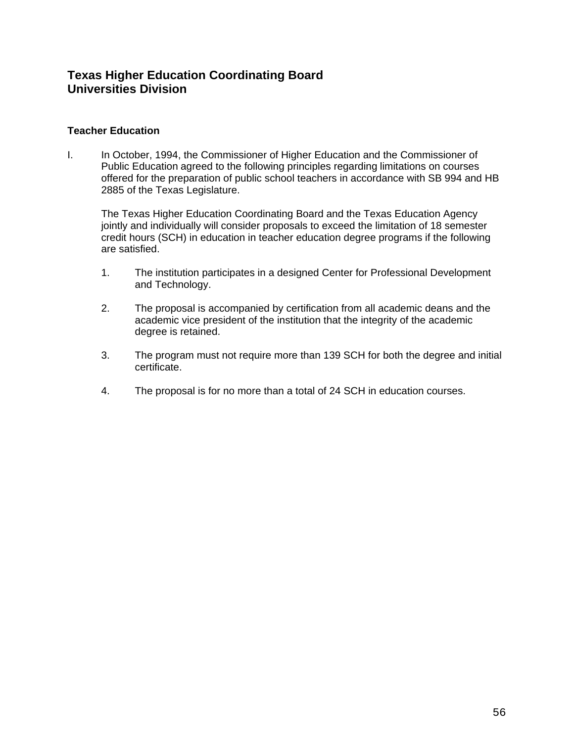# Texas Higher Education Coordinating Board
# Universities Division

### Teacher Education

I. In October, 1994, the Commissioner of Higher Education and the Commissioner of Public Education agreed to the following principles regarding limitations on courses offered for the preparation of public school teachers in accordance with SB 994 and HB 2885 of the Texas Legislature.

   The Texas Higher Education Coordinating Board and the Texas Education Agency jointly and individually will consider proposals to exceed the limitation of 18 semester credit hours (SCH) in education in teacher education degree programs if the following are satisfied.

   1. The institution participates in a designed Center for Professional Development and Technology.

   2. The proposal is accompanied by certification from all academic deans and the academic vice president of the institution that the integrity of the academic degree is retained.

   3. The program must not require more than 139 SCH for both the degree and initial certificate.

   4. The proposal is for no more than a total of 24 SCH in education courses.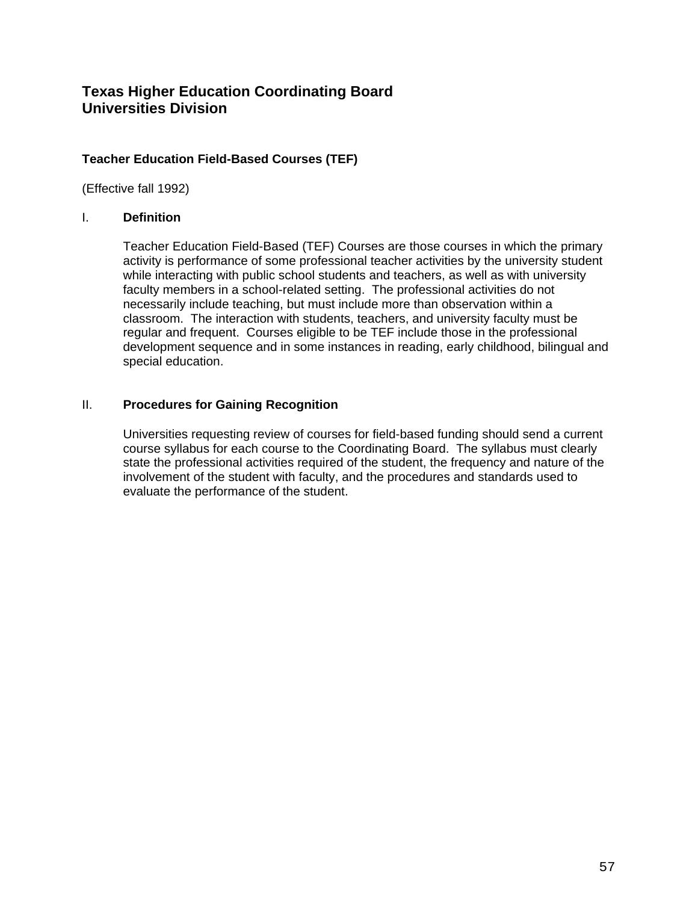# Texas Higher Education Coordinating Board
# Universities Division

### Teacher Education Field-Based Courses (TEF)

(Effective fall 1992)

I. **Definition**

Teacher Education Field-Based (TEF) Courses are those courses in which the primary activity is performance of some professional teacher activities by the university student while interacting with public school students and teachers, as well as with university faculty members in a school-related setting. The professional activities do not necessarily include teaching, but must include more than observation within a classroom. The interaction with students, teachers, and university faculty must be regular and frequent. Courses eligible to be TEF include those in the professional development sequence and in some instances in reading, early childhood, bilingual and special education.

II. **Procedures for Gaining Recognition**

Universities requesting review of courses for field-based funding should send a current course syllabus for each course to the Coordinating Board. The syllabus must clearly state the professional activities required of the student, the frequency and nature of the involvement of the student with faculty, and the procedures and standards used to evaluate the performance of the student.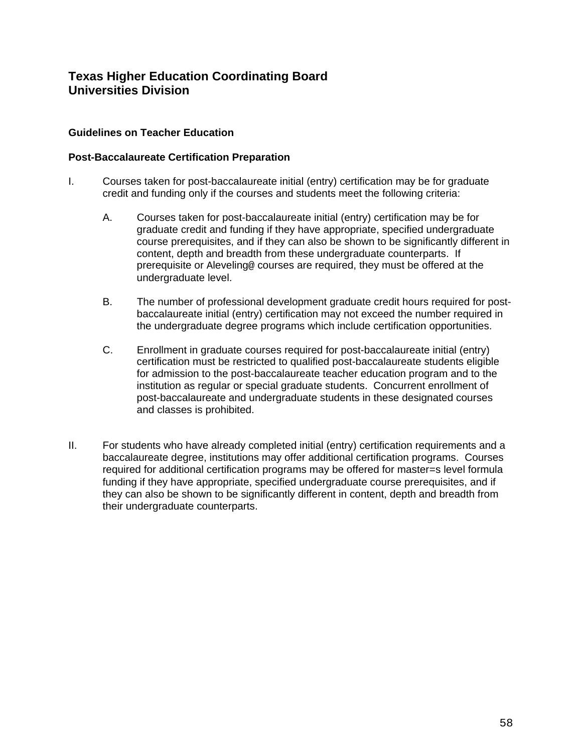# Texas Higher Education Coordinating Board
# Universities Division

### Guidelines on Teacher Education

### Post-Baccalaureate Certification Preparation

I. Courses taken for post-baccalaureate initial (entry) certification may be for graduate credit and funding only if the courses and students meet the following criteria:

   A. Courses taken for post-baccalaureate initial (entry) certification may be for graduate credit and funding if they have appropriate, specified undergraduate course prerequisites, and if they can also be shown to be significantly different in content, depth and breadth from these undergraduate counterparts. If prerequisite or Aleveling@ courses are required, they must be offered at the undergraduate level.

   B. The number of professional development graduate credit hours required for post-baccalaureate initial (entry) certification may not exceed the number required in the undergraduate degree programs which include certification opportunities.

   C. Enrollment in graduate courses required for post-baccalaureate initial (entry) certification must be restricted to qualified post-baccalaureate students eligible for admission to the post-baccalaureate teacher education program and to the institution as regular or special graduate students. Concurrent enrollment of post-baccalaureate and undergraduate students in these designated courses and classes is prohibited.

II. For students who have already completed initial (entry) certification requirements and a baccalaureate degree, institutions may offer additional certification programs. Courses required for additional certification programs may be offered for master=s level formula funding if they have appropriate, specified undergraduate course prerequisites, and if they can also be shown to be significantly different in content, depth and breadth from their undergraduate counterparts.